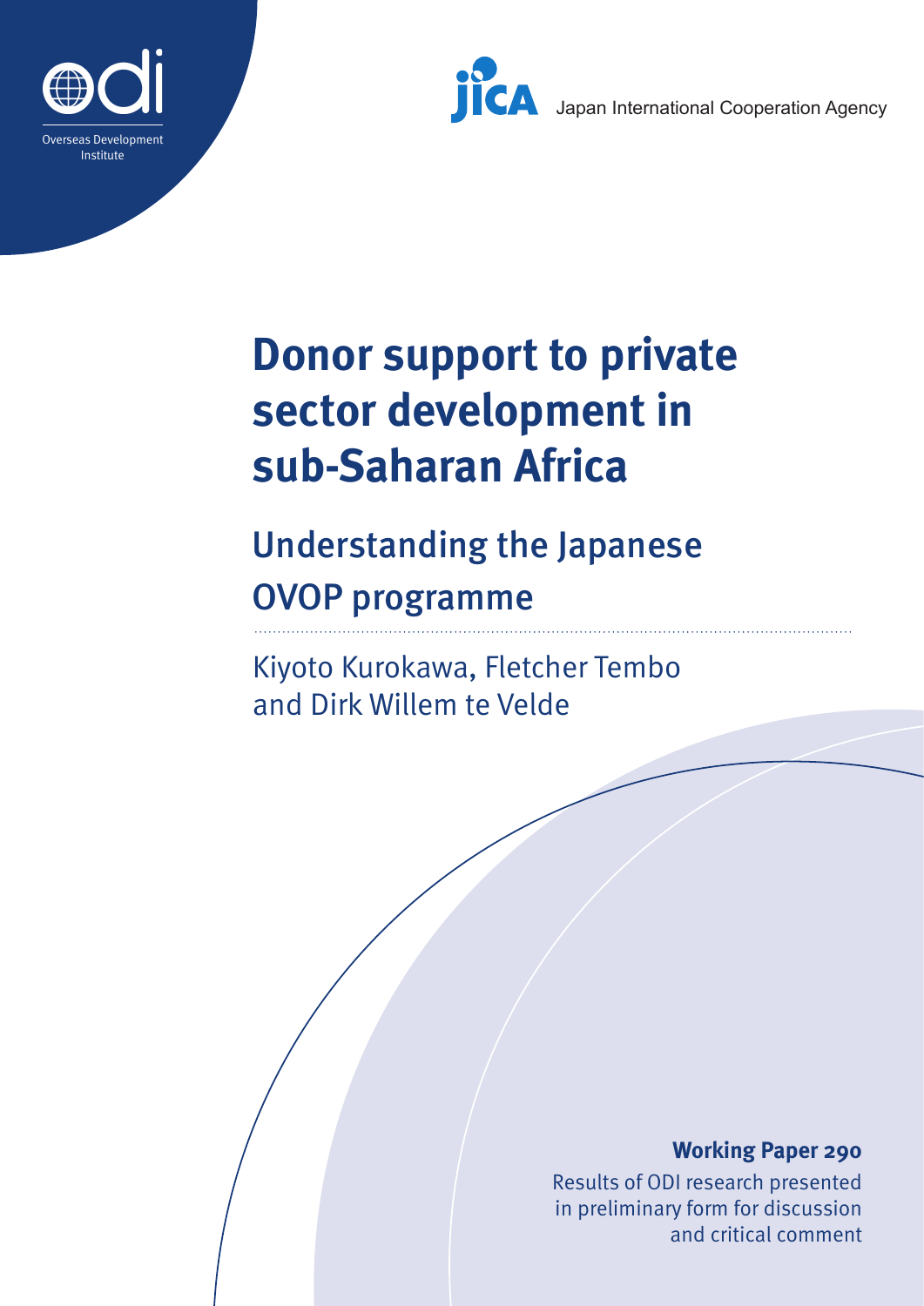Overseas Development Institute

Japan International Cooperation Agency

# Donor support to private sector development in sub-Saharan Africa

## Understanding the Japanese OVOP programme

Kiyoto Kurokawa, Fletcher Tembo and Dirk Willem te Velde

**Working Paper 290**

Results of ODI research presented in preliminary form for discussion and critical comment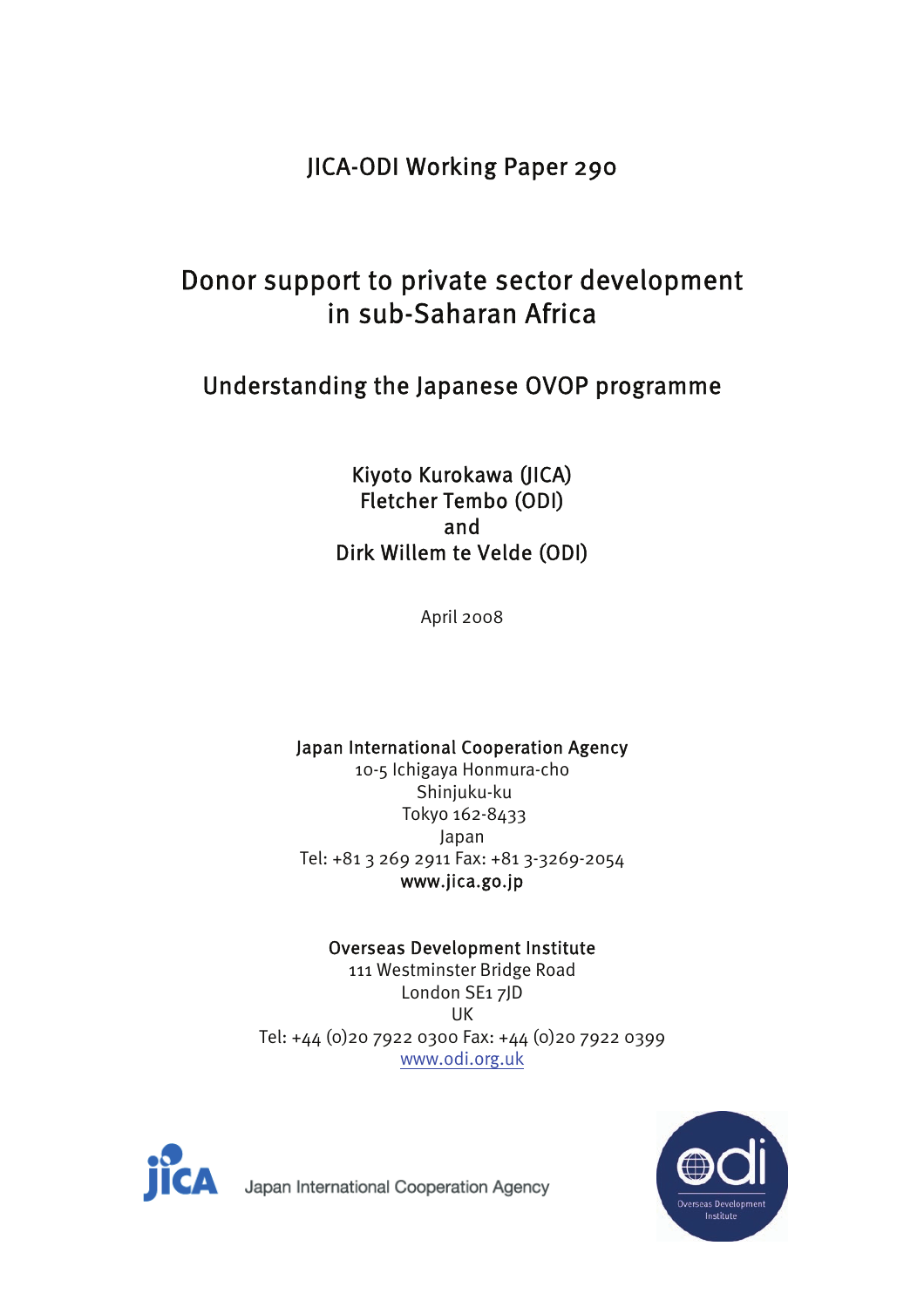JICA-ODI Working Paper 290

# Donor support to private sector development in sub-Saharan Africa

## Understanding the Japanese OVOP programme

Kiyoto Kurokawa (JICA)
Fletcher Tembo (ODI)
and
Dirk Willem te Velde (ODI)

April 2008

**Japan International Cooperation Agency**
10-5 Ichigaya Honmura-cho
Shinjuku-ku
Tokyo 162-8433
Japan
Tel: +81 3 269 2911 Fax: +81 3-3269-2054
www.jica.go.jp

**Overseas Development Institute**
111 Westminster Bridge Road
London SE1 7JD
UK
Tel: +44 (0)20 7922 0300 Fax: +44 (0)20 7922 0399
www.odi.org.uk

Japan International Cooperation Agency

Overseas Development Institute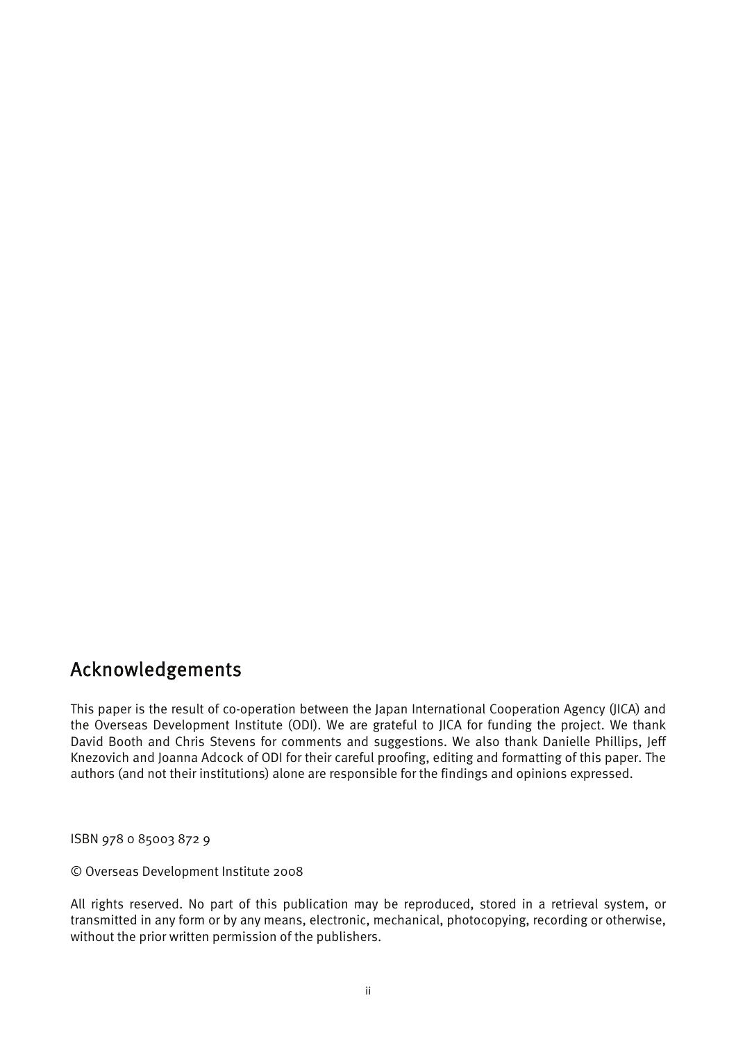## Acknowledgements

This paper is the result of co-operation between the Japan International Cooperation Agency (JICA) and the Overseas Development Institute (ODI). We are grateful to JICA for funding the project. We thank David Booth and Chris Stevens for comments and suggestions. We also thank Danielle Phillips, Jeff Knezovich and Joanna Adcock of ODI for their careful proofing, editing and formatting of this paper. The authors (and not their institutions) alone are responsible for the findings and opinions expressed.

ISBN 978 0 85003 872 9

© Overseas Development Institute 2008

All rights reserved. No part of this publication may be reproduced, stored in a retrieval system, or transmitted in any form or by any means, electronic, mechanical, photocopying, recording or otherwise, without the prior written permission of the publishers.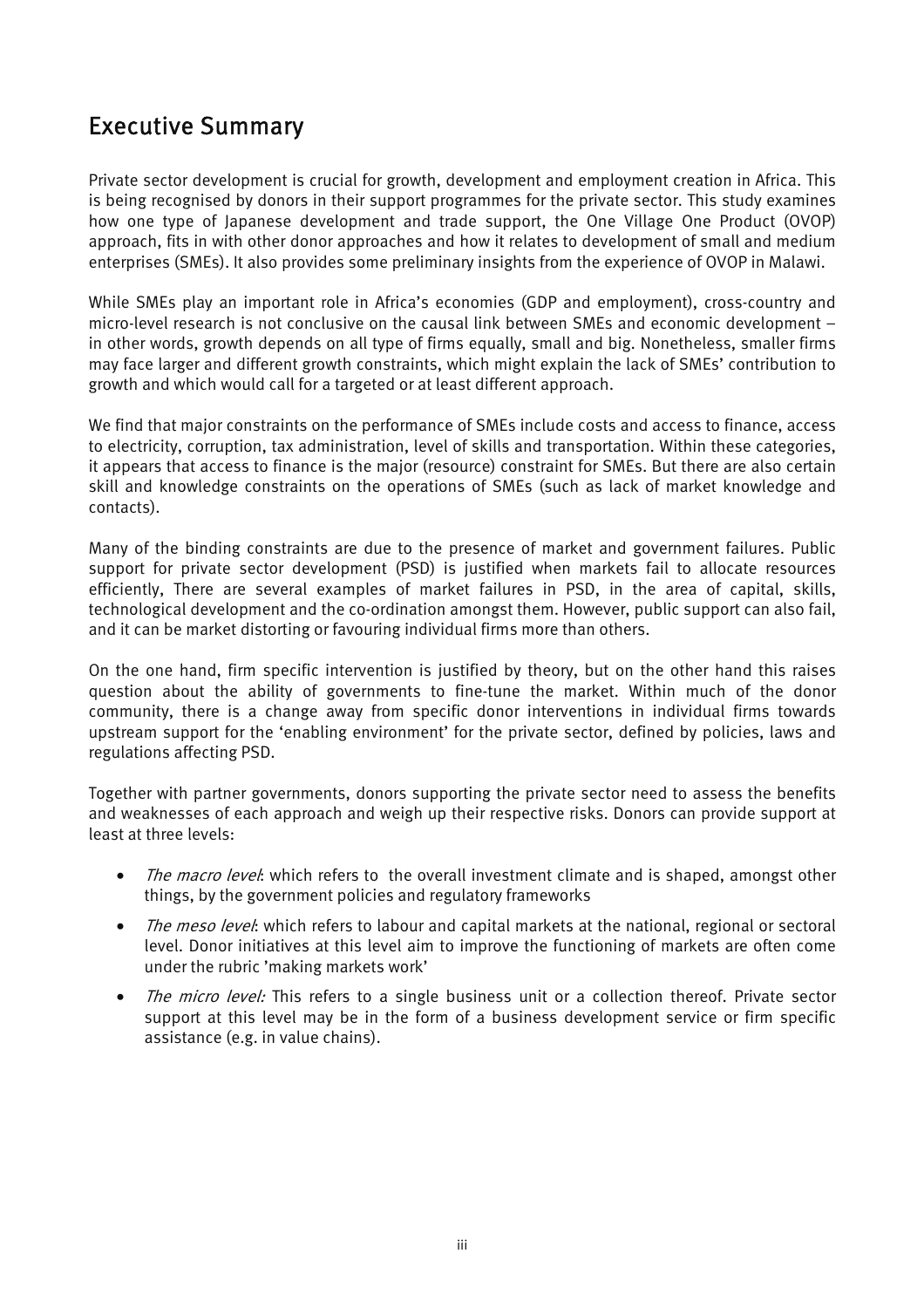# Executive Summary

Private sector development is crucial for growth, development and employment creation in Africa. This is being recognised by donors in their support programmes for the private sector. This study examines how one type of Japanese development and trade support, the One Village One Product (OVOP) approach, fits in with other donor approaches and how it relates to development of small and medium enterprises (SMEs). It also provides some preliminary insights from the experience of OVOP in Malawi.

While SMEs play an important role in Africa's economies (GDP and employment), cross-country and micro-level research is not conclusive on the causal link between SMEs and economic development – in other words, growth depends on all type of firms equally, small and big. Nonetheless, smaller firms may face larger and different growth constraints, which might explain the lack of SMEs' contribution to growth and which would call for a targeted or at least different approach.

We find that major constraints on the performance of SMEs include costs and access to finance, access to electricity, corruption, tax administration, level of skills and transportation. Within these categories, it appears that access to finance is the major (resource) constraint for SMEs. But there are also certain skill and knowledge constraints on the operations of SMEs (such as lack of market knowledge and contacts).

Many of the binding constraints are due to the presence of market and government failures. Public support for private sector development (PSD) is justified when markets fail to allocate resources efficiently, There are several examples of market failures in PSD, in the area of capital, skills, technological development and the co-ordination amongst them. However, public support can also fail, and it can be market distorting or favouring individual firms more than others.

On the one hand, firm specific intervention is justified by theory, but on the other hand this raises question about the ability of governments to fine-tune the market. Within much of the donor community, there is a change away from specific donor interventions in individual firms towards upstream support for the 'enabling environment' for the private sector, defined by policies, laws and regulations affecting PSD.

Together with partner governments, donors supporting the private sector need to assess the benefits and weaknesses of each approach and weigh up their respective risks. Donors can provide support at least at three levels:

- *The macro level*: which refers to the overall investment climate and is shaped, amongst other things, by the government policies and regulatory frameworks
- *The meso level*: which refers to labour and capital markets at the national, regional or sectoral level. Donor initiatives at this level aim to improve the functioning of markets are often come under the rubric 'making markets work'
- *The micro level:* This refers to a single business unit or a collection thereof. Private sector support at this level may be in the form of a business development service or firm specific assistance (e.g. in value chains).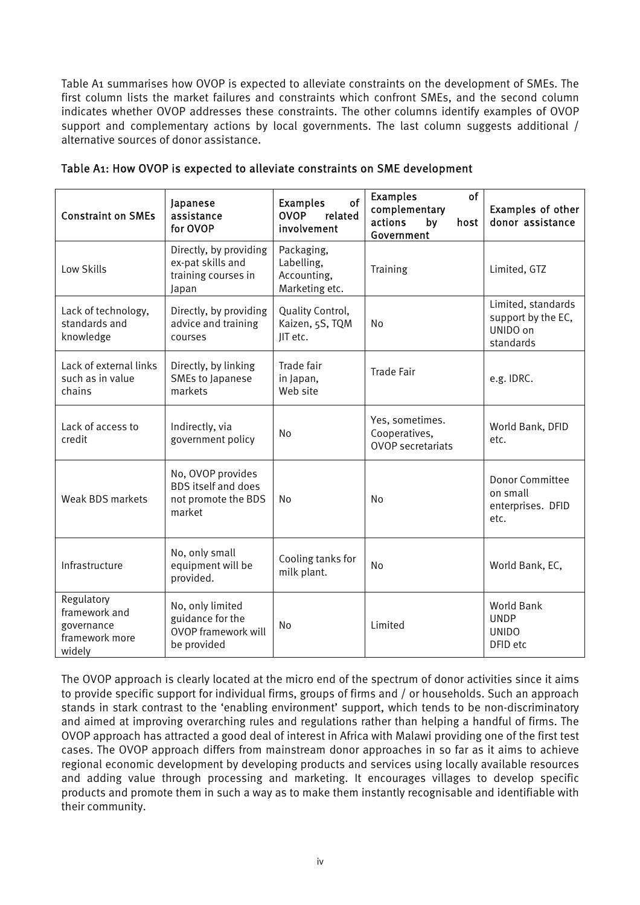Table A1 summarises how OVOP is expected to alleviate constraints on the development of SMEs. The first column lists the market failures and constraints which confront SMEs, and the second column indicates whether OVOP addresses these constraints. The other columns identify examples of OVOP support and complementary actions by local governments. The last column suggests additional / alternative sources of donor assistance.

**Table A1: How OVOP is expected to alleviate constraints on SME development**

| Constraint on SMEs | Japanese assistance for OVOP | Examples of OVOP related involvement | Examples of complementary actions by host Government | Examples of other donor assistance |
|---|---|---|---|---|
| Low Skills | Directly, by providing ex-pat skills and training courses in Japan | Packaging, Labelling, Accounting, Marketing etc. | Training | Limited, GTZ |
| Lack of technology, standards and knowledge | Directly, by providing advice and training courses | Quality Control, Kaizen, 5S, TQM JIT etc. | No | Limited, standards support by the EC, UNIDO on standards |
| Lack of external links such as in value chains | Directly, by linking SMEs to Japanese markets | Trade fair in Japan, Web site | Trade Fair | e.g. IDRC. |
| Lack of access to credit | Indirectly, via government policy | No | Yes, sometimes. Cooperatives, OVOP secretariats | World Bank, DFID etc. |
| Weak BDS markets | No, OVOP provides BDS itself and does not promote the BDS market | No | No | Donor Committee on small enterprises. DFID etc. |
| Infrastructure | No, only small equipment will be provided. | Cooling tanks for milk plant. | No | World Bank, EC, |
| Regulatory framework and governance framework more widely | No, only limited guidance for the OVOP framework will be provided | No | Limited | World Bank UNDP UNIDO DFID etc |

The OVOP approach is clearly located at the micro end of the spectrum of donor activities since it aims to provide specific support for individual firms, groups of firms and / or households. Such an approach stands in stark contrast to the 'enabling environment' support, which tends to be non-discriminatory and aimed at improving overarching rules and regulations rather than helping a handful of firms. The OVOP approach has attracted a good deal of interest in Africa with Malawi providing one of the first test cases. The OVOP approach differs from mainstream donor approaches in so far as it aims to achieve regional economic development by developing products and services using locally available resources and adding value through processing and marketing. It encourages villages to develop specific products and promote them in such a way as to make them instantly recognisable and identifiable with their community.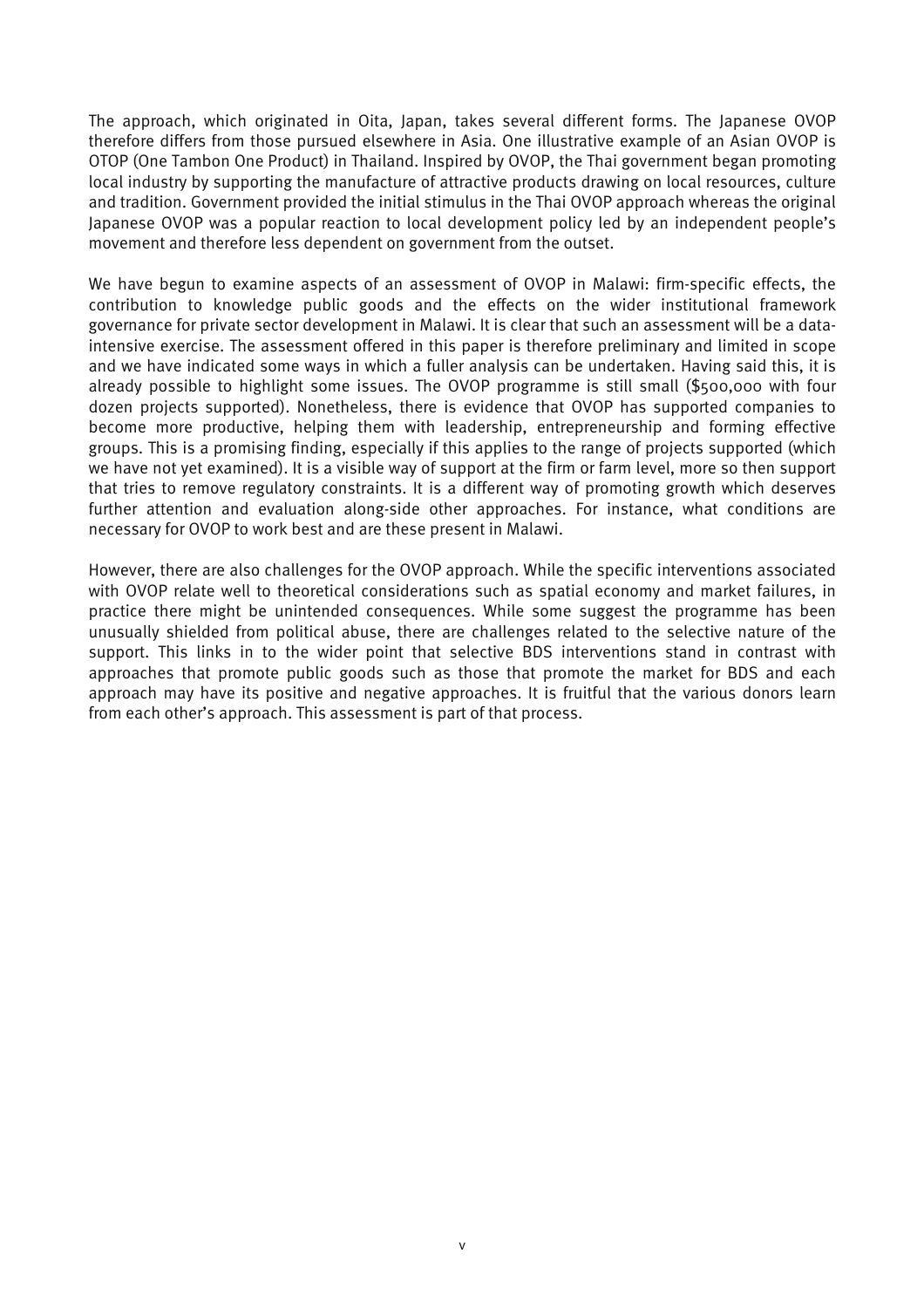The approach, which originated in Oita, Japan, takes several different forms. The Japanese OVOP therefore differs from those pursued elsewhere in Asia. One illustrative example of an Asian OVOP is OTOP (One Tambon One Product) in Thailand. Inspired by OVOP, the Thai government began promoting local industry by supporting the manufacture of attractive products drawing on local resources, culture and tradition. Government provided the initial stimulus in the Thai OVOP approach whereas the original Japanese OVOP was a popular reaction to local development policy led by an independent people's movement and therefore less dependent on government from the outset.

We have begun to examine aspects of an assessment of OVOP in Malawi: firm-specific effects, the contribution to knowledge public goods and the effects on the wider institutional framework governance for private sector development in Malawi. It is clear that such an assessment will be a data-intensive exercise. The assessment offered in this paper is therefore preliminary and limited in scope and we have indicated some ways in which a fuller analysis can be undertaken. Having said this, it is already possible to highlight some issues. The OVOP programme is still small ($500,000 with four dozen projects supported). Nonetheless, there is evidence that OVOP has supported companies to become more productive, helping them with leadership, entrepreneurship and forming effective groups. This is a promising finding, especially if this applies to the range of projects supported (which we have not yet examined). It is a visible way of support at the firm or farm level, more so then support that tries to remove regulatory constraints. It is a different way of promoting growth which deserves further attention and evaluation along-side other approaches. For instance, what conditions are necessary for OVOP to work best and are these present in Malawi.

However, there are also challenges for the OVOP approach. While the specific interventions associated with OVOP relate well to theoretical considerations such as spatial economy and market failures, in practice there might be unintended consequences. While some suggest the programme has been unusually shielded from political abuse, there are challenges related to the selective nature of the support. This links in to the wider point that selective BDS interventions stand in contrast with approaches that promote public goods such as those that promote the market for BDS and each approach may have its positive and negative approaches. It is fruitful that the various donors learn from each other's approach. This assessment is part of that process.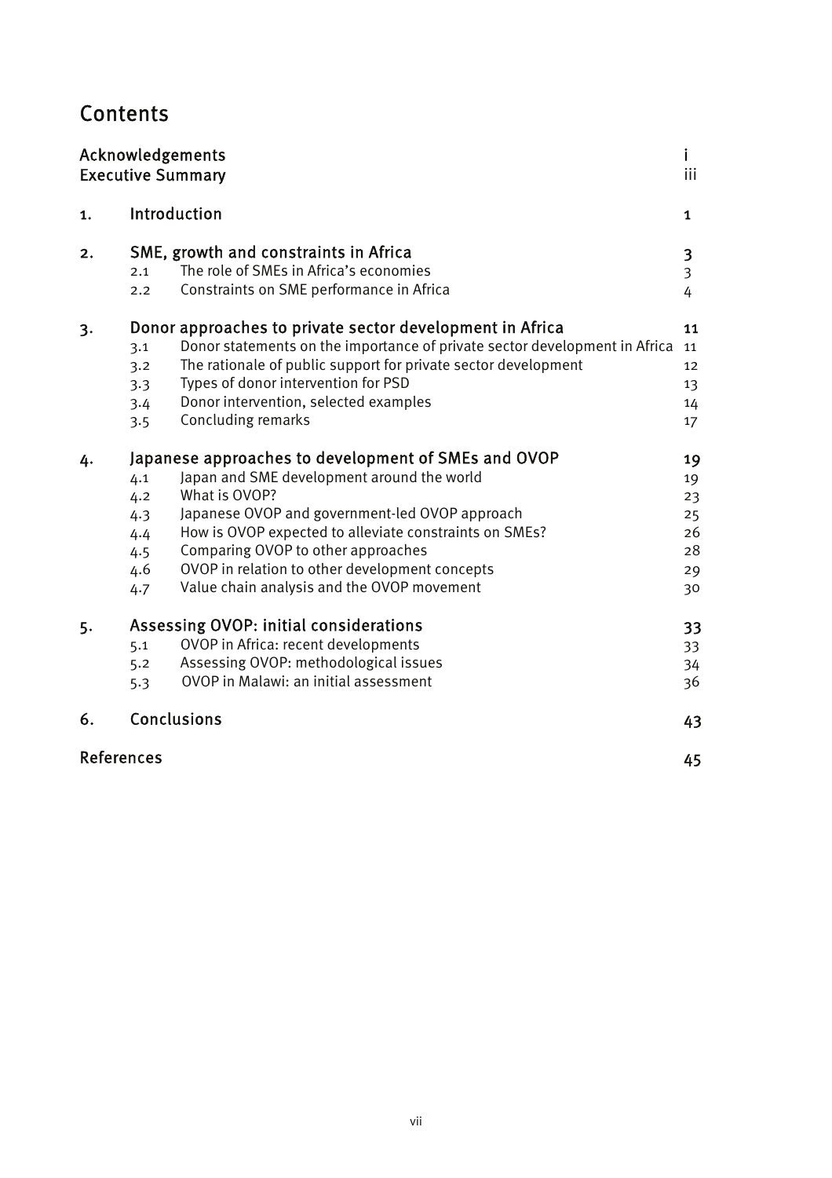# Contents

| | | |
|---|---|---|
| Acknowledgements | | i |
| Executive Summary | | iii |
| **1.** | **Introduction** | **1** |
| **2.** | **SME, growth and constraints in Africa** | **3** |
| 2.1 | The role of SMEs in Africa's economies | 3 |
| 2.2 | Constraints on SME performance in Africa | 4 |
| **3.** | **Donor approaches to private sector development in Africa** | **11** |
| 3.1 | Donor statements on the importance of private sector development in Africa | 11 |
| 3.2 | The rationale of public support for private sector development | 12 |
| 3.3 | Types of donor intervention for PSD | 13 |
| 3.4 | Donor intervention, selected examples | 14 |
| 3.5 | Concluding remarks | 17 |
| **4.** | **Japanese approaches to development of SMEs and OVOP** | **19** |
| 4.1 | Japan and SME development around the world | 19 |
| 4.2 | What is OVOP? | 23 |
| 4.3 | Japanese OVOP and government-led OVOP approach | 25 |
| 4.4 | How is OVOP expected to alleviate constraints on SMEs? | 26 |
| 4.5 | Comparing OVOP to other approaches | 28 |
| 4.6 | OVOP in relation to other development concepts | 29 |
| 4.7 | Value chain analysis and the OVOP movement | 30 |
| **5.** | **Assessing OVOP: initial considerations** | **33** |
| 5.1 | OVOP in Africa: recent developments | 33 |
| 5.2 | Assessing OVOP: methodological issues | 34 |
| 5.3 | OVOP in Malawi: an initial assessment | 36 |
| **6.** | **Conclusions** | **43** |
| **References** | | **45** |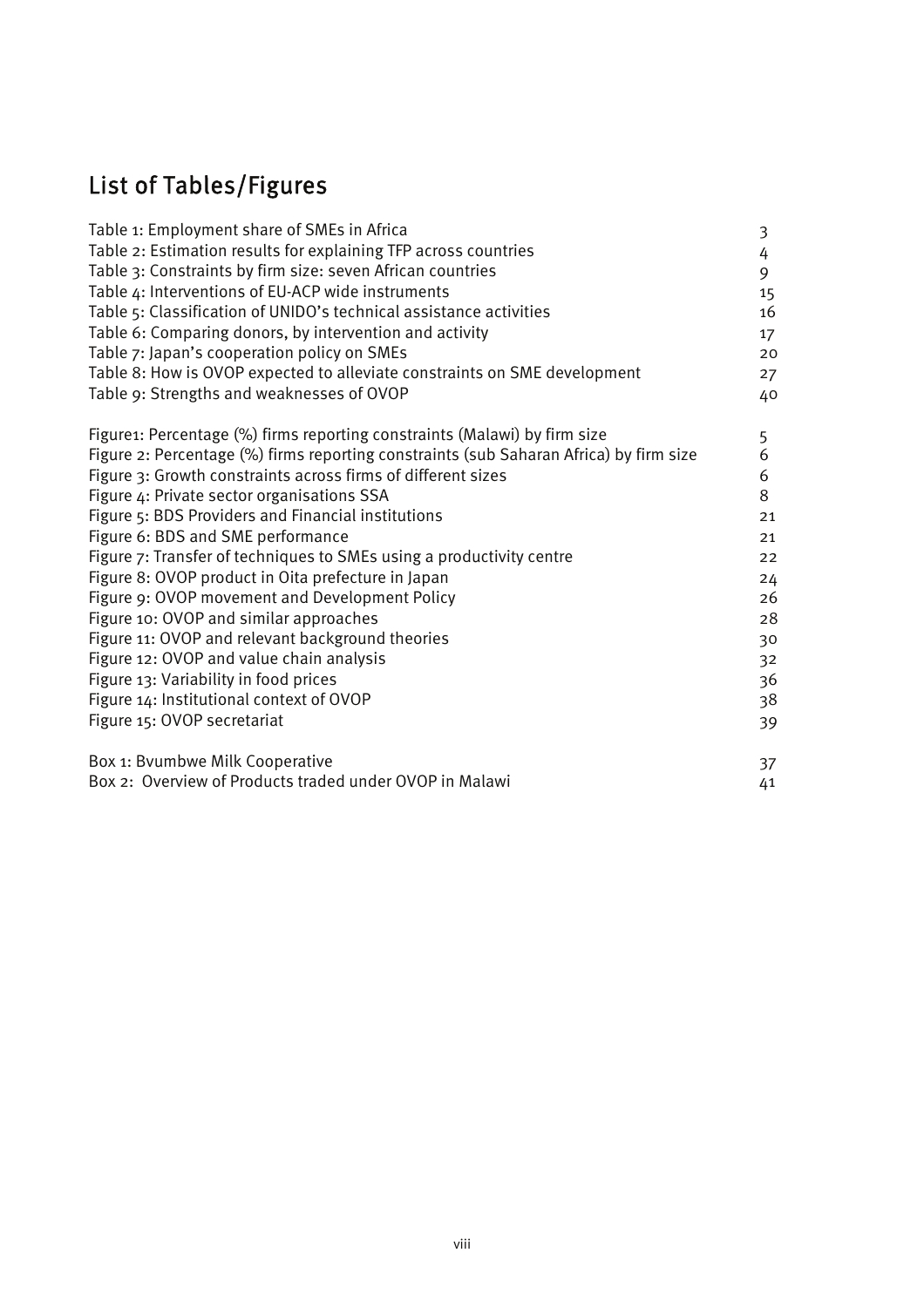# List of Tables/Figures

| | |
|---|---|
| Table 1: Employment share of SMEs in Africa | 3 |
| Table 2: Estimation results for explaining TFP across countries | 4 |
| Table 3: Constraints by firm size: seven African countries | 9 |
| Table 4: Interventions of EU-ACP wide instruments | 15 |
| Table 5: Classification of UNIDO's technical assistance activities | 16 |
| Table 6: Comparing donors, by intervention and activity | 17 |
| Table 7: Japan's cooperation policy on SMEs | 20 |
| Table 8: How is OVOP expected to alleviate constraints on SME development | 27 |
| Table 9: Strengths and weaknesses of OVOP | 40 |
| | |
| Figure1: Percentage (%) firms reporting constraints (Malawi) by firm size | 5 |
| Figure 2: Percentage (%) firms reporting constraints (sub Saharan Africa) by firm size | 6 |
| Figure 3: Growth constraints across firms of different sizes | 6 |
| Figure 4: Private sector organisations SSA | 8 |
| Figure 5: BDS Providers and Financial institutions | 21 |
| Figure 6: BDS and SME performance | 21 |
| Figure 7: Transfer of techniques to SMEs using a productivity centre | 22 |
| Figure 8: OVOP product in Oita prefecture in Japan | 24 |
| Figure 9: OVOP movement and Development Policy | 26 |
| Figure 10: OVOP and similar approaches | 28 |
| Figure 11: OVOP and relevant background theories | 30 |
| Figure 12: OVOP and value chain analysis | 32 |
| Figure 13: Variability in food prices | 36 |
| Figure 14: Institutional context of OVOP | 38 |
| Figure 15: OVOP secretariat | 39 |
| | |
| Box 1: Bvumbwe Milk Cooperative | 37 |
| Box 2: Overview of Products traded under OVOP in Malawi | 41 |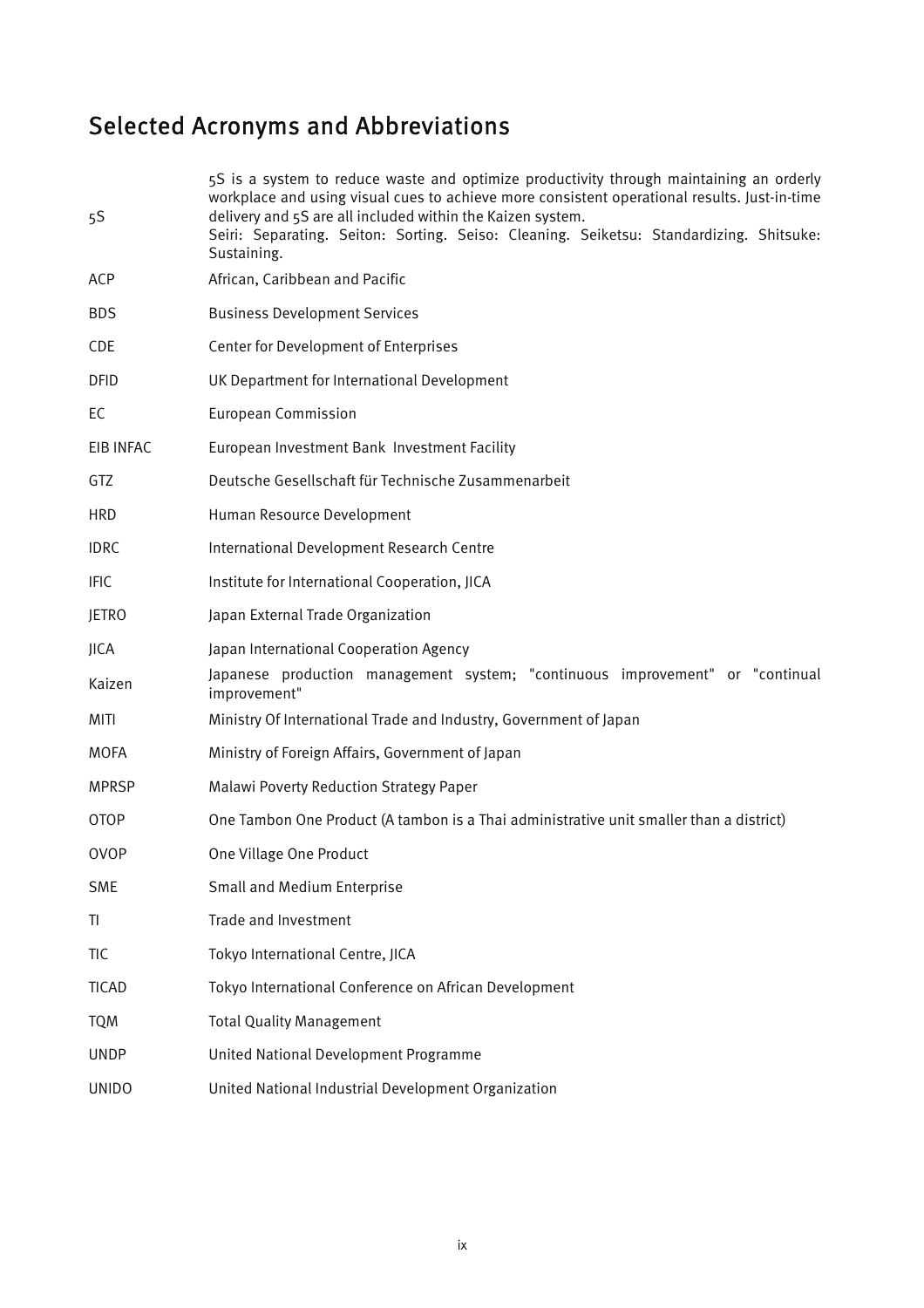# Selected Acronyms and Abbreviations

| | |
|---|---|
| 5S | 5S is a system to reduce waste and optimize productivity through maintaining an orderly workplace and using visual cues to achieve more consistent operational results. Just-in-time delivery and 5S are all included within the Kaizen system.<br>Seiri: Separating. Seiton: Sorting. Seiso: Cleaning. Seiketsu: Standardizing. Shitsuke: Sustaining. |
| ACP | African, Caribbean and Pacific |
| BDS | Business Development Services |
| CDE | Center for Development of Enterprises |
| DFID | UK Department for International Development |
| EC | European Commission |
| EIB INFAC | European Investment Bank Investment Facility |
| GTZ | Deutsche Gesellschaft für Technische Zusammenarbeit |
| HRD | Human Resource Development |
| IDRC | International Development Research Centre |
| IFIC | Institute for International Cooperation, JICA |
| JETRO | Japan External Trade Organization |
| JICA | Japan International Cooperation Agency |
| Kaizen | Japanese production management system; "continuous improvement" or "continual improvement" |
| MITI | Ministry Of International Trade and Industry, Government of Japan |
| MOFA | Ministry of Foreign Affairs, Government of Japan |
| MPRSP | Malawi Poverty Reduction Strategy Paper |
| OTOP | One Tambon One Product (A tambon is a Thai administrative unit smaller than a district) |
| OVOP | One Village One Product |
| SME | Small and Medium Enterprise |
| TI | Trade and Investment |
| TIC | Tokyo International Centre, JICA |
| TICAD | Tokyo International Conference on African Development |
| TQM | Total Quality Management |
| UNDP | United National Development Programme |
| UNIDO | United National Industrial Development Organization |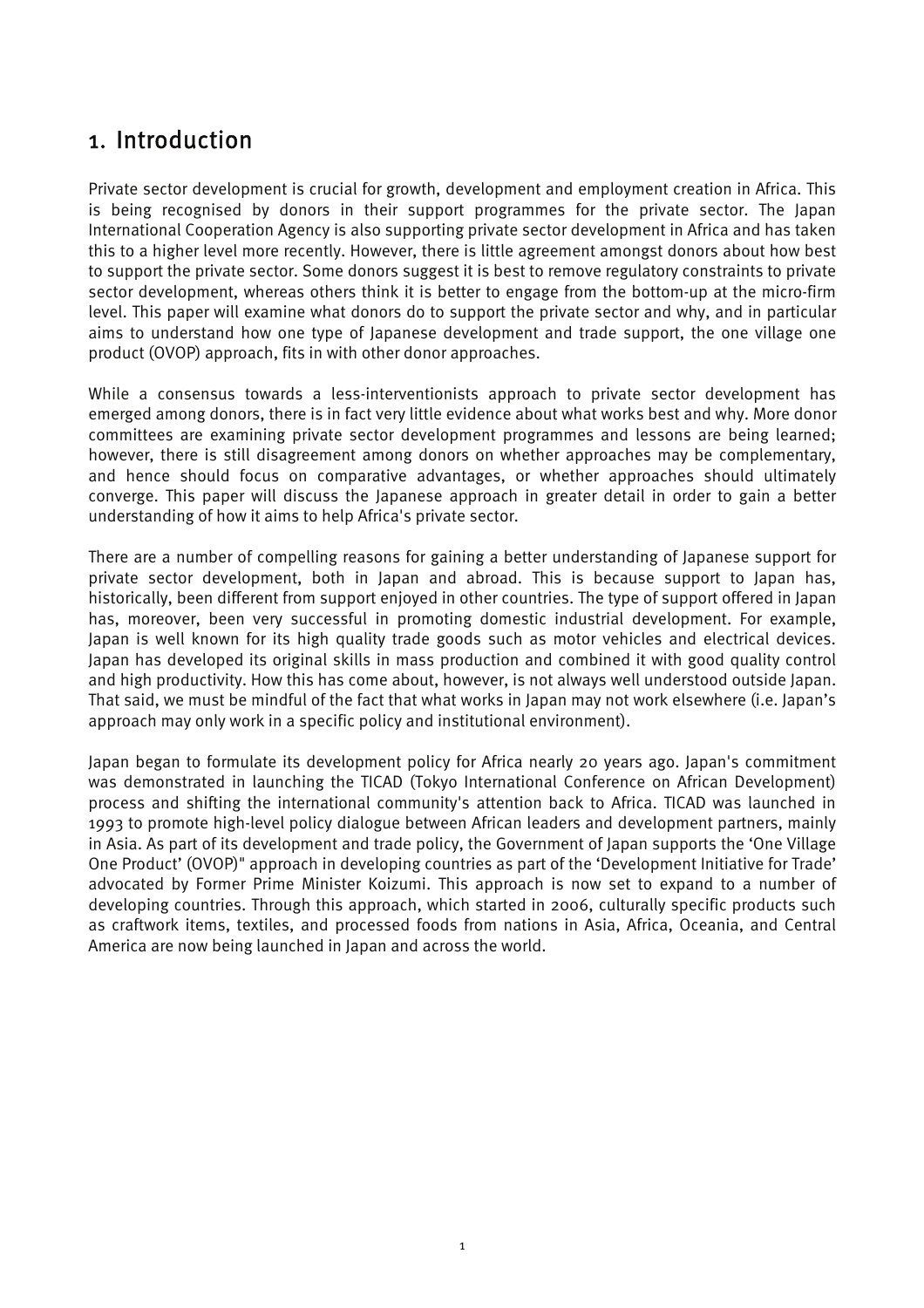# 1. Introduction

Private sector development is crucial for growth, development and employment creation in Africa. This is being recognised by donors in their support programmes for the private sector. The Japan International Cooperation Agency is also supporting private sector development in Africa and has taken this to a higher level more recently. However, there is little agreement amongst donors about how best to support the private sector. Some donors suggest it is best to remove regulatory constraints to private sector development, whereas others think it is better to engage from the bottom-up at the micro-firm level. This paper will examine what donors do to support the private sector and why, and in particular aims to understand how one type of Japanese development and trade support, the one village one product (OVOP) approach, fits in with other donor approaches.

While a consensus towards a less-interventionists approach to private sector development has emerged among donors, there is in fact very little evidence about what works best and why. More donor committees are examining private sector development programmes and lessons are being learned; however, there is still disagreement among donors on whether approaches may be complementary, and hence should focus on comparative advantages, or whether approaches should ultimately converge. This paper will discuss the Japanese approach in greater detail in order to gain a better understanding of how it aims to help Africa's private sector.

There are a number of compelling reasons for gaining a better understanding of Japanese support for private sector development, both in Japan and abroad. This is because support to Japan has, historically, been different from support enjoyed in other countries. The type of support offered in Japan has, moreover, been very successful in promoting domestic industrial development. For example, Japan is well known for its high quality trade goods such as motor vehicles and electrical devices. Japan has developed its original skills in mass production and combined it with good quality control and high productivity. How this has come about, however, is not always well understood outside Japan. That said, we must be mindful of the fact that what works in Japan may not work elsewhere (i.e. Japan's approach may only work in a specific policy and institutional environment).

Japan began to formulate its development policy for Africa nearly 20 years ago. Japan's commitment was demonstrated in launching the TICAD (Tokyo International Conference on African Development) process and shifting the international community's attention back to Africa. TICAD was launched in 1993 to promote high-level policy dialogue between African leaders and development partners, mainly in Asia. As part of its development and trade policy, the Government of Japan supports the 'One Village One Product' (OVOP)" approach in developing countries as part of the 'Development Initiative for Trade' advocated by Former Prime Minister Koizumi. This approach is now set to expand to a number of developing countries. Through this approach, which started in 2006, culturally specific products such as craftwork items, textiles, and processed foods from nations in Asia, Africa, Oceania, and Central America are now being launched in Japan and across the world.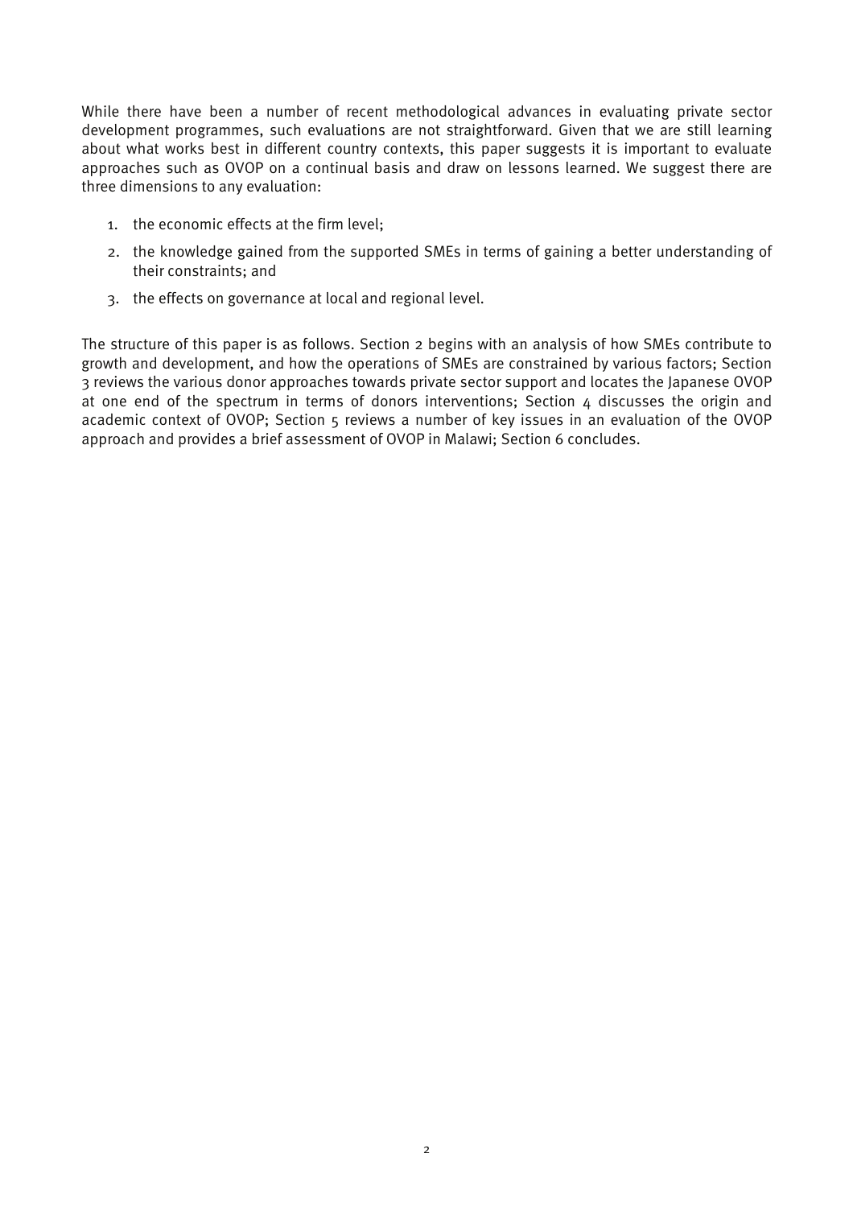While there have been a number of recent methodological advances in evaluating private sector development programmes, such evaluations are not straightforward. Given that we are still learning about what works best in different country contexts, this paper suggests it is important to evaluate approaches such as OVOP on a continual basis and draw on lessons learned. We suggest there are three dimensions to any evaluation:

1. the economic effects at the firm level;
2. the knowledge gained from the supported SMEs in terms of gaining a better understanding of their constraints; and
3. the effects on governance at local and regional level.

The structure of this paper is as follows. Section 2 begins with an analysis of how SMEs contribute to growth and development, and how the operations of SMEs are constrained by various factors; Section 3 reviews the various donor approaches towards private sector support and locates the Japanese OVOP at one end of the spectrum in terms of donors interventions; Section 4 discusses the origin and academic context of OVOP; Section 5 reviews a number of key issues in an evaluation of the OVOP approach and provides a brief assessment of OVOP in Malawi; Section 6 concludes.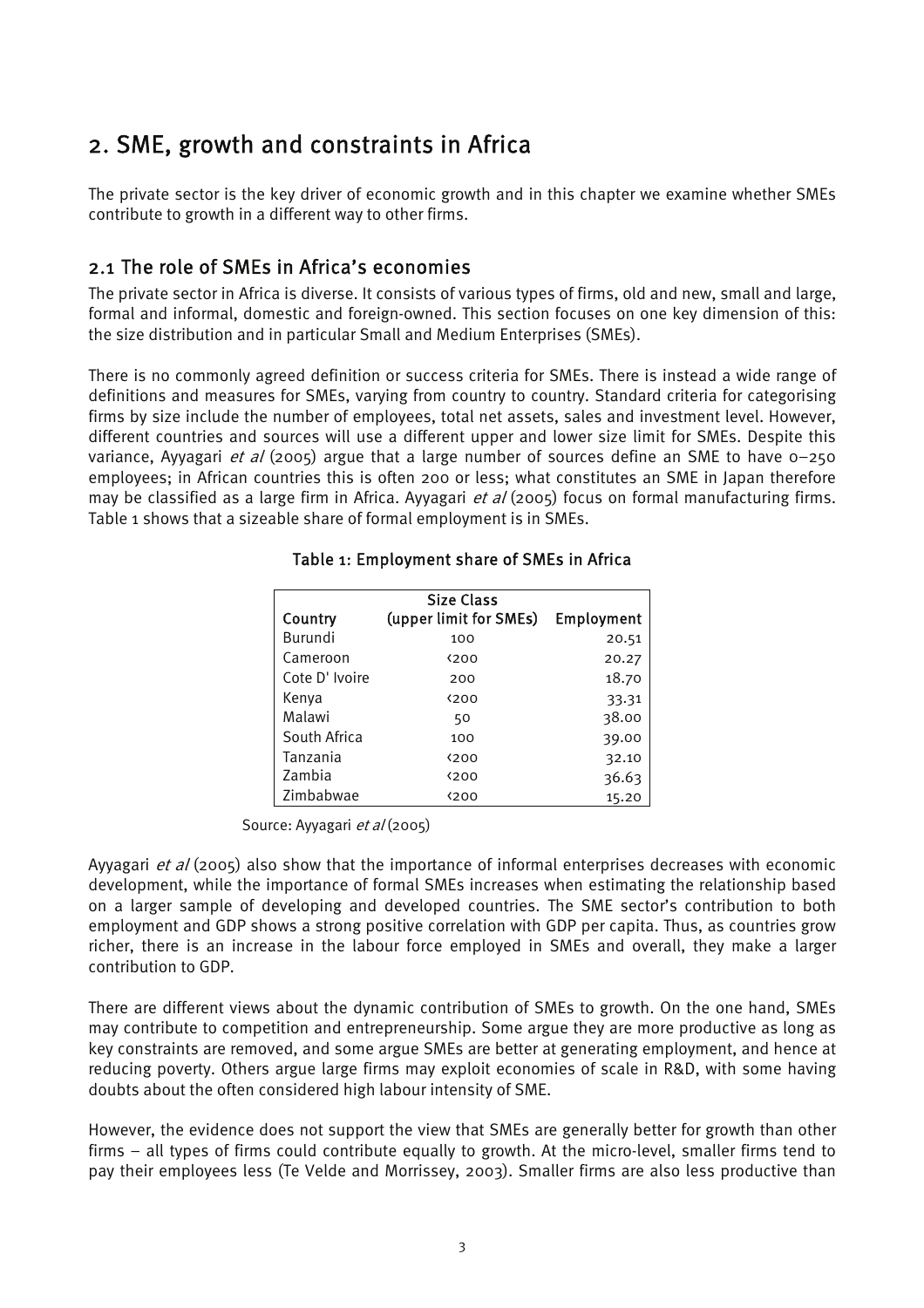## 2. SME, growth and constraints in Africa

The private sector is the key driver of economic growth and in this chapter we examine whether SMEs contribute to growth in a different way to other firms.

### 2.1 The role of SMEs in Africa's economies

The private sector in Africa is diverse. It consists of various types of firms, old and new, small and large, formal and informal, domestic and foreign-owned. This section focuses on one key dimension of this: the size distribution and in particular Small and Medium Enterprises (SMEs).

There is no commonly agreed definition or success criteria for SMEs. There is instead a wide range of definitions and measures for SMEs, varying from country to country. Standard criteria for categorising firms by size include the number of employees, total net assets, sales and investment level. However, different countries and sources will use a different upper and lower size limit for SMEs. Despite this variance, Ayyagari *et al* (2005) argue that a large number of sources define an SME to have 0–250 employees; in African countries this is often 200 or less; what constitutes an SME in Japan therefore may be classified as a large firm in Africa. Ayyagari *et al* (2005) focus on formal manufacturing firms. Table 1 shows that a sizeable share of formal employment is in SMEs.

**Table 1: Employment share of SMEs in Africa**

| Country | Size Class (upper limit for SMEs) | Employment |
|---|---|---|
| Burundi | 100 | 20.51 |
| Cameroon | <200 | 20.27 |
| Cote D' Ivoire | 200 | 18.70 |
| Kenya | <200 | 33.31 |
| Malawi | 50 | 38.00 |
| South Africa | 100 | 39.00 |
| Tanzania | <200 | 32.10 |
| Zambia | <200 | 36.63 |
| Zimbabwae | <200 | 15.20 |

Source: Ayyagari *et al* (2005)

Ayyagari *et al* (2005) also show that the importance of informal enterprises decreases with economic development, while the importance of formal SMEs increases when estimating the relationship based on a larger sample of developing and developed countries. The SME sector's contribution to both employment and GDP shows a strong positive correlation with GDP per capita. Thus, as countries grow richer, there is an increase in the labour force employed in SMEs and overall, they make a larger contribution to GDP.

There are different views about the dynamic contribution of SMEs to growth. On the one hand, SMEs may contribute to competition and entrepreneurship. Some argue they are more productive as long as key constraints are removed, and some argue SMEs are better at generating employment, and hence at reducing poverty. Others argue large firms may exploit economies of scale in R&D, with some having doubts about the often considered high labour intensity of SME.

However, the evidence does not support the view that SMEs are generally better for growth than other firms – all types of firms could contribute equally to growth. At the micro-level, smaller firms tend to pay their employees less (Te Velde and Morrissey, 2003). Smaller firms are also less productive than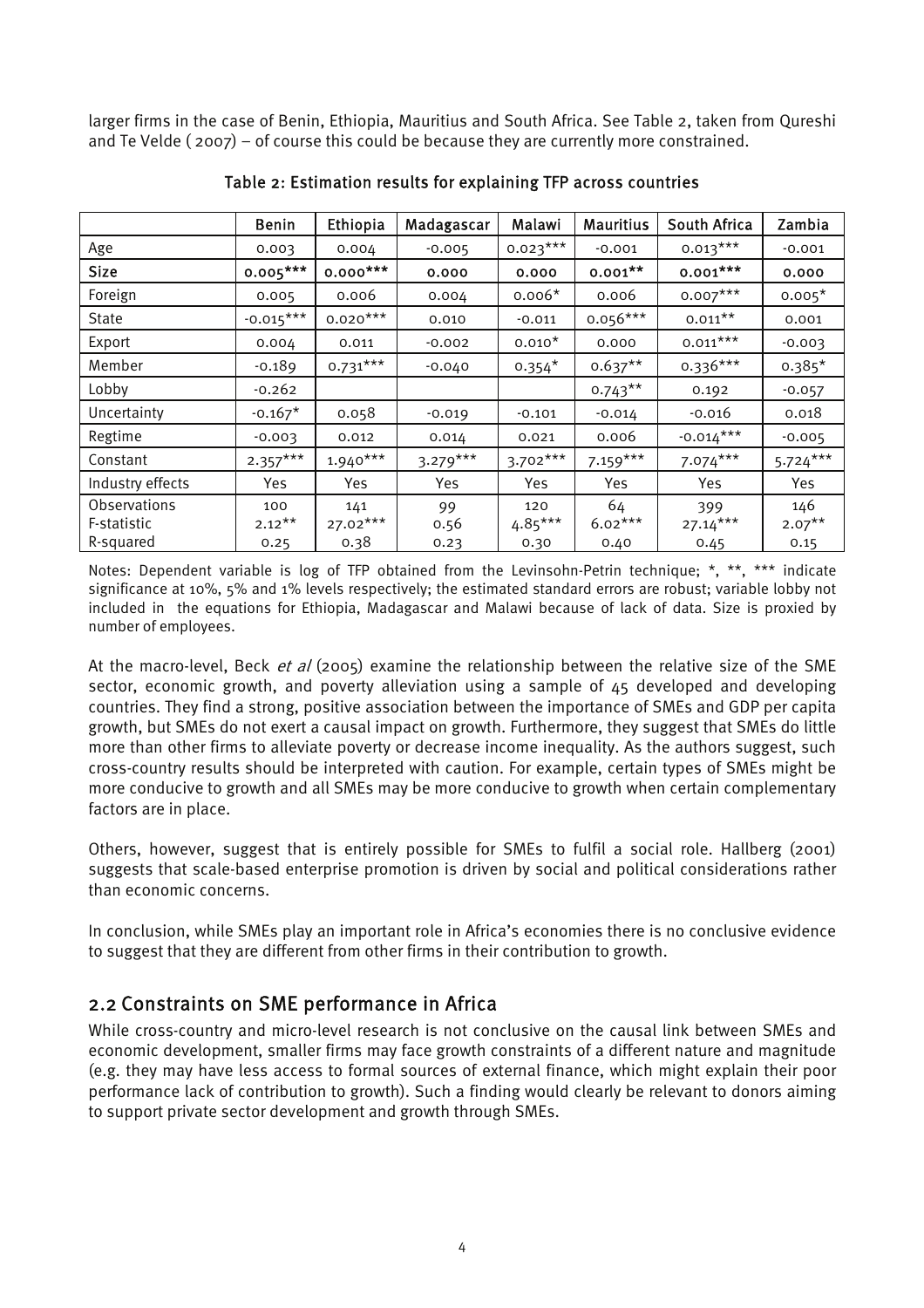larger firms in the case of Benin, Ethiopia, Mauritius and South Africa. See Table 2, taken from Qureshi and Te Velde ( 2007) – of course this could be because they are currently more constrained.

**Table 2: Estimation results for explaining TFP across countries**

| | Benin | Ethiopia | Madagascar | Malawi | Mauritius | South Africa | Zambia |
|---|---|---|---|---|---|---|---|
| Age | 0.003 | 0.004 | -0.005 | 0.023*** | -0.001 | 0.013*** | -0.001 |
| **Size** | **0.005*****  | **0.000***** | **0.000** | **0.000** | **0.001**** | **0.001***** | **0.000** |
| Foreign | 0.005 | 0.006 | 0.004 | 0.006* | 0.006 | 0.007*** | 0.005* |
| State | -0.015*** | 0.020*** | 0.010 | -0.011 | 0.056*** | 0.011** | 0.001 |
| Export | 0.004 | 0.011 | -0.002 | 0.010* | 0.000 | 0.011*** | -0.003 |
| Member | -0.189 | 0.731*** | -0.040 | 0.354* | 0.637** | 0.336*** | 0.385* |
| Lobby | -0.262 | | | | 0.743** | 0.192 | -0.057 |
| Uncertainty | -0.167* | 0.058 | -0.019 | -0.101 | -0.014 | -0.016 | 0.018 |
| Regtime | -0.003 | 0.012 | 0.014 | 0.021 | 0.006 | -0.014*** | -0.005 |
| Constant | 2.357*** | 1.940*** | 3.279*** | 3.702*** | 7.159*** | 7.074*** | 5.724*** |
| Industry effects | Yes | Yes | Yes | Yes | Yes | Yes | Yes |
| Observations | 100 | 141 | 99 | 120 | 64 | 399 | 146 |
| F-statistic | 2.12** | 27.02*** | 0.56 | 4.85*** | 6.02*** | 27.14*** | 2.07** |
| R-squared | 0.25 | 0.38 | 0.23 | 0.30 | 0.40 | 0.45 | 0.15 |

Notes: Dependent variable is log of TFP obtained from the Levinsohn-Petrin technique; *, **, *** indicate significance at 10%, 5% and 1% levels respectively; the estimated standard errors are robust; variable lobby not included in the equations for Ethiopia, Madagascar and Malawi because of lack of data. Size is proxied by number of employees.

At the macro-level, Beck *et al* (2005) examine the relationship between the relative size of the SME sector, economic growth, and poverty alleviation using a sample of 45 developed and developing countries. They find a strong, positive association between the importance of SMEs and GDP per capita growth, but SMEs do not exert a causal impact on growth. Furthermore, they suggest that SMEs do little more than other firms to alleviate poverty or decrease income inequality. As the authors suggest, such cross-country results should be interpreted with caution. For example, certain types of SMEs might be more conducive to growth and all SMEs may be more conducive to growth when certain complementary factors are in place.

Others, however, suggest that is entirely possible for SMEs to fulfil a social role. Hallberg (2001) suggests that scale-based enterprise promotion is driven by social and political considerations rather than economic concerns.

In conclusion, while SMEs play an important role in Africa's economies there is no conclusive evidence to suggest that they are different from other firms in their contribution to growth.

## 2.2 Constraints on SME performance in Africa

While cross-country and micro-level research is not conclusive on the causal link between SMEs and economic development, smaller firms may face growth constraints of a different nature and magnitude (e.g. they may have less access to formal sources of external finance, which might explain their poor performance lack of contribution to growth). Such a finding would clearly be relevant to donors aiming to support private sector development and growth through SMEs.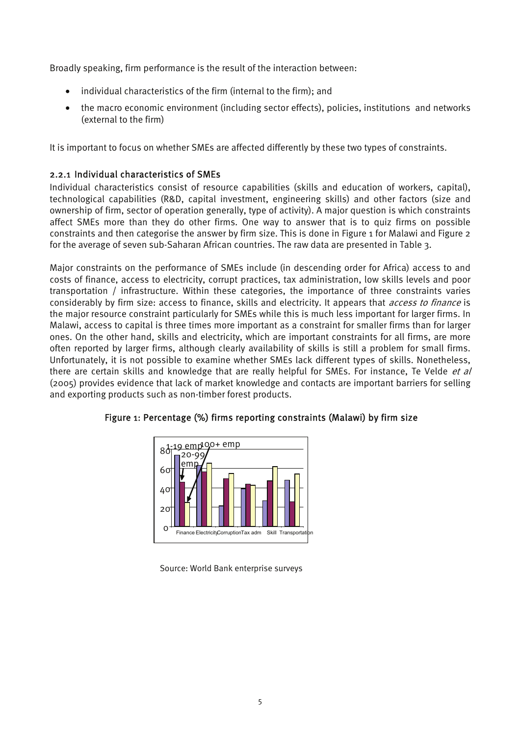Broadly speaking, firm performance is the result of the interaction between:

- individual characteristics of the firm (internal to the firm); and
- the macro economic environment (including sector effects), policies, institutions and networks (external to the firm)

It is important to focus on whether SMEs are affected differently by these two types of constraints.

### 2.2.1 Individual characteristics of SMEs

Individual characteristics consist of resource capabilities (skills and education of workers, capital), technological capabilities (R&D, capital investment, engineering skills) and other factors (size and ownership of firm, sector of operation generally, type of activity). A major question is which constraints affect SMEs more than they do other firms. One way to answer that is to quiz firms on possible constraints and then categorise the answer by firm size. This is done in Figure 1 for Malawi and Figure 2 for the average of seven sub-Saharan African countries. The raw data are presented in Table 3.

Major constraints on the performance of SMEs include (in descending order for Africa) access to and costs of finance, access to electricity, corrupt practices, tax administration, low skills levels and poor transportation / infrastructure. Within these categories, the importance of three constraints varies considerably by firm size: access to finance, skills and electricity. It appears that *access to finance* is the major resource constraint particularly for SMEs while this is much less important for larger firms. In Malawi, access to capital is three times more important as a constraint for smaller firms than for larger ones. On the other hand, skills and electricity, which are important constraints for all firms, are more often reported by larger firms, although clearly availability of skills is still a problem for small firms. Unfortunately, it is not possible to examine whether SMEs lack different types of skills. Nonetheless, there are certain skills and knowledge that are really helpful for SMEs. For instance, Te Velde *et al* (2005) provides evidence that lack of market knowledge and contacts are important barriers for selling and exporting products such as non-timber forest products.

**Figure 1: Percentage (%) firms reporting constraints (Malawi) by firm size**

Source: World Bank enterprise surveys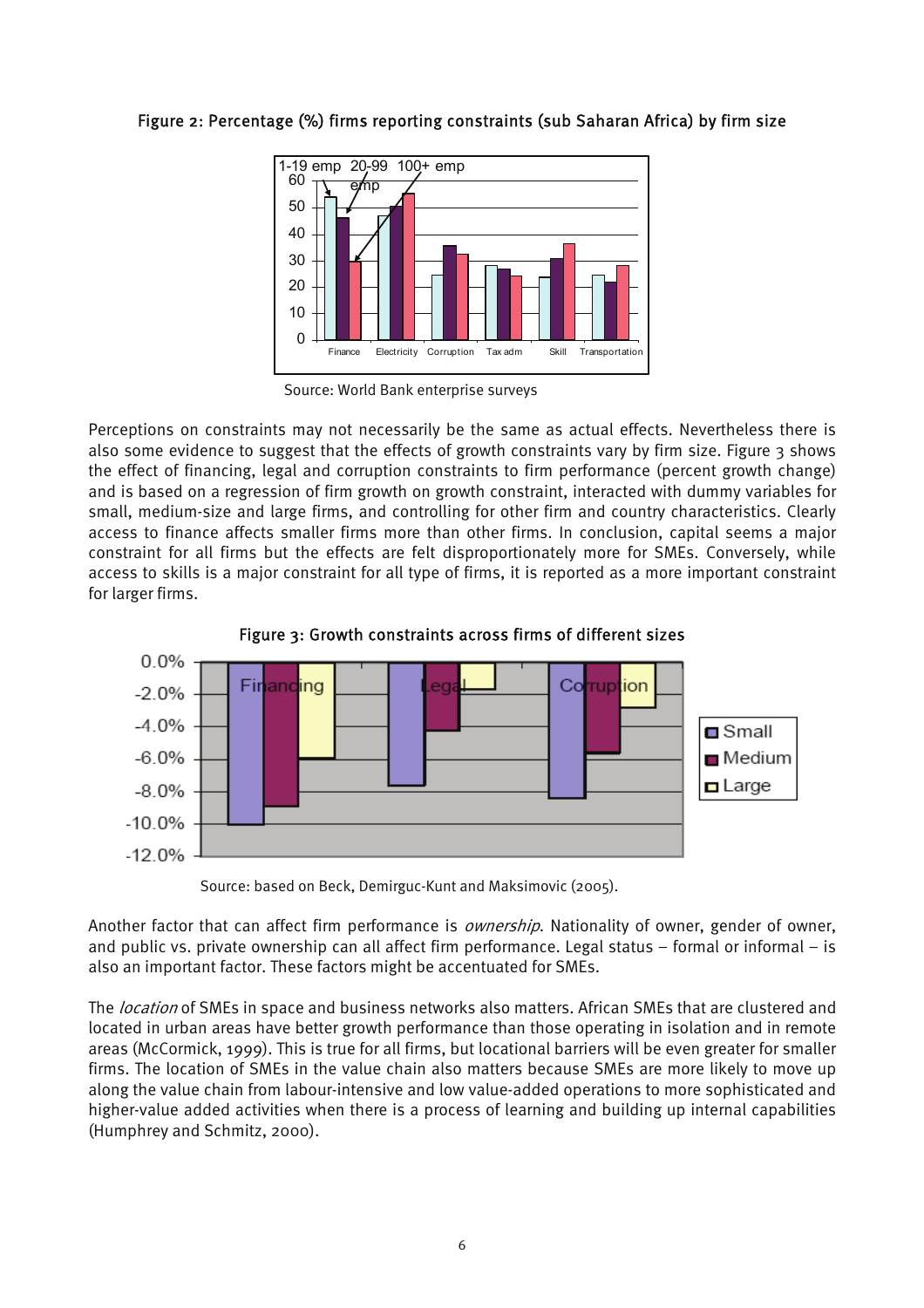Figure 2: Percentage (%) firms reporting constraints (sub Saharan Africa) by firm size

Source: World Bank enterprise surveys

Perceptions on constraints may not necessarily be the same as actual effects. Nevertheless there is also some evidence to suggest that the effects of growth constraints vary by firm size. Figure 3 shows the effect of financing, legal and corruption constraints to firm performance (percent growth change) and is based on a regression of firm growth on growth constraint, interacted with dummy variables for small, medium-size and large firms, and controlling for other firm and country characteristics. Clearly access to finance affects smaller firms more than other firms. In conclusion, capital seems a major constraint for all firms but the effects are felt disproportionately more for SMEs. Conversely, while access to skills is a major constraint for all type of firms, it is reported as a more important constraint for larger firms.

Figure 3: Growth constraints across firms of different sizes

Source: based on Beck, Demirguc-Kunt and Maksimovic (2005).

Another factor that can affect firm performance is *ownership*. Nationality of owner, gender of owner, and public vs. private ownership can all affect firm performance. Legal status – formal or informal – is also an important factor. These factors might be accentuated for SMEs.

The *location* of SMEs in space and business networks also matters. African SMEs that are clustered and located in urban areas have better growth performance than those operating in isolation and in remote areas (McCormick, 1999). This is true for all firms, but locational barriers will be even greater for smaller firms. The location of SMEs in the value chain also matters because SMEs are more likely to move up along the value chain from labour-intensive and low value-added operations to more sophisticated and higher-value added activities when there is a process of learning and building up internal capabilities (Humphrey and Schmitz, 2000).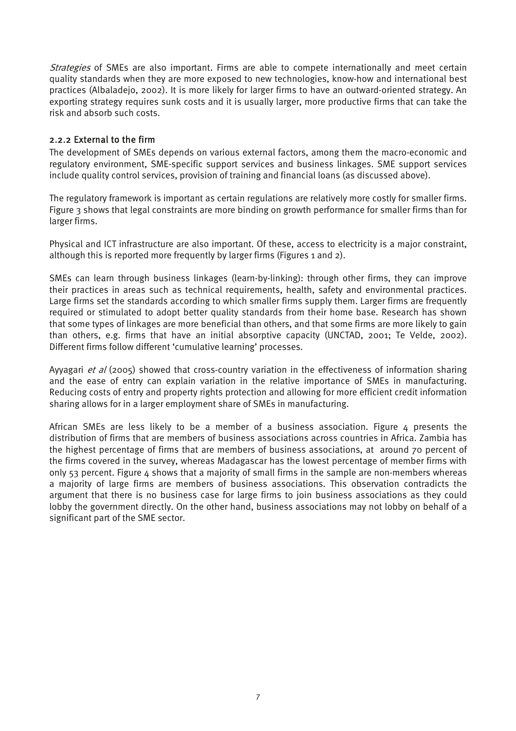*Strategies* of SMEs are also important. Firms are able to compete internationally and meet certain quality standards when they are more exposed to new technologies, know-how and international best practices (Albaladejo, 2002). It is more likely for larger firms to have an outward-oriented strategy. An exporting strategy requires sunk costs and it is usually larger, more productive firms that can take the risk and absorb such costs.

### 2.2.2 External to the firm

The development of SMEs depends on various external factors, among them the macro-economic and regulatory environment, SME-specific support services and business linkages. SME support services include quality control services, provision of training and financial loans (as discussed above).

The regulatory framework is important as certain regulations are relatively more costly for smaller firms. Figure 3 shows that legal constraints are more binding on growth performance for smaller firms than for larger firms.

Physical and ICT infrastructure are also important. Of these, access to electricity is a major constraint, although this is reported more frequently by larger firms (Figures 1 and 2).

SMEs can learn through business linkages (learn-by-linking): through other firms, they can improve their practices in areas such as technical requirements, health, safety and environmental practices. Large firms set the standards according to which smaller firms supply them. Larger firms are frequently required or stimulated to adopt better quality standards from their home base. Research has shown that some types of linkages are more beneficial than others, and that some firms are more likely to gain than others, e.g. firms that have an initial absorptive capacity (UNCTAD, 2001; Te Velde, 2002). Different firms follow different 'cumulative learning' processes.

Ayyagari *et al* (2005) showed that cross-country variation in the effectiveness of information sharing and the ease of entry can explain variation in the relative importance of SMEs in manufacturing. Reducing costs of entry and property rights protection and allowing for more efficient credit information sharing allows for in a larger employment share of SMEs in manufacturing.

African SMEs are less likely to be a member of a business association. Figure 4 presents the distribution of firms that are members of business associations across countries in Africa. Zambia has the highest percentage of firms that are members of business associations, at around 70 percent of the firms covered in the survey, whereas Madagascar has the lowest percentage of member firms with only 53 percent. Figure 4 shows that a majority of small firms in the sample are non-members whereas a majority of large firms are members of business associations. This observation contradicts the argument that there is no business case for large firms to join business associations as they could lobby the government directly. On the other hand, business associations may not lobby on behalf of a significant part of the SME sector.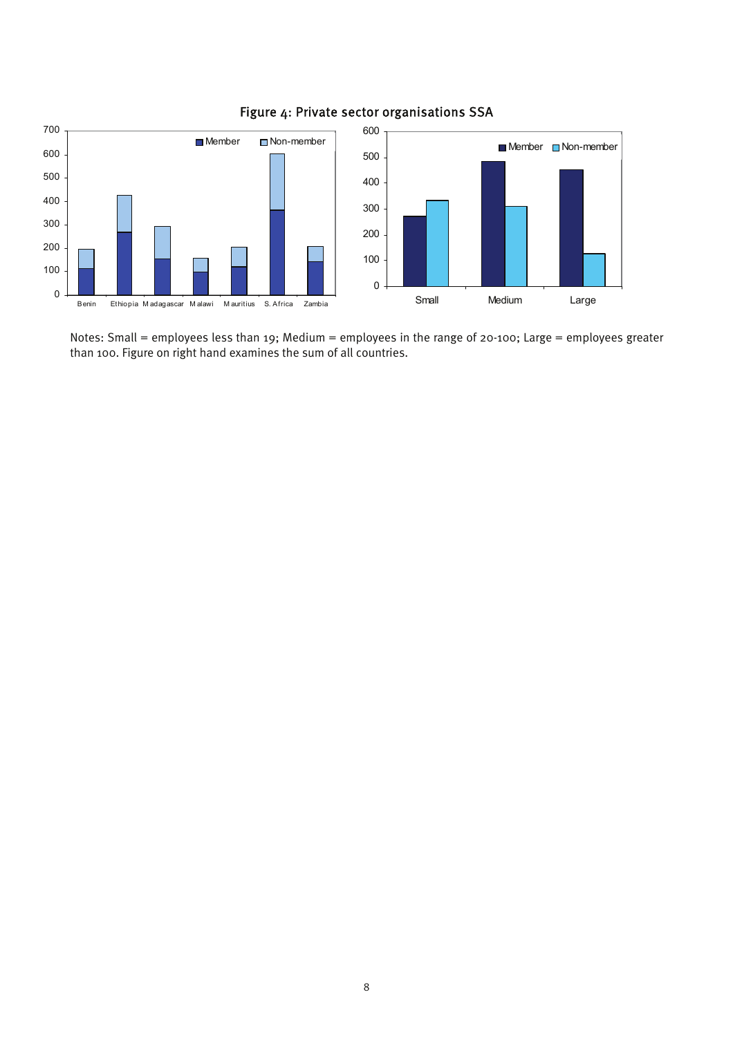Figure 4: Private sector organisations SSA

Notes: Small = employees less than 19; Medium = employees in the range of 20-100; Large = employees greater than 100. Figure on right hand examines the sum of all countries.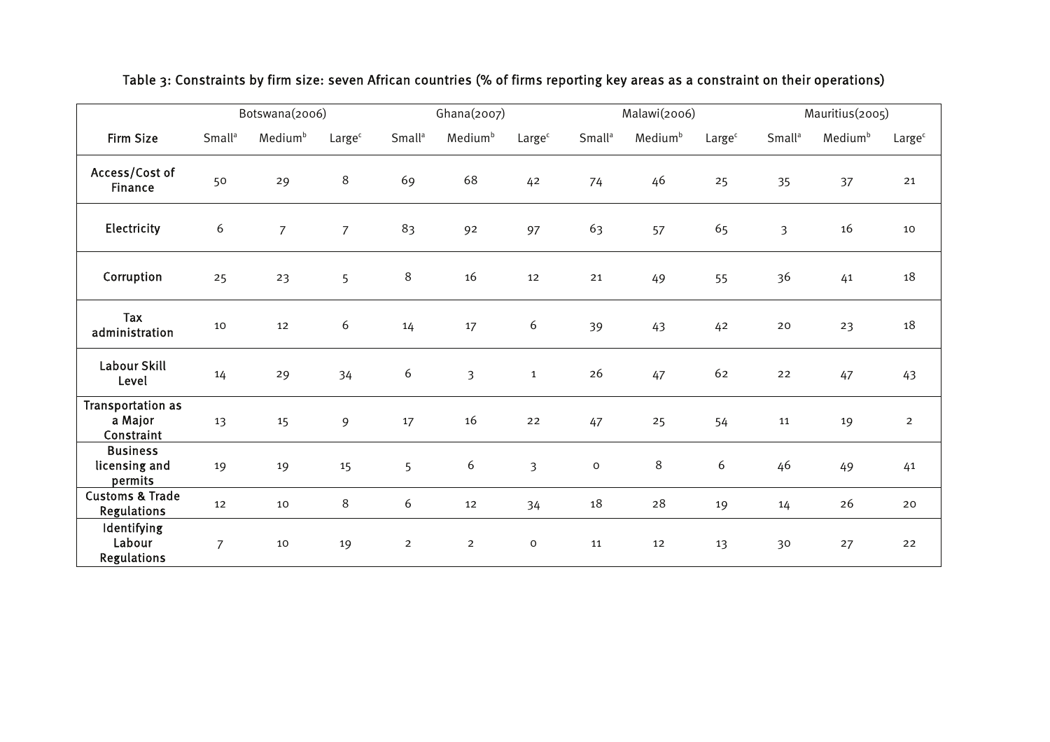Table 3: Constraints by firm size: seven African countries (% of firms reporting key areas as a constraint on their operations)

| | Botswana(2006) | | | Ghana(2007) | | | Malawi(2006) | | | Mauritius(2005) | | |
|---|---|---|---|---|---|---|---|---|---|---|---|---|
| Firm Size | Small[a] | Medium[b] | Large[c] | Small[a] | Medium[b] | Large[c] | Small[a] | Medium[b] | Large[c] | Small[a] | Medium[b] | Large[c] |
| Access/Cost of Finance | 50 | 29 | 8 | 69 | 68 | 42 | 74 | 46 | 25 | 35 | 37 | 21 |
| Electricity | 6 | 7 | 7 | 83 | 92 | 97 | 63 | 57 | 65 | 3 | 16 | 10 |
| Corruption | 25 | 23 | 5 | 8 | 16 | 12 | 21 | 49 | 55 | 36 | 41 | 18 |
| Tax administration | 10 | 12 | 6 | 14 | 17 | 6 | 39 | 43 | 42 | 20 | 23 | 18 |
| Labour Skill Level | 14 | 29 | 34 | 6 | 3 | 1 | 26 | 47 | 62 | 22 | 47 | 43 |
| Transportation as a Major Constraint | 13 | 15 | 9 | 17 | 16 | 22 | 47 | 25 | 54 | 11 | 19 | 2 |
| Business licensing and permits | 19 | 19 | 15 | 5 | 6 | 3 | 0 | 8 | 6 | 46 | 49 | 41 |
| Customs & Trade Regulations | 12 | 10 | 8 | 6 | 12 | 34 | 18 | 28 | 19 | 14 | 26 | 20 |
| Identifying Labour Regulations | 7 | 10 | 19 | 2 | 2 | 0 | 11 | 12 | 13 | 30 | 27 | 22 |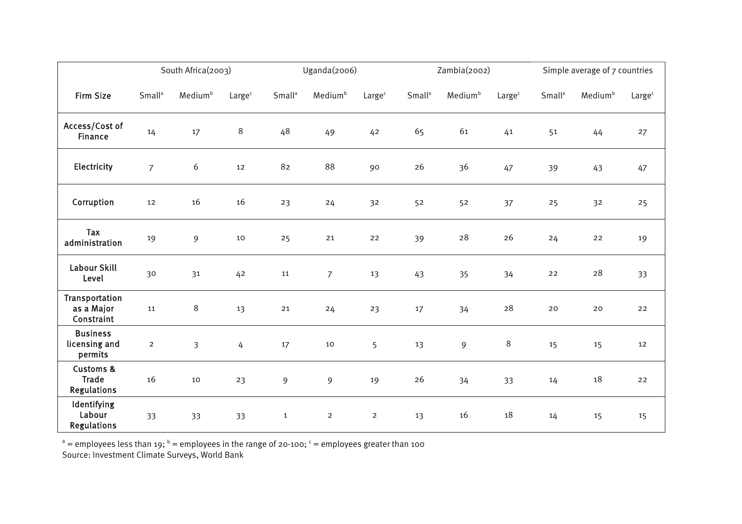| | South Africa(2003) | | | Uganda(2006) | | | Zambia(2002) | | | Simple average of 7 countries | | |
|---|---|---|---|---|---|---|---|---|---|---|---|---|
| **Firm Size** | Small[a] | Medium[b] | Large[c] | Small[a] | Medium[b] | Large[c] | Small[a] | Medium[b] | Large[c] | Small[a] | Medium[b] | Large[c] |
| **Access/Cost of Finance** | 14 | 17 | 8 | 48 | 49 | 42 | 65 | 61 | 41 | 51 | 44 | 27 |
| **Electricity** | 7 | 6 | 12 | 82 | 88 | 90 | 26 | 36 | 47 | 39 | 43 | 47 |
| **Corruption** | 12 | 16 | 16 | 23 | 24 | 32 | 52 | 52 | 37 | 25 | 32 | 25 |
| **Tax administration** | 19 | 9 | 10 | 25 | 21 | 22 | 39 | 28 | 26 | 24 | 22 | 19 |
| **Labour Skill Level** | 30 | 31 | 42 | 11 | 7 | 13 | 43 | 35 | 34 | 22 | 28 | 33 |
| **Transportation as a Major Constraint** | 11 | 8 | 13 | 21 | 24 | 23 | 17 | 34 | 28 | 20 | 20 | 22 |
| **Business licensing and permits** | 2 | 3 | 4 | 17 | 10 | 5 | 13 | 9 | 8 | 15 | 15 | 12 |
| **Customs & Trade Regulations** | 16 | 10 | 23 | 9 | 9 | 19 | 26 | 34 | 33 | 14 | 18 | 22 |
| **Identifying Labour Regulations** | 33 | 33 | 33 | 1 | 2 | 2 | 13 | 16 | 18 | 14 | 15 | 15 |

[a] = employees less than 19; [b] = employees in the range of 20-100; [c] = employees greater than 100

Source: Investment Climate Surveys, World Bank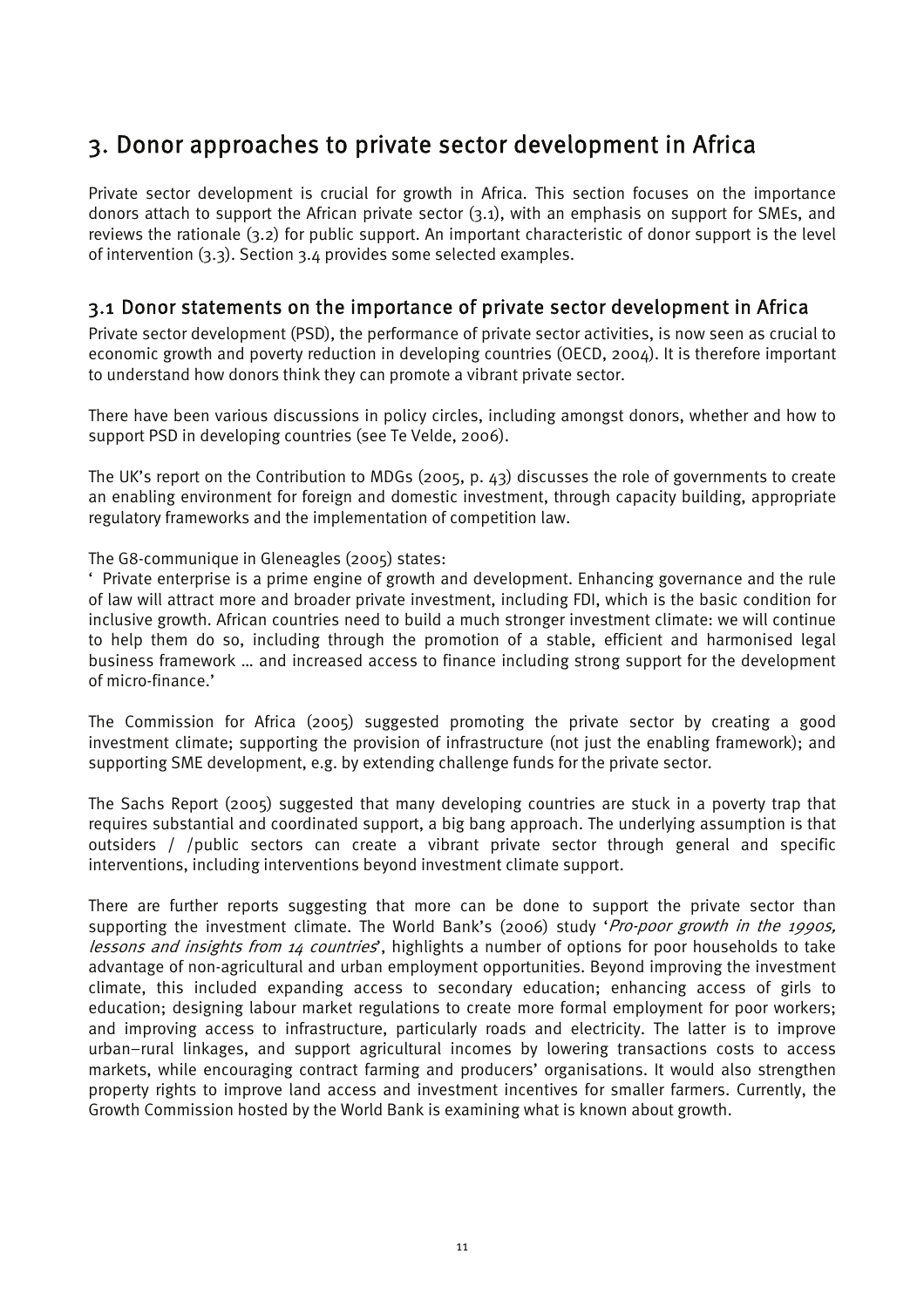# 3. Donor approaches to private sector development in Africa

Private sector development is crucial for growth in Africa. This section focuses on the importance donors attach to support the African private sector (3.1), with an emphasis on support for SMEs, and reviews the rationale (3.2) for public support. An important characteristic of donor support is the level of intervention (3.3). Section 3.4 provides some selected examples.

## 3.1 Donor statements on the importance of private sector development in Africa

Private sector development (PSD), the performance of private sector activities, is now seen as crucial to economic growth and poverty reduction in developing countries (OECD, 2004). It is therefore important to understand how donors think they can promote a vibrant private sector.

There have been various discussions in policy circles, including amongst donors, whether and how to support PSD in developing countries (see Te Velde, 2006).

The UK's report on the Contribution to MDGs (2005, p. 43) discusses the role of governments to create an enabling environment for foreign and domestic investment, through capacity building, appropriate regulatory frameworks and the implementation of competition law.

The G8-communique in Gleneagles (2005) states:

' Private enterprise is a prime engine of growth and development. Enhancing governance and the rule of law will attract more and broader private investment, including FDI, which is the basic condition for inclusive growth. African countries need to build a much stronger investment climate: we will continue to help them do so, including through the promotion of a stable, efficient and harmonised legal business framework … and increased access to finance including strong support for the development of micro-finance.'

The Commission for Africa (2005) suggested promoting the private sector by creating a good investment climate; supporting the provision of infrastructure (not just the enabling framework); and supporting SME development, e.g. by extending challenge funds for the private sector.

The Sachs Report (2005) suggested that many developing countries are stuck in a poverty trap that requires substantial and coordinated support, a big bang approach. The underlying assumption is that outsiders / /public sectors can create a vibrant private sector through general and specific interventions, including interventions beyond investment climate support.

There are further reports suggesting that more can be done to support the private sector than supporting the investment climate. The World Bank's (2006) study '*Pro-poor growth in the 1990s, lessons and insights from 14 countries*', highlights a number of options for poor households to take advantage of non-agricultural and urban employment opportunities. Beyond improving the investment climate, this included expanding access to secondary education; enhancing access of girls to education; designing labour market regulations to create more formal employment for poor workers; and improving access to infrastructure, particularly roads and electricity. The latter is to improve urban–rural linkages, and support agricultural incomes by lowering transactions costs to access markets, while encouraging contract farming and producers' organisations. It would also strengthen property rights to improve land access and investment incentives for smaller farmers. Currently, the Growth Commission hosted by the World Bank is examining what is known about growth.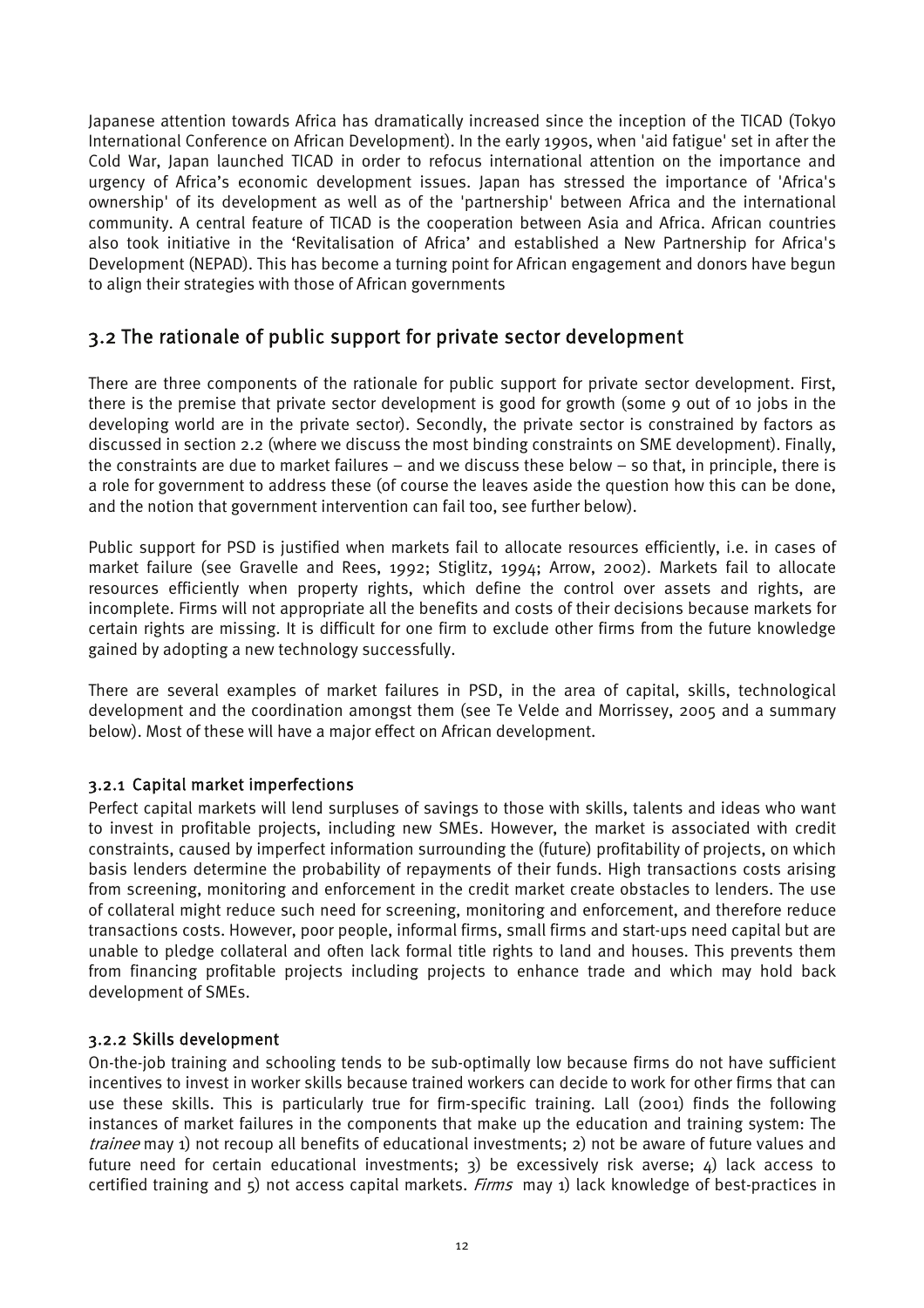Japanese attention towards Africa has dramatically increased since the inception of the TICAD (Tokyo International Conference on African Development). In the early 1990s, when 'aid fatigue' set in after the Cold War, Japan launched TICAD in order to refocus international attention on the importance and urgency of Africa's economic development issues. Japan has stressed the importance of 'Africa's ownership' of its development as well as of the 'partnership' between Africa and the international community. A central feature of TICAD is the cooperation between Asia and Africa. African countries also took initiative in the 'Revitalisation of Africa' and established a New Partnership for Africa's Development (NEPAD). This has become a turning point for African engagement and donors have begun to align their strategies with those of African governments

## 3.2 The rationale of public support for private sector development

There are three components of the rationale for public support for private sector development. First, there is the premise that private sector development is good for growth (some 9 out of 10 jobs in the developing world are in the private sector). Secondly, the private sector is constrained by factors as discussed in section 2.2 (where we discuss the most binding constraints on SME development). Finally, the constraints are due to market failures – and we discuss these below – so that, in principle, there is a role for government to address these (of course the leaves aside the question how this can be done, and the notion that government intervention can fail too, see further below).

Public support for PSD is justified when markets fail to allocate resources efficiently, i.e. in cases of market failure (see Gravelle and Rees, 1992; Stiglitz, 1994; Arrow, 2002). Markets fail to allocate resources efficiently when property rights, which define the control over assets and rights, are incomplete. Firms will not appropriate all the benefits and costs of their decisions because markets for certain rights are missing. It is difficult for one firm to exclude other firms from the future knowledge gained by adopting a new technology successfully.

There are several examples of market failures in PSD, in the area of capital, skills, technological development and the coordination amongst them (see Te Velde and Morrissey, 2005 and a summary below). Most of these will have a major effect on African development.

### 3.2.1 Capital market imperfections

Perfect capital markets will lend surpluses of savings to those with skills, talents and ideas who want to invest in profitable projects, including new SMEs. However, the market is associated with credit constraints, caused by imperfect information surrounding the (future) profitability of projects, on which basis lenders determine the probability of repayments of their funds. High transactions costs arising from screening, monitoring and enforcement in the credit market create obstacles to lenders. The use of collateral might reduce such need for screening, monitoring and enforcement, and therefore reduce transactions costs. However, poor people, informal firms, small firms and start-ups need capital but are unable to pledge collateral and often lack formal title rights to land and houses. This prevents them from financing profitable projects including projects to enhance trade and which may hold back development of SMEs.

### 3.2.2 Skills development

On-the-job training and schooling tends to be sub-optimally low because firms do not have sufficient incentives to invest in worker skills because trained workers can decide to work for other firms that can use these skills. This is particularly true for firm-specific training. Lall (2001) finds the following instances of market failures in the components that make up the education and training system: The *trainee* may 1) not recoup all benefits of educational investments; 2) not be aware of future values and future need for certain educational investments; 3) be excessively risk averse; 4) lack access to certified training and 5) not access capital markets. *Firms* may 1) lack knowledge of best-practices in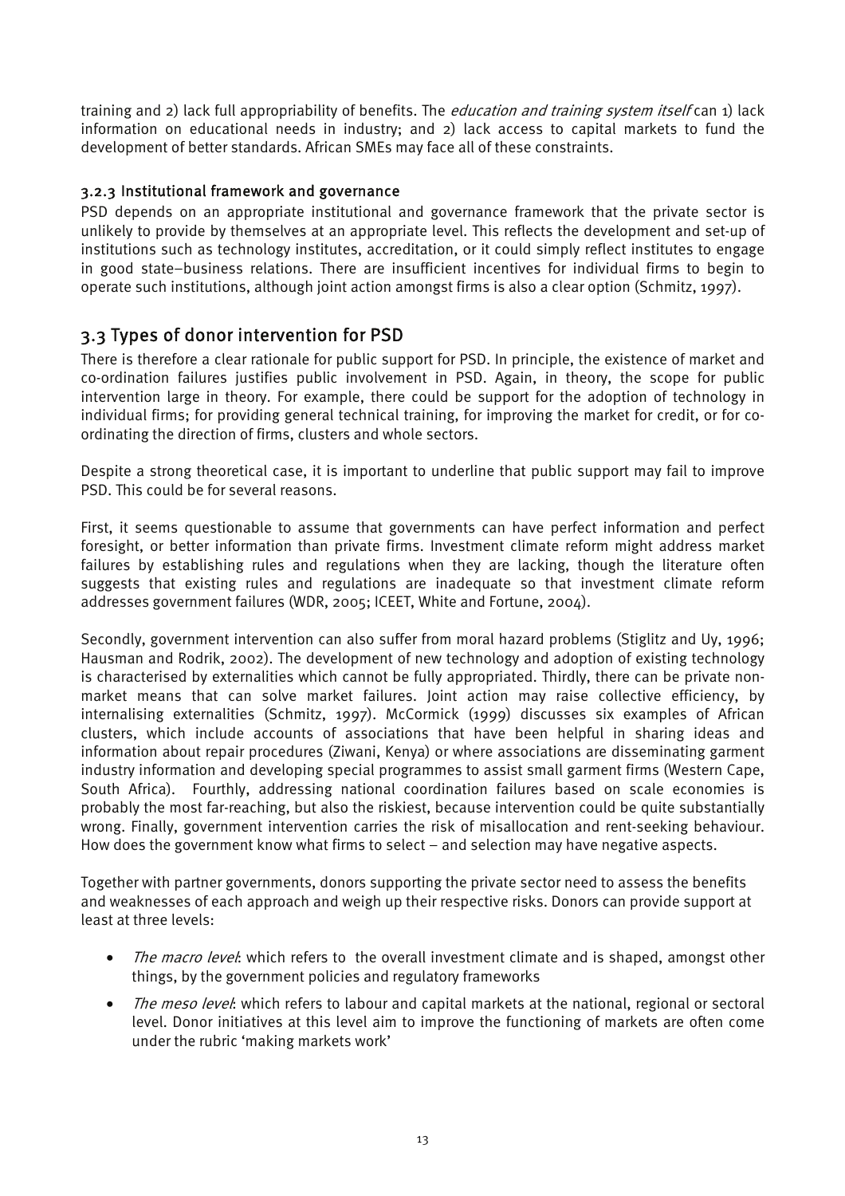training and 2) lack full appropriability of benefits. The *education and training system itself* can 1) lack information on educational needs in industry; and 2) lack access to capital markets to fund the development of better standards. African SMEs may face all of these constraints.

### 3.2.3 Institutional framework and governance

PSD depends on an appropriate institutional and governance framework that the private sector is unlikely to provide by themselves at an appropriate level. This reflects the development and set-up of institutions such as technology institutes, accreditation, or it could simply reflect institutes to engage in good state–business relations. There are insufficient incentives for individual firms to begin to operate such institutions, although joint action amongst firms is also a clear option (Schmitz, 1997).

## 3.3 Types of donor intervention for PSD

There is therefore a clear rationale for public support for PSD. In principle, the existence of market and co-ordination failures justifies public involvement in PSD. Again, in theory, the scope for public intervention large in theory. For example, there could be support for the adoption of technology in individual firms; for providing general technical training, for improving the market for credit, or for co-ordinating the direction of firms, clusters and whole sectors.

Despite a strong theoretical case, it is important to underline that public support may fail to improve PSD. This could be for several reasons.

First, it seems questionable to assume that governments can have perfect information and perfect foresight, or better information than private firms. Investment climate reform might address market failures by establishing rules and regulations when they are lacking, though the literature often suggests that existing rules and regulations are inadequate so that investment climate reform addresses government failures (WDR, 2005; ICEET, White and Fortune, 2004).

Secondly, government intervention can also suffer from moral hazard problems (Stiglitz and Uy, 1996; Hausman and Rodrik, 2002). The development of new technology and adoption of existing technology is characterised by externalities which cannot be fully appropriated. Thirdly, there can be private non-market means that can solve market failures. Joint action may raise collective efficiency, by internalising externalities (Schmitz, 1997). McCormick (1999) discusses six examples of African clusters, which include accounts of associations that have been helpful in sharing ideas and information about repair procedures (Ziwani, Kenya) or where associations are disseminating garment industry information and developing special programmes to assist small garment firms (Western Cape, South Africa). Fourthly, addressing national coordination failures based on scale economies is probably the most far-reaching, but also the riskiest, because intervention could be quite substantially wrong. Finally, government intervention carries the risk of misallocation and rent-seeking behaviour. How does the government know what firms to select – and selection may have negative aspects.

Together with partner governments, donors supporting the private sector need to assess the benefits and weaknesses of each approach and weigh up their respective risks. Donors can provide support at least at three levels:

- *The macro level*: which refers to the overall investment climate and is shaped, amongst other things, by the government policies and regulatory frameworks
- *The meso level*: which refers to labour and capital markets at the national, regional or sectoral level. Donor initiatives at this level aim to improve the functioning of markets are often come under the rubric 'making markets work'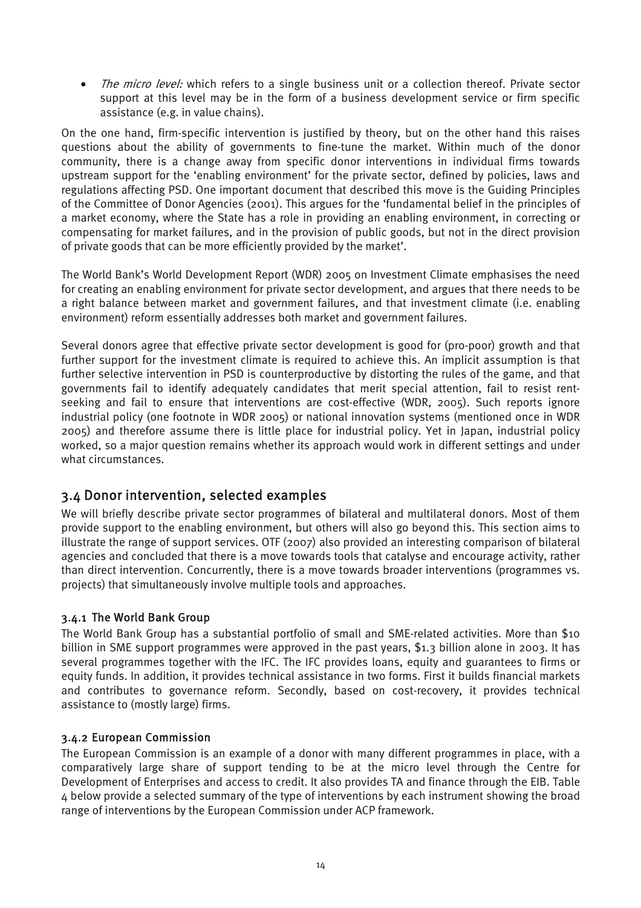- *The micro level:* which refers to a single business unit or a collection thereof. Private sector support at this level may be in the form of a business development service or firm specific assistance (e.g. in value chains).

On the one hand, firm-specific intervention is justified by theory, but on the other hand this raises questions about the ability of governments to fine-tune the market. Within much of the donor community, there is a change away from specific donor interventions in individual firms towards upstream support for the 'enabling environment' for the private sector, defined by policies, laws and regulations affecting PSD. One important document that described this move is the Guiding Principles of the Committee of Donor Agencies (2001). This argues for the 'fundamental belief in the principles of a market economy, where the State has a role in providing an enabling environment, in correcting or compensating for market failures, and in the provision of public goods, but not in the direct provision of private goods that can be more efficiently provided by the market'.

The World Bank's World Development Report (WDR) 2005 on Investment Climate emphasises the need for creating an enabling environment for private sector development, and argues that there needs to be a right balance between market and government failures, and that investment climate (i.e. enabling environment) reform essentially addresses both market and government failures.

Several donors agree that effective private sector development is good for (pro-poor) growth and that further support for the investment climate is required to achieve this. An implicit assumption is that further selective intervention in PSD is counterproductive by distorting the rules of the game, and that governments fail to identify adequately candidates that merit special attention, fail to resist rent-seeking and fail to ensure that interventions are cost-effective (WDR, 2005). Such reports ignore industrial policy (one footnote in WDR 2005) or national innovation systems (mentioned once in WDR 2005) and therefore assume there is little place for industrial policy. Yet in Japan, industrial policy worked, so a major question remains whether its approach would work in different settings and under what circumstances.

## 3.4 Donor intervention, selected examples

We will briefly describe private sector programmes of bilateral and multilateral donors. Most of them provide support to the enabling environment, but others will also go beyond this. This section aims to illustrate the range of support services. OTF (2007) also provided an interesting comparison of bilateral agencies and concluded that there is a move towards tools that catalyse and encourage activity, rather than direct intervention. Concurrently, there is a move towards broader interventions (programmes vs. projects) that simultaneously involve multiple tools and approaches.

### 3.4.1 The World Bank Group

The World Bank Group has a substantial portfolio of small and SME-related activities. More than $10 billion in SME support programmes were approved in the past years, $1.3 billion alone in 2003. It has several programmes together with the IFC. The IFC provides loans, equity and guarantees to firms or equity funds. In addition, it provides technical assistance in two forms. First it builds financial markets and contributes to governance reform. Secondly, based on cost-recovery, it provides technical assistance to (mostly large) firms.

### 3.4.2 European Commission

The European Commission is an example of a donor with many different programmes in place, with a comparatively large share of support tending to be at the micro level through the Centre for Development of Enterprises and access to credit. It also provides TA and finance through the EIB. Table 4 below provide a selected summary of the type of interventions by each instrument showing the broad range of interventions by the European Commission under ACP framework.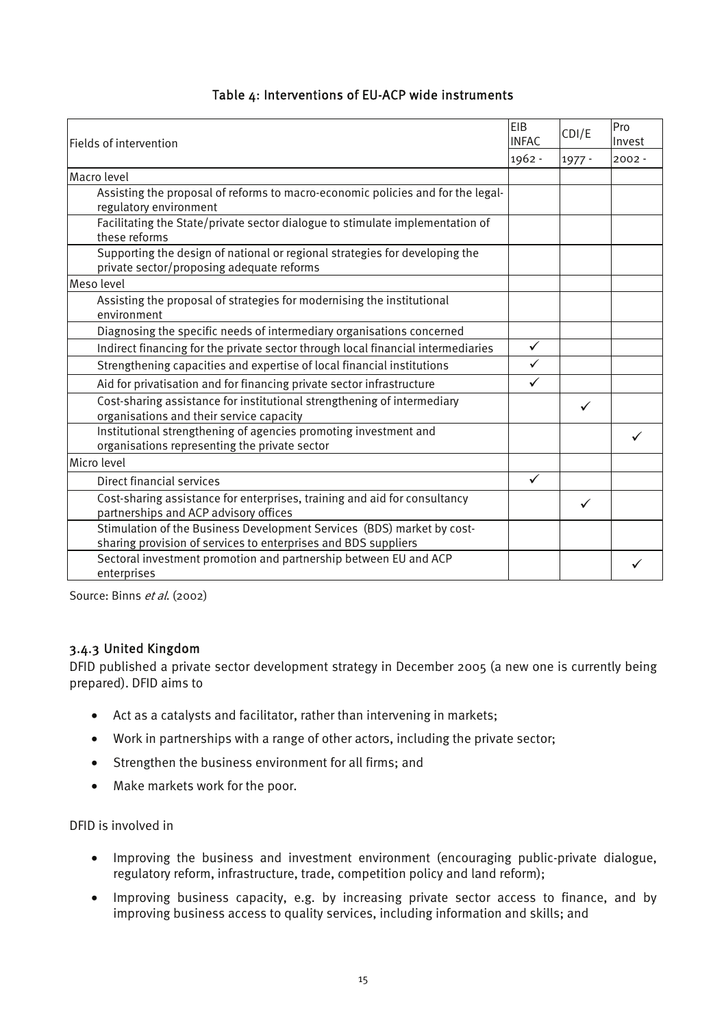### Table 4: Interventions of EU-ACP wide instruments

| Fields of intervention | EIB INFAC | CDI/E | Pro Invest |
|---|---|---|---|
| | 1962 - | 1977 - | 2002 - |
| Macro level | | | |
| Assisting the proposal of reforms to macro-economic policies and for the legal-regulatory environment | | | |
| Facilitating the State/private sector dialogue to stimulate implementation of these reforms | | | |
| Supporting the design of national or regional strategies for developing the private sector/proposing adequate reforms | | | |
| Meso level | | | |
| Assisting the proposal of strategies for modernising the institutional environment | | | |
| Diagnosing the specific needs of intermediary organisations concerned | | | |
| Indirect financing for the private sector through local financial intermediaries | ✓ | | |
| Strengthening capacities and expertise of local financial institutions | ✓ | | |
| Aid for privatisation and for financing private sector infrastructure | ✓ | | |
| Cost-sharing assistance for institutional strengthening of intermediary organisations and their service capacity | | ✓ | |
| Institutional strengthening of agencies promoting investment and organisations representing the private sector | | | ✓ |
| Micro level | | | |
| Direct financial services | ✓ | | |
| Cost-sharing assistance for enterprises, training and aid for consultancy partnerships and ACP advisory offices | | ✓ | |
| Stimulation of the Business Development Services (BDS) market by cost-sharing provision of services to enterprises and BDS suppliers | | | |
| Sectoral investment promotion and partnership between EU and ACP enterprises | | | ✓ |

Source: Binns *et al*. (2002)

### 3.4.3 United Kingdom

DFID published a private sector development strategy in December 2005 (a new one is currently being prepared). DFID aims to

- Act as a catalysts and facilitator, rather than intervening in markets;
- Work in partnerships with a range of other actors, including the private sector;
- Strengthen the business environment for all firms; and
- Make markets work for the poor.

DFID is involved in

- Improving the business and investment environment (encouraging public-private dialogue, regulatory reform, infrastructure, trade, competition policy and land reform);
- Improving business capacity, e.g. by increasing private sector access to finance, and by improving business access to quality services, including information and skills; and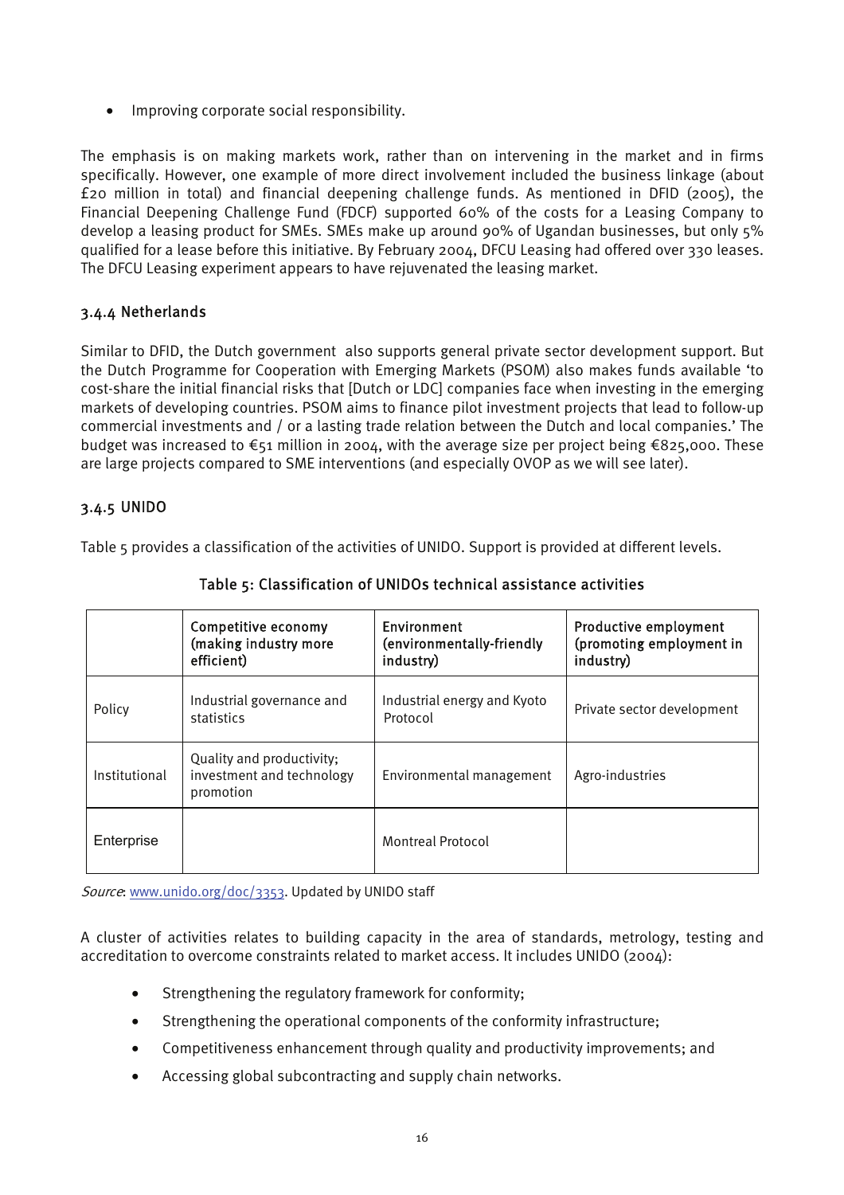- Improving corporate social responsibility.

The emphasis is on making markets work, rather than on intervening in the market and in firms specifically. However, one example of more direct involvement included the business linkage (about £20 million in total) and financial deepening challenge funds. As mentioned in DFID (2005), the Financial Deepening Challenge Fund (FDCF) supported 60% of the costs for a Leasing Company to develop a leasing product for SMEs. SMEs make up around 90% of Ugandan businesses, but only 5% qualified for a lease before this initiative. By February 2004, DFCU Leasing had offered over 330 leases. The DFCU Leasing experiment appears to have rejuvenated the leasing market.

### 3.4.4 Netherlands

Similar to DFID, the Dutch government also supports general private sector development support. But the Dutch Programme for Cooperation with Emerging Markets (PSOM) also makes funds available 'to cost-share the initial financial risks that [Dutch or LDC] companies face when investing in the emerging markets of developing countries. PSOM aims to finance pilot investment projects that lead to follow-up commercial investments and / or a lasting trade relation between the Dutch and local companies.' The budget was increased to €51 million in 2004, with the average size per project being €825,000. These are large projects compared to SME interventions (and especially OVOP as we will see later).

### 3.4.5 UNIDO

Table 5 provides a classification of the activities of UNIDO. Support is provided at different levels.

**Table 5: Classification of UNIDOs technical assistance activities**

| | Competitive economy (making industry more efficient) | Environment (environmentally-friendly industry) | Productive employment (promoting employment in industry) |
|---|---|---|---|
| Policy | Industrial governance and statistics | Industrial energy and Kyoto Protocol | Private sector development |
| Institutional | Quality and productivity; investment and technology promotion | Environmental management | Agro-industries |
| Enterprise | | Montreal Protocol | |

*Source*: www.unido.org/doc/3353. Updated by UNIDO staff

A cluster of activities relates to building capacity in the area of standards, metrology, testing and accreditation to overcome constraints related to market access. It includes UNIDO (2004):

- Strengthening the regulatory framework for conformity;
- Strengthening the operational components of the conformity infrastructure;
- Competitiveness enhancement through quality and productivity improvements; and
- Accessing global subcontracting and supply chain networks.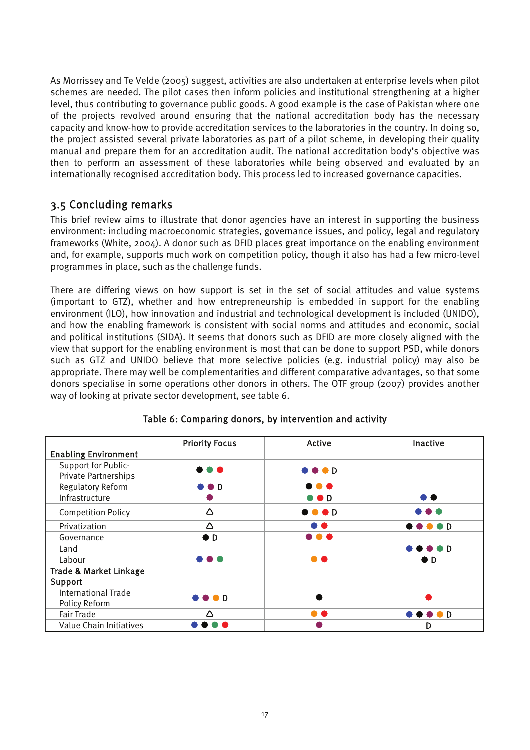As Morrissey and Te Velde (2005) suggest, activities are also undertaken at enterprise levels when pilot schemes are needed. The pilot cases then inform policies and institutional strengthening at a higher level, thus contributing to governance public goods. A good example is the case of Pakistan where one of the projects revolved around ensuring that the national accreditation body has the necessary capacity and know-how to provide accreditation services to the laboratories in the country. In doing so, the project assisted several private laboratories as part of a pilot scheme, in developing their quality manual and prepare them for an accreditation audit. The national accreditation body's objective was then to perform an assessment of these laboratories while being observed and evaluated by an internationally recognised accreditation body. This process led to increased governance capacities.

## 3.5 Concluding remarks

This brief review aims to illustrate that donor agencies have an interest in supporting the business environment: including macroeconomic strategies, governance issues, and policy, legal and regulatory frameworks (White, 2004). A donor such as DFID places great importance on the enabling environment and, for example, supports much work on competition policy, though it also has had a few micro-level programmes in place, such as the challenge funds.

There are differing views on how support is set in the set of social attitudes and value systems (important to GTZ), whether and how entrepreneurship is embedded in support for the enabling environment (ILO), how innovation and industrial and technological development is included (UNIDO), and how the enabling framework is consistent with social norms and attitudes and economic, social and political institutions (SIDA). It seems that donors such as DFID are more closely aligned with the view that support for the enabling environment is most that can be done to support PSD, while donors such as GTZ and UNIDO believe that more selective policies (e.g. industrial policy) may also be appropriate. There may well be complementarities and different comparative advantages, so that some donors specialise in some operations other donors in others. The OTF group (2007) provides another way of looking at private sector development, see table 6.

Table 6: Comparing donors, by intervention and activity

| | Priority Focus | Active | Inactive |
|---|---|---|---|
| **Enabling Environment** | | | |
| Support for Public-Private Partnerships | ● ● ● (black, green, red) | ● ● ● D (blue, purple, orange) | |
| Regulatory Reform | ● ● D (blue, purple) | ● ● ● (black, orange, red) | |
| Infrastructure | ● (purple) | ● ● D (green, red) | ● ● (blue, black) |
| Competition Policy | Δ | ● ● ● D (black, orange, red) | ● ● ● (blue, purple, green) |
| Privatization | Δ | ● ● (blue, red) | ● ● ● ● D (black, purple, orange, green) |
| Governance | ● D (black) | ● ● ● (purple, orange, red) | |
| Land | | | ● ● ● ● D (blue, black, purple, green) |
| Labour | ● ● ● (blue, purple, green) | ● ● (orange, red) | ● D (black) |
| **Trade & Market Linkage Support** | | | |
| International Trade Policy Reform | ● ● ● D (blue, purple, orange) | ● (black) | ● (red) |
| Fair Trade | Δ | ● ● (orange, red) | ● ● ● ● D (blue, black, purple, orange) |
| Value Chain Initiatives | ● ● ● ● (blue, black, green, red) | ● (purple) | D |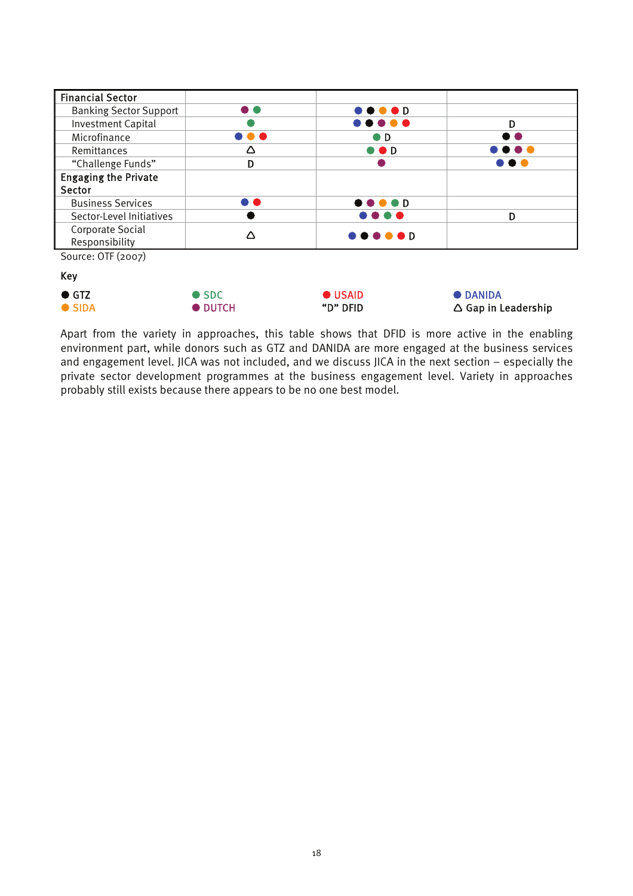| Financial Sector | | | |
|---|---|---|---|
| Banking Sector Support | ● DUTCH ● SDC | ● DANIDA ● GTZ ● SIDA ● USAID D | |
| Investment Capital | ● SDC | ● DANIDA ● GTZ ● DUTCH ● SIDA ● USAID | D |
| Microfinance | ● DANIDA ● SIDA ● USAID | ● SDC D | ● GTZ ● DUTCH |
| Remittances | △ | ● SDC ● USAID D | ● DANIDA ● GTZ ● DUTCH ● SIDA |
| "Challenge Funds" | D | ● DUTCH | ● DANIDA ● GTZ ● SIDA |
| **Engaging the Private Sector** | | | |
| Business Services | ● DANIDA ● USAID | ● GTZ ● DUTCH ● SIDA ● SDC D | |
| Sector-Level Initiatives | ● GTZ | ● DANIDA ● DUTCH ● SDC ● USAID | D |
| Corporate Social Responsibility | △ | ● DANIDA ● GTZ ● DUTCH ● SIDA ● USAID D | |

Source: OTF (2007)

**Key**

● GTZ　● SDC　● USAID　● DANIDA
● SIDA　● DUTCH　"D" DFID　△ Gap in Leadership

Apart from the variety in approaches, this table shows that DFID is more active in the enabling environment part, while donors such as GTZ and DANIDA are more engaged at the business services and engagement level. JICA was not included, and we discuss JICA in the next section – especially the private sector development programmes at the business engagement level. Variety in approaches probably still exists because there appears to be no one best model.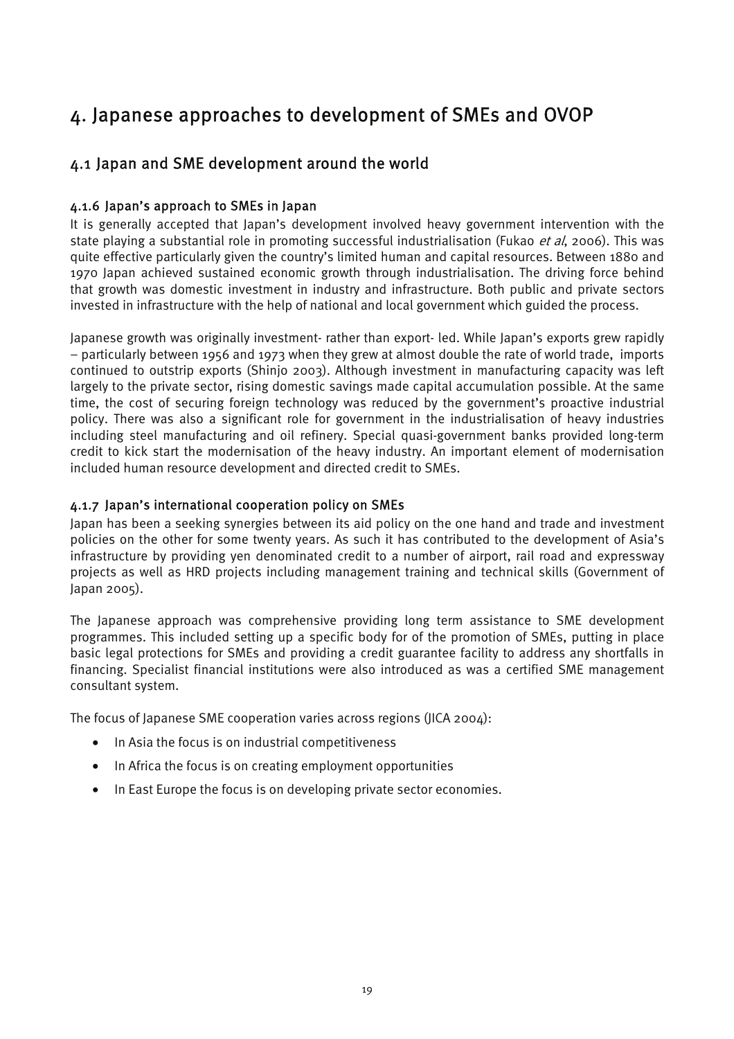# 4. Japanese approaches to development of SMEs and OVOP

## 4.1 Japan and SME development around the world

### 4.1.6 Japan's approach to SMEs in Japan

It is generally accepted that Japan's development involved heavy government intervention with the state playing a substantial role in promoting successful industrialisation (Fukao *et al*, 2006). This was quite effective particularly given the country's limited human and capital resources. Between 1880 and 1970 Japan achieved sustained economic growth through industrialisation. The driving force behind that growth was domestic investment in industry and infrastructure. Both public and private sectors invested in infrastructure with the help of national and local government which guided the process.

Japanese growth was originally investment- rather than export- led. While Japan's exports grew rapidly – particularly between 1956 and 1973 when they grew at almost double the rate of world trade, imports continued to outstrip exports (Shinjo 2003). Although investment in manufacturing capacity was left largely to the private sector, rising domestic savings made capital accumulation possible. At the same time, the cost of securing foreign technology was reduced by the government's proactive industrial policy. There was also a significant role for government in the industrialisation of heavy industries including steel manufacturing and oil refinery. Special quasi-government banks provided long-term credit to kick start the modernisation of the heavy industry. An important element of modernisation included human resource development and directed credit to SMEs.

### 4.1.7 Japan's international cooperation policy on SMEs

Japan has been a seeking synergies between its aid policy on the one hand and trade and investment policies on the other for some twenty years. As such it has contributed to the development of Asia's infrastructure by providing yen denominated credit to a number of airport, rail road and expressway projects as well as HRD projects including management training and technical skills (Government of Japan 2005).

The Japanese approach was comprehensive providing long term assistance to SME development programmes. This included setting up a specific body for of the promotion of SMEs, putting in place basic legal protections for SMEs and providing a credit guarantee facility to address any shortfalls in financing. Specialist financial institutions were also introduced as was a certified SME management consultant system.

The focus of Japanese SME cooperation varies across regions (JICA 2004):

- In Asia the focus is on industrial competitiveness
- In Africa the focus is on creating employment opportunities
- In East Europe the focus is on developing private sector economies.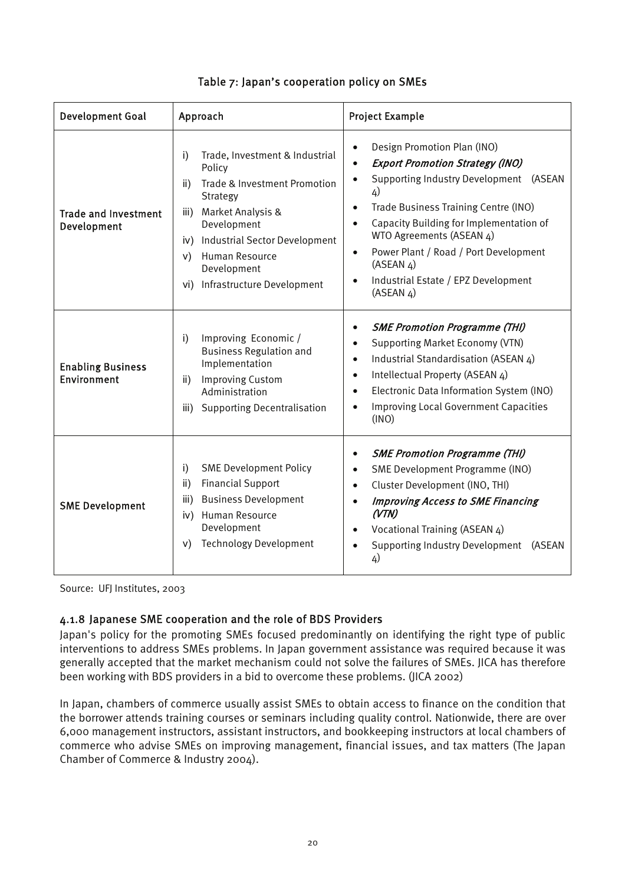Table 7: Japan's cooperation policy on SMEs

| Development Goal | Approach | Project Example |
|---|---|---|
| Trade and Investment Development | i) Trade, Investment & Industrial Policy<br>ii) Trade & Investment Promotion Strategy<br>iii) Market Analysis & Development<br>iv) Industrial Sector Development<br>v) Human Resource Development<br>vi) Infrastructure Development | • Design Promotion Plan (INO)<br>• *Export Promotion Strategy (INO)*<br>• Supporting Industry Development (ASEAN 4)<br>• Trade Business Training Centre (INO)<br>• Capacity Building for Implementation of WTO Agreements (ASEAN 4)<br>• Power Plant / Road / Port Development (ASEAN 4)<br>• Industrial Estate / EPZ Development (ASEAN 4) |
| Enabling Business Environment | i) Improving Economic / Business Regulation and Implementation<br>ii) Improving Custom Administration<br>iii) Supporting Decentralisation | • *SME Promotion Programme (THI)*<br>• Supporting Market Economy (VTN)<br>• Industrial Standardisation (ASEAN 4)<br>• Intellectual Property (ASEAN 4)<br>• Electronic Data Information System (INO)<br>• Improving Local Government Capacities (INO) |
| SME Development | i) SME Development Policy<br>ii) Financial Support<br>iii) Business Development<br>iv) Human Resource Development<br>v) Technology Development | • *SME Promotion Programme (THI)*<br>• SME Development Programme (INO)<br>• Cluster Development (INO, THI)<br>• *Improving Access to SME Financing (VTN)*<br>• Vocational Training (ASEAN 4)<br>• Supporting Industry Development (ASEAN 4) |

Source: UFJ Institutes, 2003

### 4.1.8 Japanese SME cooperation and the role of BDS Providers

Japan's policy for the promoting SMEs focused predominantly on identifying the right type of public interventions to address SMEs problems. In Japan government assistance was required because it was generally accepted that the market mechanism could not solve the failures of SMEs. JICA has therefore been working with BDS providers in a bid to overcome these problems. (JICA 2002)

In Japan, chambers of commerce usually assist SMEs to obtain access to finance on the condition that the borrower attends training courses or seminars including quality control. Nationwide, there are over 6,000 management instructors, assistant instructors, and bookkeeping instructors at local chambers of commerce who advise SMEs on improving management, financial issues, and tax matters (The Japan Chamber of Commerce & Industry 2004).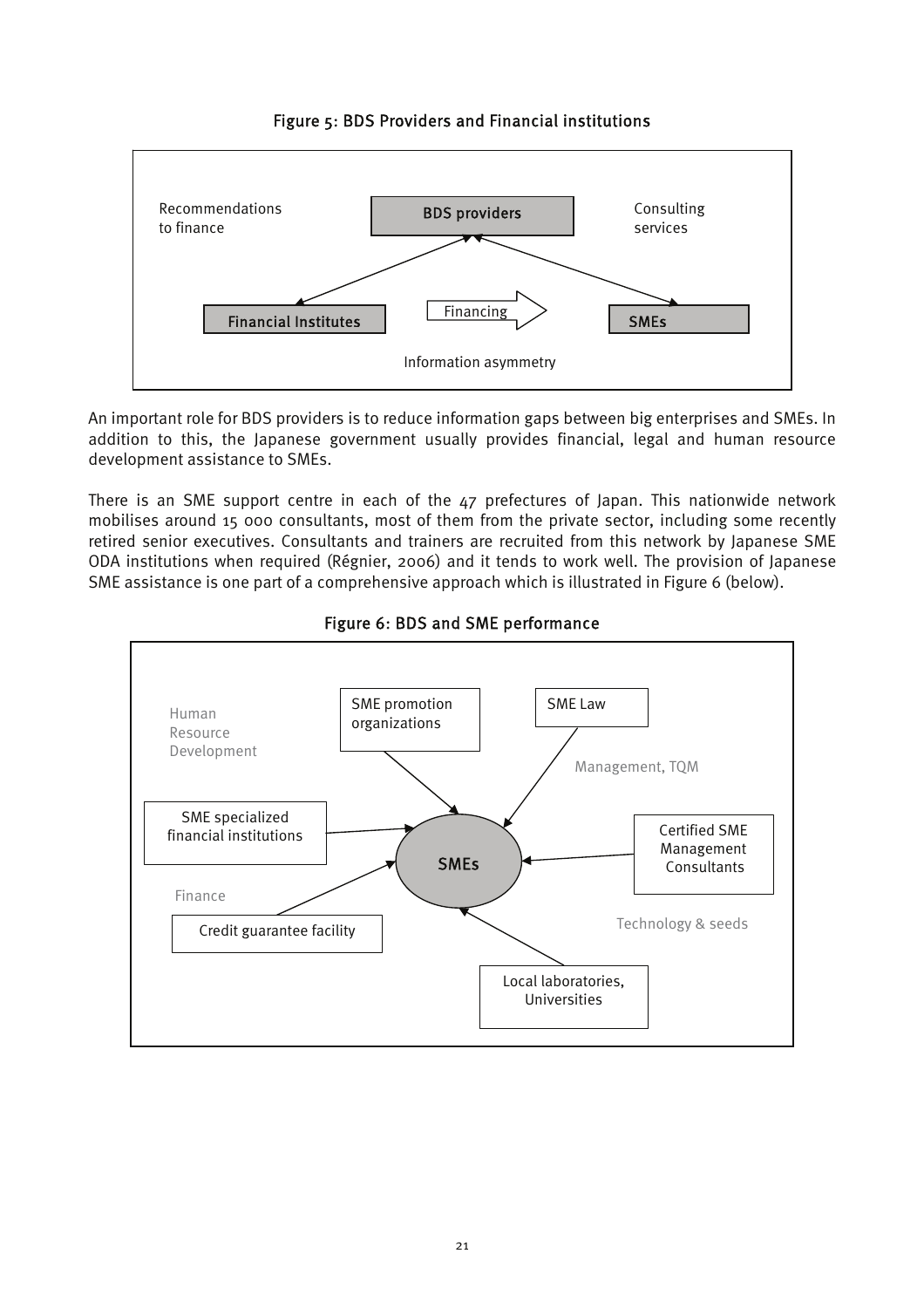Figure 5: BDS Providers and Financial institutions

Recommendations to finance

BDS providers

Consulting services

Financial Institutes

Financing

SMEs

Information asymmetry

An important role for BDS providers is to reduce information gaps between big enterprises and SMEs. In addition to this, the Japanese government usually provides financial, legal and human resource development assistance to SMEs.

There is an SME support centre in each of the 47 prefectures of Japan. This nationwide network mobilises around 15 000 consultants, most of them from the private sector, including some recently retired senior executives. Consultants and trainers are recruited from this network by Japanese SME ODA institutions when required (Régnier, 2006) and it tends to work well. The provision of Japanese SME assistance is one part of a comprehensive approach which is illustrated in Figure 6 (below).

Figure 6: BDS and SME performance

Human Resource Development

SME promotion organizations

SME Law

Management, TQM

SME specialized financial institutions

SMEs

Certified SME Management Consultants

Finance

Credit guarantee facility

Technology & seeds

Local laboratories, Universities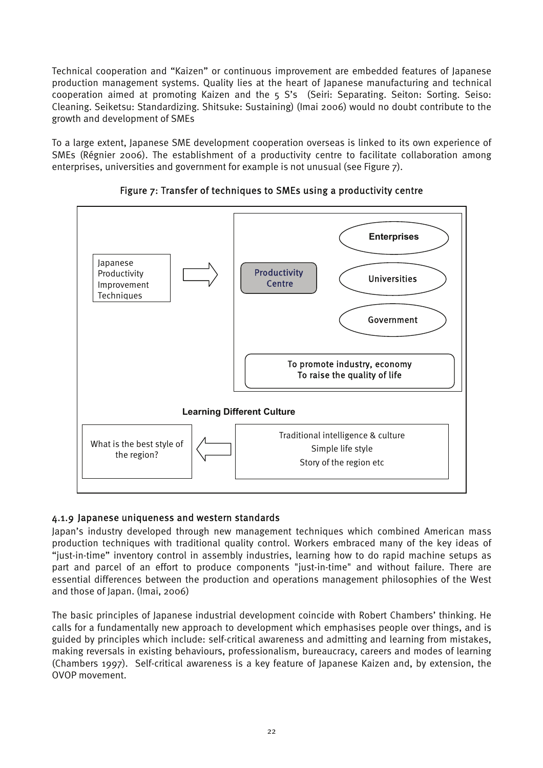Technical cooperation and "Kaizen" or continuous improvement are embedded features of Japanese production management systems. Quality lies at the heart of Japanese manufacturing and technical cooperation aimed at promoting Kaizen and the 5 S's (Seiri: Separating. Seiton: Sorting. Seiso: Cleaning. Seiketsu: Standardizing. Shitsuke: Sustaining) (Imai 2006) would no doubt contribute to the growth and development of SMEs

To a large extent, Japanese SME development cooperation overseas is linked to its own experience of SMEs (Régnier 2006). The establishment of a productivity centre to facilitate collaboration among enterprises, universities and government for example is not unusual (see Figure 7).

Figure 7: Transfer of techniques to SMEs using a productivity centre

Japanese Productivity Improvement Techniques

Productivity Centre

Enterprises

Universities

Government

To promote industry, economy
To raise the quality of life

**Learning Different Culture**

What is the best style of the region?

Traditional intelligence & culture
Simple life style
Story of the region etc

### 4.1.9 Japanese uniqueness and western standards

Japan's industry developed through new management techniques which combined American mass production techniques with traditional quality control. Workers embraced many of the key ideas of "just-in-time" inventory control in assembly industries, learning how to do rapid machine setups as part and parcel of an effort to produce components "just-in-time" and without failure. There are essential differences between the production and operations management philosophies of the West and those of Japan. (Imai, 2006)

The basic principles of Japanese industrial development coincide with Robert Chambers' thinking. He calls for a fundamentally new approach to development which emphasises people over things, and is guided by principles which include: self-critical awareness and admitting and learning from mistakes, making reversals in existing behaviours, professionalism, bureaucracy, careers and modes of learning (Chambers 1997). Self-critical awareness is a key feature of Japanese Kaizen and, by extension, the OVOP movement.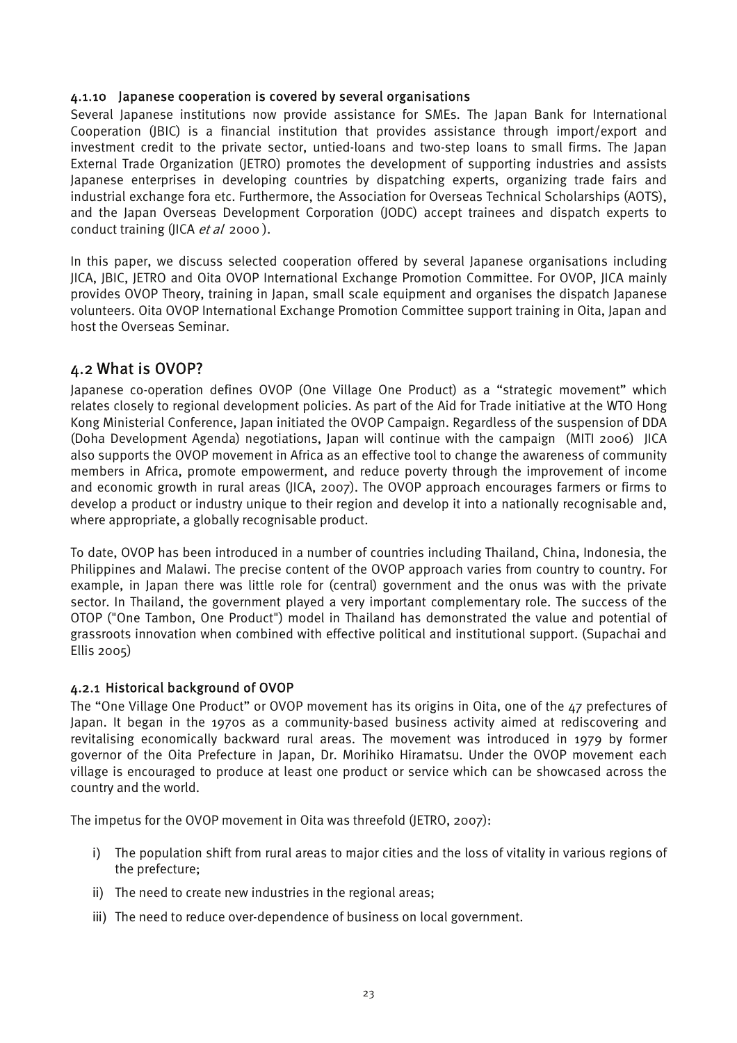#### 4.1.10 Japanese cooperation is covered by several organisations

Several Japanese institutions now provide assistance for SMEs. The Japan Bank for International Cooperation (JBIC) is a financial institution that provides assistance through import/export and investment credit to the private sector, untied-loans and two-step loans to small firms. The Japan External Trade Organization (JETRO) promotes the development of supporting industries and assists Japanese enterprises in developing countries by dispatching experts, organizing trade fairs and industrial exchange fora etc. Furthermore, the Association for Overseas Technical Scholarships (AOTS), and the Japan Overseas Development Corporation (JODC) accept trainees and dispatch experts to conduct training (JICA *et al* 2000 ).

In this paper, we discuss selected cooperation offered by several Japanese organisations including JICA, JBIC, JETRO and Oita OVOP International Exchange Promotion Committee. For OVOP, JICA mainly provides OVOP Theory, training in Japan, small scale equipment and organises the dispatch Japanese volunteers. Oita OVOP International Exchange Promotion Committee support training in Oita, Japan and host the Overseas Seminar.

## 4.2 What is OVOP?

Japanese co-operation defines OVOP (One Village One Product) as a "strategic movement" which relates closely to regional development policies. As part of the Aid for Trade initiative at the WTO Hong Kong Ministerial Conference, Japan initiated the OVOP Campaign. Regardless of the suspension of DDA (Doha Development Agenda) negotiations, Japan will continue with the campaign (MITI 2006) JICA also supports the OVOP movement in Africa as an effective tool to change the awareness of community members in Africa, promote empowerment, and reduce poverty through the improvement of income and economic growth in rural areas (JICA, 2007). The OVOP approach encourages farmers or firms to develop a product or industry unique to their region and develop it into a nationally recognisable and, where appropriate, a globally recognisable product.

To date, OVOP has been introduced in a number of countries including Thailand, China, Indonesia, the Philippines and Malawi. The precise content of the OVOP approach varies from country to country. For example, in Japan there was little role for (central) government and the onus was with the private sector. In Thailand, the government played a very important complementary role. The success of the OTOP ("One Tambon, One Product") model in Thailand has demonstrated the value and potential of grassroots innovation when combined with effective political and institutional support. (Supachai and Ellis 2005)

#### 4.2.1 Historical background of OVOP

The "One Village One Product" or OVOP movement has its origins in Oita, one of the 47 prefectures of Japan. It began in the 1970s as a community-based business activity aimed at rediscovering and revitalising economically backward rural areas. The movement was introduced in 1979 by former governor of the Oita Prefecture in Japan, Dr. Morihiko Hiramatsu. Under the OVOP movement each village is encouraged to produce at least one product or service which can be showcased across the country and the world.

The impetus for the OVOP movement in Oita was threefold (JETRO, 2007):

i) The population shift from rural areas to major cities and the loss of vitality in various regions of the prefecture;

ii) The need to create new industries in the regional areas;

iii) The need to reduce over-dependence of business on local government.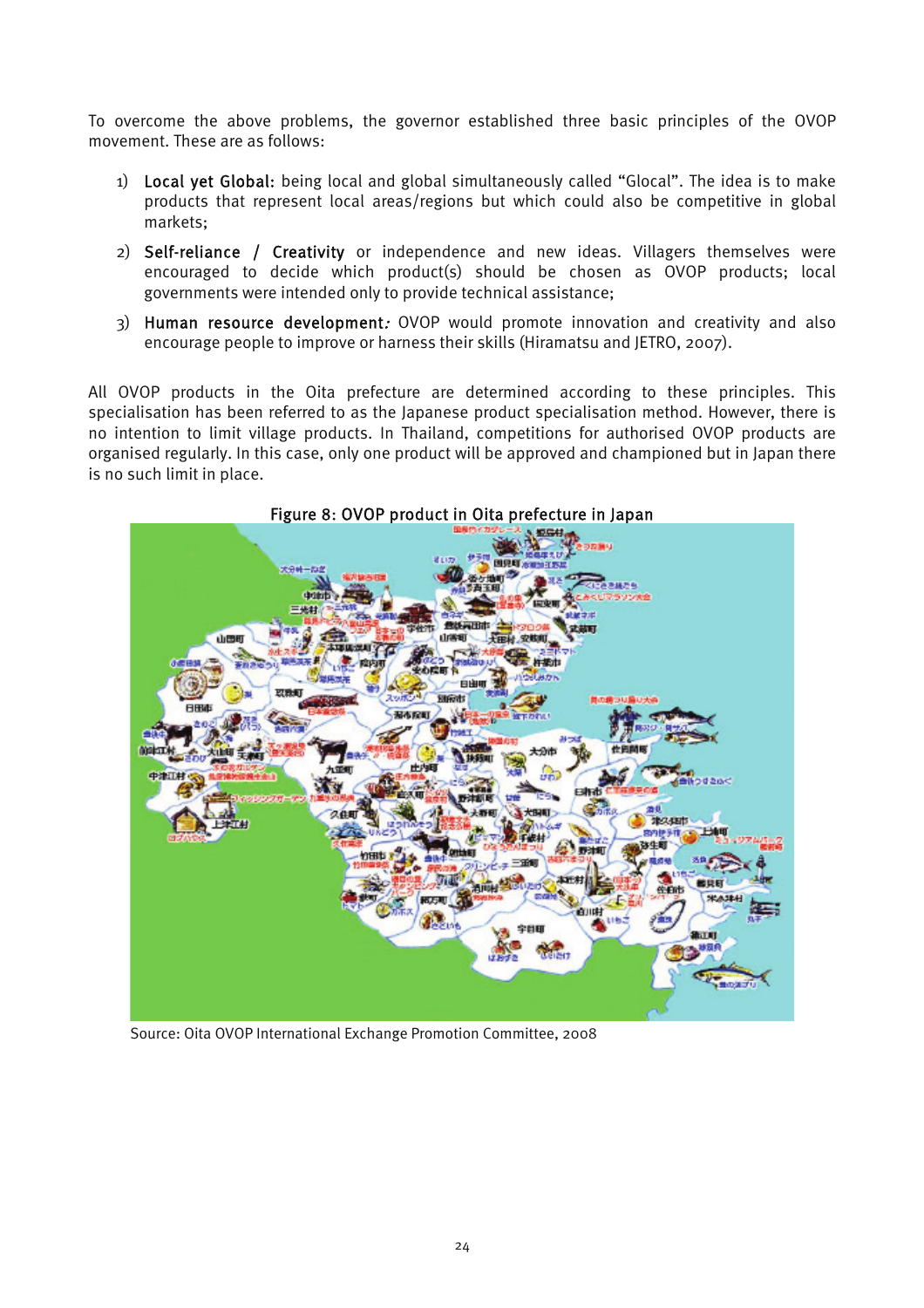To overcome the above problems, the governor established three basic principles of the OVOP movement. These are as follows:

1) **Local yet Global:** being local and global simultaneously called "Glocal". The idea is to make products that represent local areas/regions but which could also be competitive in global markets;

2) **Self-reliance / Creativity** or independence and new ideas. Villagers themselves were encouraged to decide which product(s) should be chosen as OVOP products; local governments were intended only to provide technical assistance;

3) **Human resource development**: OVOP would promote innovation and creativity and also encourage people to improve or harness their skills (Hiramatsu and JETRO, 2007).

All OVOP products in the Oita prefecture are determined according to these principles. This specialisation has been referred to as the Japanese product specialisation method. However, there is no intention to limit village products. In Thailand, competitions for authorised OVOP products are organised regularly. In this case, only one product will be approved and championed but in Japan there is no such limit in place.

**Figure 8: OVOP product in Oita prefecture in Japan**

Source: Oita OVOP International Exchange Promotion Committee, 2008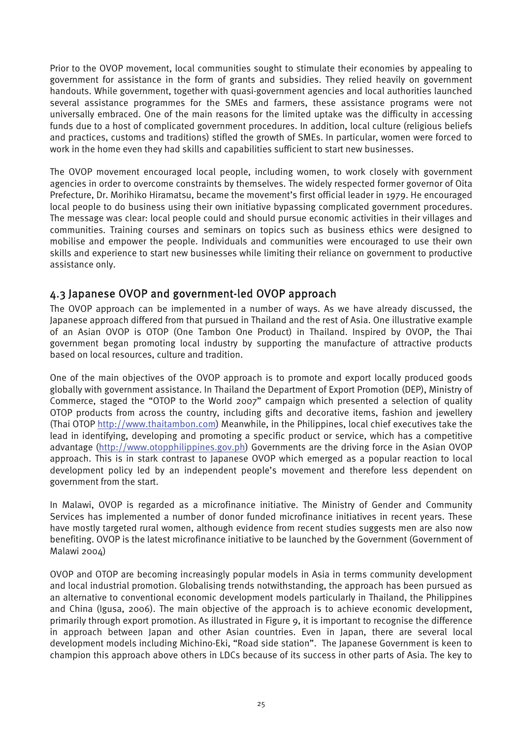Prior to the OVOP movement, local communities sought to stimulate their economies by appealing to government for assistance in the form of grants and subsidies. They relied heavily on government handouts. While government, together with quasi-government agencies and local authorities launched several assistance programmes for the SMEs and farmers, these assistance programs were not universally embraced. One of the main reasons for the limited uptake was the difficulty in accessing funds due to a host of complicated government procedures. In addition, local culture (religious beliefs and practices, customs and traditions) stifled the growth of SMEs. In particular, women were forced to work in the home even they had skills and capabilities sufficient to start new businesses.

The OVOP movement encouraged local people, including women, to work closely with government agencies in order to overcome constraints by themselves. The widely respected former governor of Oita Prefecture, Dr. Morihiko Hiramatsu, became the movement's first official leader in 1979. He encouraged local people to do business using their own initiative bypassing complicated government procedures. The message was clear: local people could and should pursue economic activities in their villages and communities. Training courses and seminars on topics such as business ethics were designed to mobilise and empower the people. Individuals and communities were encouraged to use their own skills and experience to start new businesses while limiting their reliance on government to productive assistance only.

## 4.3 Japanese OVOP and government-led OVOP approach

The OVOP approach can be implemented in a number of ways. As we have already discussed, the Japanese approach differed from that pursued in Thailand and the rest of Asia. One illustrative example of an Asian OVOP is OTOP (One Tambon One Product) in Thailand. Inspired by OVOP, the Thai government began promoting local industry by supporting the manufacture of attractive products based on local resources, culture and tradition.

One of the main objectives of the OVOP approach is to promote and export locally produced goods globally with government assistance. In Thailand the Department of Export Promotion (DEP), Ministry of Commerce, staged the "OTOP to the World 2007" campaign which presented a selection of quality OTOP products from across the country, including gifts and decorative items, fashion and jewellery (Thai OTOP http://www.thaitambon.com) Meanwhile, in the Philippines, local chief executives take the lead in identifying, developing and promoting a specific product or service, which has a competitive advantage (http://www.otopphilippines.gov.ph) Governments are the driving force in the Asian OVOP approach. This is in stark contrast to Japanese OVOP which emerged as a popular reaction to local development policy led by an independent people's movement and therefore less dependent on government from the start.

In Malawi, OVOP is regarded as a microfinance initiative. The Ministry of Gender and Community Services has implemented a number of donor funded microfinance initiatives in recent years. These have mostly targeted rural women, although evidence from recent studies suggests men are also now benefiting. OVOP is the latest microfinance initiative to be launched by the Government (Government of Malawi 2004)

OVOP and OTOP are becoming increasingly popular models in Asia in terms community development and local industrial promotion. Globalising trends notwithstanding, the approach has been pursued as an alternative to conventional economic development models particularly in Thailand, the Philippines and China (Igusa, 2006). The main objective of the approach is to achieve economic development, primarily through export promotion. As illustrated in Figure 9, it is important to recognise the difference in approach between Japan and other Asian countries. Even in Japan, there are several local development models including Michino-Eki, "Road side station". The Japanese Government is keen to champion this approach above others in LDCs because of its success in other parts of Asia. The key to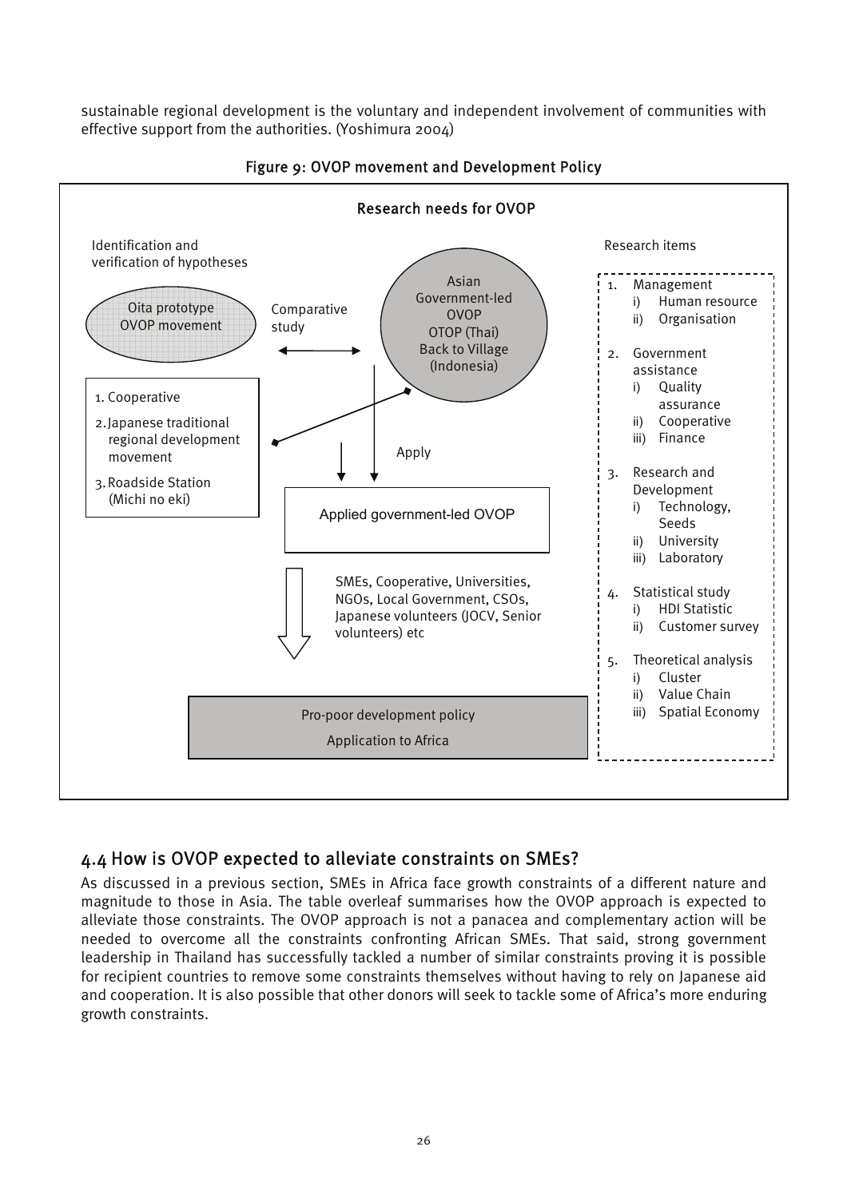sustainable regional development is the voluntary and independent involvement of communities with effective support from the authorities. (Yoshimura 2004)

**Figure 9: OVOP movement and Development Policy**

Research needs for OVOP

Identification and verification of hypotheses

Oita prototype OVOP movement

Comparative study

Asian Government-led OVOP
OTOP (Thai)
Back to Village (Indonesia)

1. Cooperative
2. Japanese traditional regional development movement
3. Roadside Station (Michi no eki)

Apply

Applied government-led OVOP

SMEs, Cooperative, Universities, NGOs, Local Government, CSOs, Japanese volunteers (JOCV, Senior volunteers) etc

Pro-poor development policy
Application to Africa

Research items

1. Management
   i) Human resource
   ii) Organisation
2. Government assistance
   i) Quality assurance
   ii) Cooperative
   iii) Finance
3. Research and Development
   i) Technology, Seeds
   ii) University
   iii) Laboratory
4. Statistical study
   i) HDI Statistic
   ii) Customer survey
5. Theoretical analysis
   i) Cluster
   ii) Value Chain
   iii) Spatial Economy

## 4.4 How is OVOP expected to alleviate constraints on SMEs?

As discussed in a previous section, SMEs in Africa face growth constraints of a different nature and magnitude to those in Asia. The table overleaf summarises how the OVOP approach is expected to alleviate those constraints. The OVOP approach is not a panacea and complementary action will be needed to overcome all the constraints confronting African SMEs. That said, strong government leadership in Thailand has successfully tackled a number of similar constraints proving it is possible for recipient countries to remove some constraints themselves without having to rely on Japanese aid and cooperation. It is also possible that other donors will seek to tackle some of Africa's more enduring growth constraints.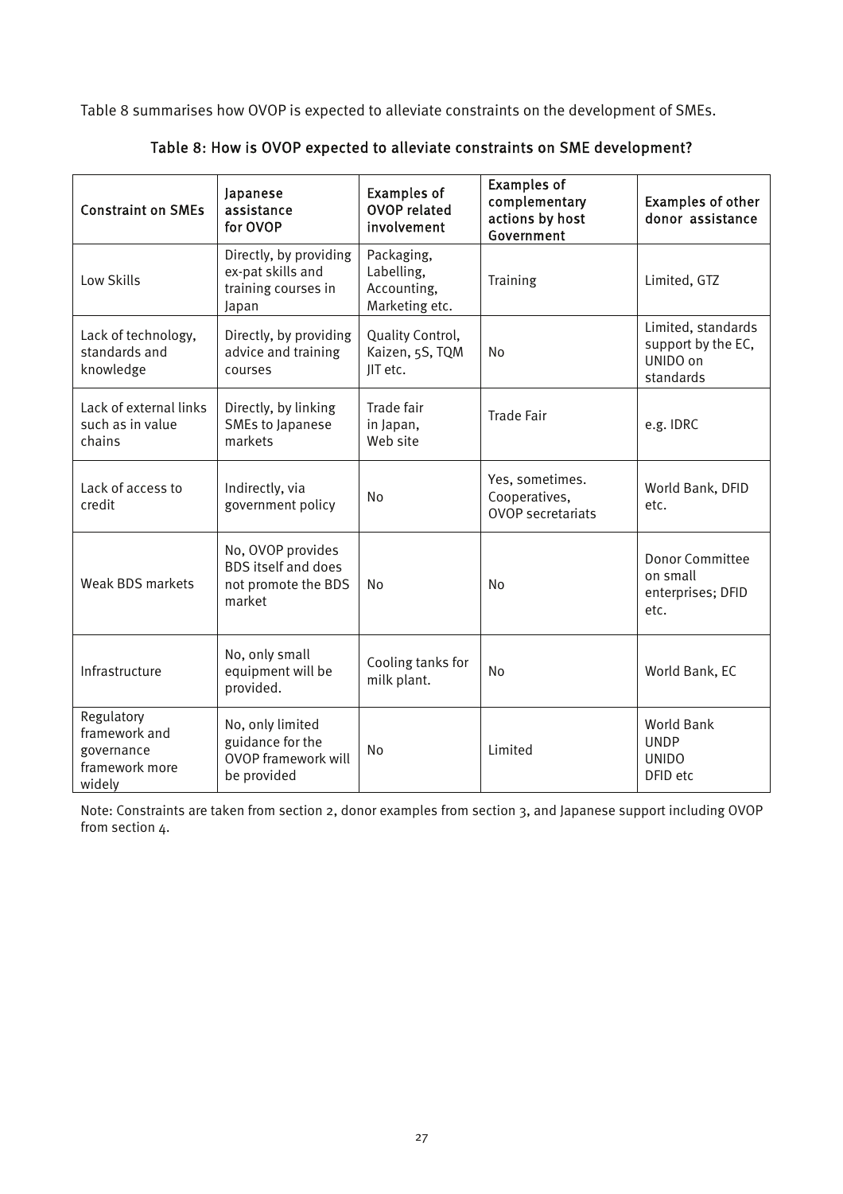Table 8 summarises how OVOP is expected to alleviate constraints on the development of SMEs.

### Table 8: How is OVOP expected to alleviate constraints on SME development?

| Constraint on SMEs | Japanese assistance for OVOP | Examples of OVOP related involvement | Examples of complementary actions by host Government | Examples of other donor assistance |
|---|---|---|---|---|
| Low Skills | Directly, by providing ex-pat skills and training courses in Japan | Packaging, Labelling, Accounting, Marketing etc. | Training | Limited, GTZ |
| Lack of technology, standards and knowledge | Directly, by providing advice and training courses | Quality Control, Kaizen, 5S, TQM JIT etc. | No | Limited, standards support by the EC, UNIDO on standards |
| Lack of external links such as in value chains | Directly, by linking SMEs to Japanese markets | Trade fair in Japan, Web site | Trade Fair | e.g. IDRC |
| Lack of access to credit | Indirectly, via government policy | No | Yes, sometimes. Cooperatives, OVOP secretariats | World Bank, DFID etc. |
| Weak BDS markets | No, OVOP provides BDS itself and does not promote the BDS market | No | No | Donor Committee on small enterprises; DFID etc. |
| Infrastructure | No, only small equipment will be provided. | Cooling tanks for milk plant. | No | World Bank, EC |
| Regulatory framework and governance framework more widely | No, only limited guidance for the OVOP framework will be provided | No | Limited | World Bank UNDP UNIDO DFID etc |

Note: Constraints are taken from section 2, donor examples from section 3, and Japanese support including OVOP from section 4.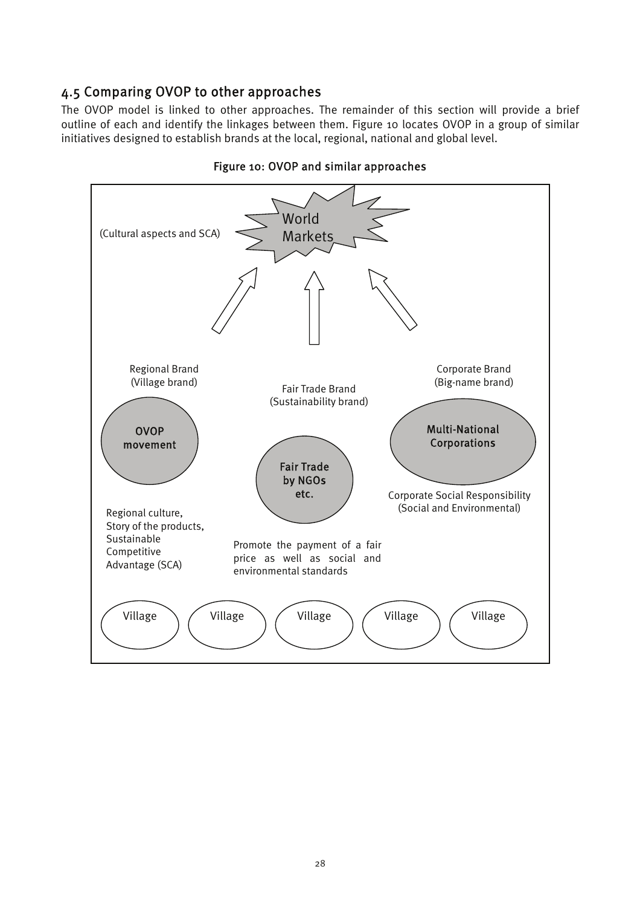## 4.5 Comparing OVOP to other approaches

The OVOP model is linked to other approaches. The remainder of this section will provide a brief outline of each and identify the linkages between them. Figure 10 locates OVOP in a group of similar initiatives designed to establish brands at the local, regional, national and global level.

**Figure 10: OVOP and similar approaches**

World Markets

(Cultural aspects and SCA)

Regional Brand
(Village brand)

OVOP movement

Regional culture,
Story of the products,
Sustainable Competitive Advantage (SCA)

Fair Trade Brand
(Sustainability brand)

Fair Trade by NGOs etc.

Promote the payment of a fair price as well as social and environmental standards

Corporate Brand
(Big-name brand)

Multi-National Corporations

Corporate Social Responsibility
(Social and Environmental)

Village | Village | Village | Village | Village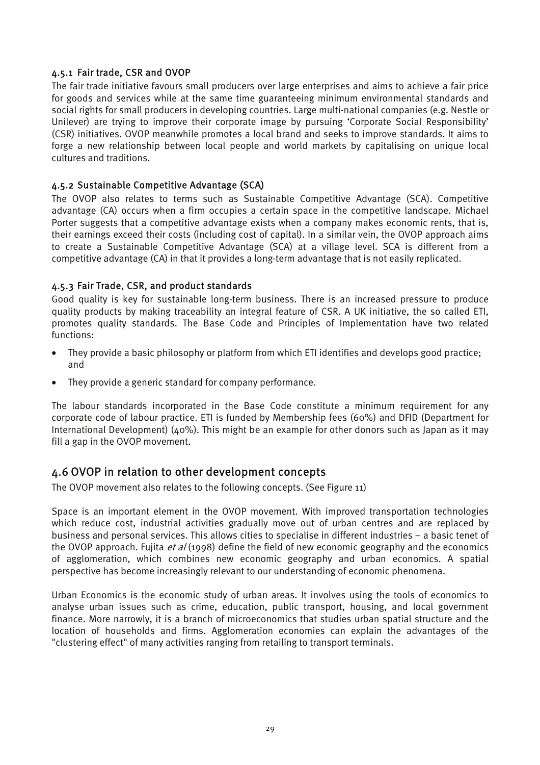#### 4.5.1 Fair trade, CSR and OVOP

The fair trade initiative favours small producers over large enterprises and aims to achieve a fair price for goods and services while at the same time guaranteeing minimum environmental standards and social rights for small producers in developing countries. Large multi-national companies (e.g. Nestle or Unilever) are trying to improve their corporate image by pursuing 'Corporate Social Responsibility' (CSR) initiatives. OVOP meanwhile promotes a local brand and seeks to improve standards. It aims to forge a new relationship between local people and world markets by capitalising on unique local cultures and traditions.

#### 4.5.2 Sustainable Competitive Advantage (SCA)

The OVOP also relates to terms such as Sustainable Competitive Advantage (SCA). Competitive advantage (CA) occurs when a firm occupies a certain space in the competitive landscape. Michael Porter suggests that a competitive advantage exists when a company makes economic rents, that is, their earnings exceed their costs (including cost of capital). In a similar vein, the OVOP approach aims to create a Sustainable Competitive Advantage (SCA) at a village level. SCA is different from a competitive advantage (CA) in that it provides a long-term advantage that is not easily replicated.

#### 4.5.3 Fair Trade, CSR, and product standards

Good quality is key for sustainable long-term business. There is an increased pressure to produce quality products by making traceability an integral feature of CSR. A UK initiative, the so called ETI, promotes quality standards. The Base Code and Principles of Implementation have two related functions:

- They provide a basic philosophy or platform from which ETI identifies and develops good practice; and
- They provide a generic standard for company performance.

The labour standards incorporated in the Base Code constitute a minimum requirement for any corporate code of labour practice. ETI is funded by Membership fees (60%) and DFID (Department for International Development) (40%). This might be an example for other donors such as Japan as it may fill a gap in the OVOP movement.

### 4.6 OVOP in relation to other development concepts

The OVOP movement also relates to the following concepts. (See Figure 11)

Space is an important element in the OVOP movement. With improved transportation technologies which reduce cost, industrial activities gradually move out of urban centres and are replaced by business and personal services. This allows cities to specialise in different industries – a basic tenet of the OVOP approach. Fujita *et al* (1998) define the field of new economic geography and the economics of agglomeration, which combines new economic geography and urban economics. A spatial perspective has become increasingly relevant to our understanding of economic phenomena.

Urban Economics is the economic study of urban areas. It involves using the tools of economics to analyse urban issues such as crime, education, public transport, housing, and local government finance. More narrowly, it is a branch of microeconomics that studies urban spatial structure and the location of households and firms. Agglomeration economies can explain the advantages of the "clustering effect" of many activities ranging from retailing to transport terminals.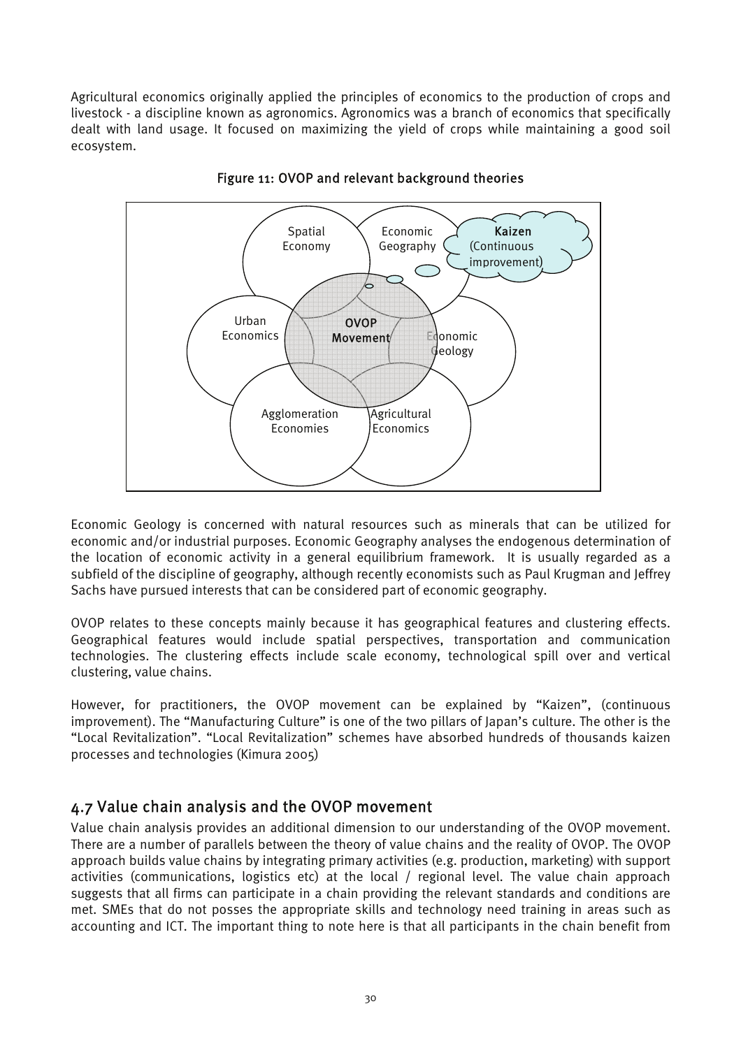Agricultural economics originally applied the principles of economics to the production of crops and livestock - a discipline known as agronomics. Agronomics was a branch of economics that specifically dealt with land usage. It focused on maximizing the yield of crops while maintaining a good soil ecosystem.

**Figure 11: OVOP and relevant background theories**

Spatial Economy | Economic Geography | **Kaizen** (Continuous improvement) | Urban Economics | **OVOP Movement** | Economic Geology | Agglomeration Economies | Agricultural Economics

Economic Geology is concerned with natural resources such as minerals that can be utilized for economic and/or industrial purposes. Economic Geography analyses the endogenous determination of the location of economic activity in a general equilibrium framework. It is usually regarded as a subfield of the discipline of geography, although recently economists such as Paul Krugman and Jeffrey Sachs have pursued interests that can be considered part of economic geography.

OVOP relates to these concepts mainly because it has geographical features and clustering effects. Geographical features would include spatial perspectives, transportation and communication technologies. The clustering effects include scale economy, technological spill over and vertical clustering, value chains.

However, for practitioners, the OVOP movement can be explained by "Kaizen", (continuous improvement). The "Manufacturing Culture" is one of the two pillars of Japan's culture. The other is the "Local Revitalization". "Local Revitalization" schemes have absorbed hundreds of thousands kaizen processes and technologies (Kimura 2005)

## 4.7 Value chain analysis and the OVOP movement

Value chain analysis provides an additional dimension to our understanding of the OVOP movement. There are a number of parallels between the theory of value chains and the reality of OVOP. The OVOP approach builds value chains by integrating primary activities (e.g. production, marketing) with support activities (communications, logistics etc) at the local / regional level. The value chain approach suggests that all firms can participate in a chain providing the relevant standards and conditions are met. SMEs that do not posses the appropriate skills and technology need training in areas such as accounting and ICT. The important thing to note here is that all participants in the chain benefit from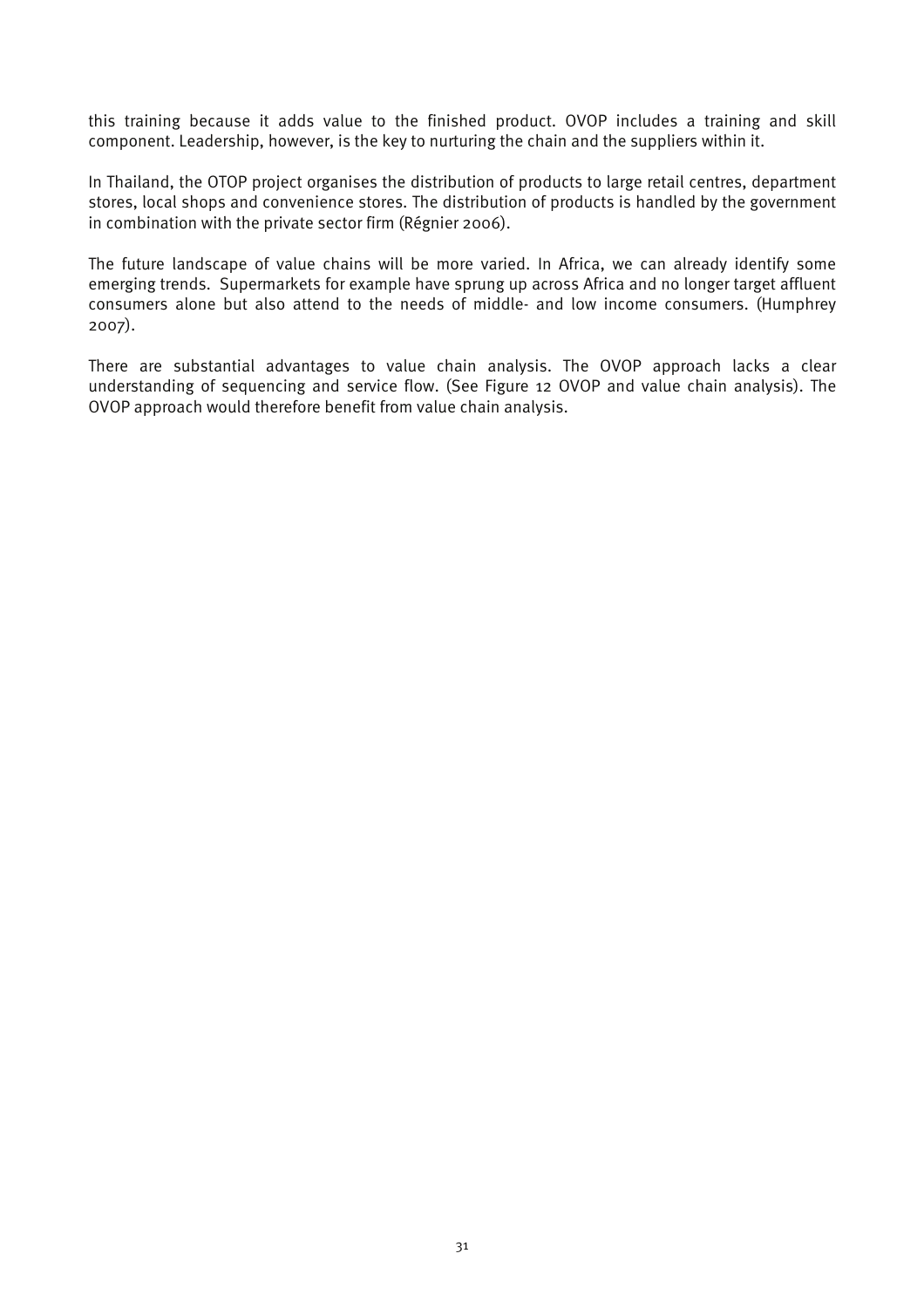this training because it adds value to the finished product. OVOP includes a training and skill component. Leadership, however, is the key to nurturing the chain and the suppliers within it.

In Thailand, the OTOP project organises the distribution of products to large retail centres, department stores, local shops and convenience stores. The distribution of products is handled by the government in combination with the private sector firm (Régnier 2006).

The future landscape of value chains will be more varied. In Africa, we can already identify some emerging trends. Supermarkets for example have sprung up across Africa and no longer target affluent consumers alone but also attend to the needs of middle- and low income consumers. (Humphrey 2007).

There are substantial advantages to value chain analysis. The OVOP approach lacks a clear understanding of sequencing and service flow. (See Figure 12 OVOP and value chain analysis). The OVOP approach would therefore benefit from value chain analysis.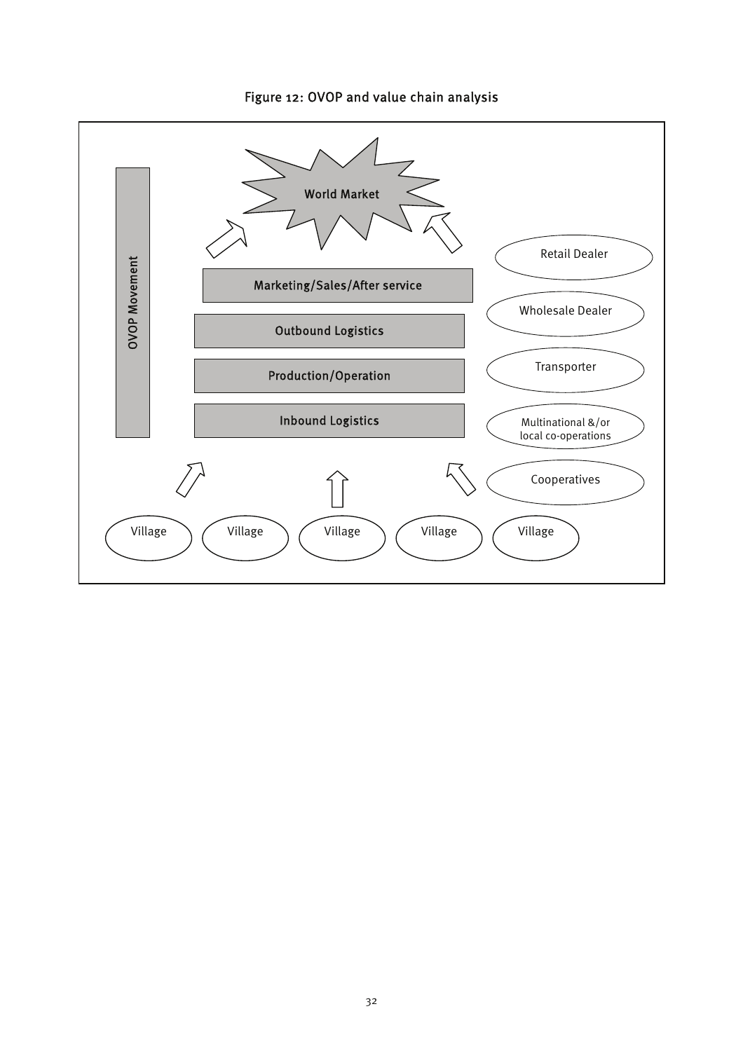Figure 12: OVOP and value chain analysis

World Market

OVOP Movement

Marketing/Sales/After service

Outbound Logistics

Production/Operation

Inbound Logistics

Retail Dealer

Wholesale Dealer

Transporter

Multinational &/or local co-operations

Cooperatives

Village

Village

Village

Village

Village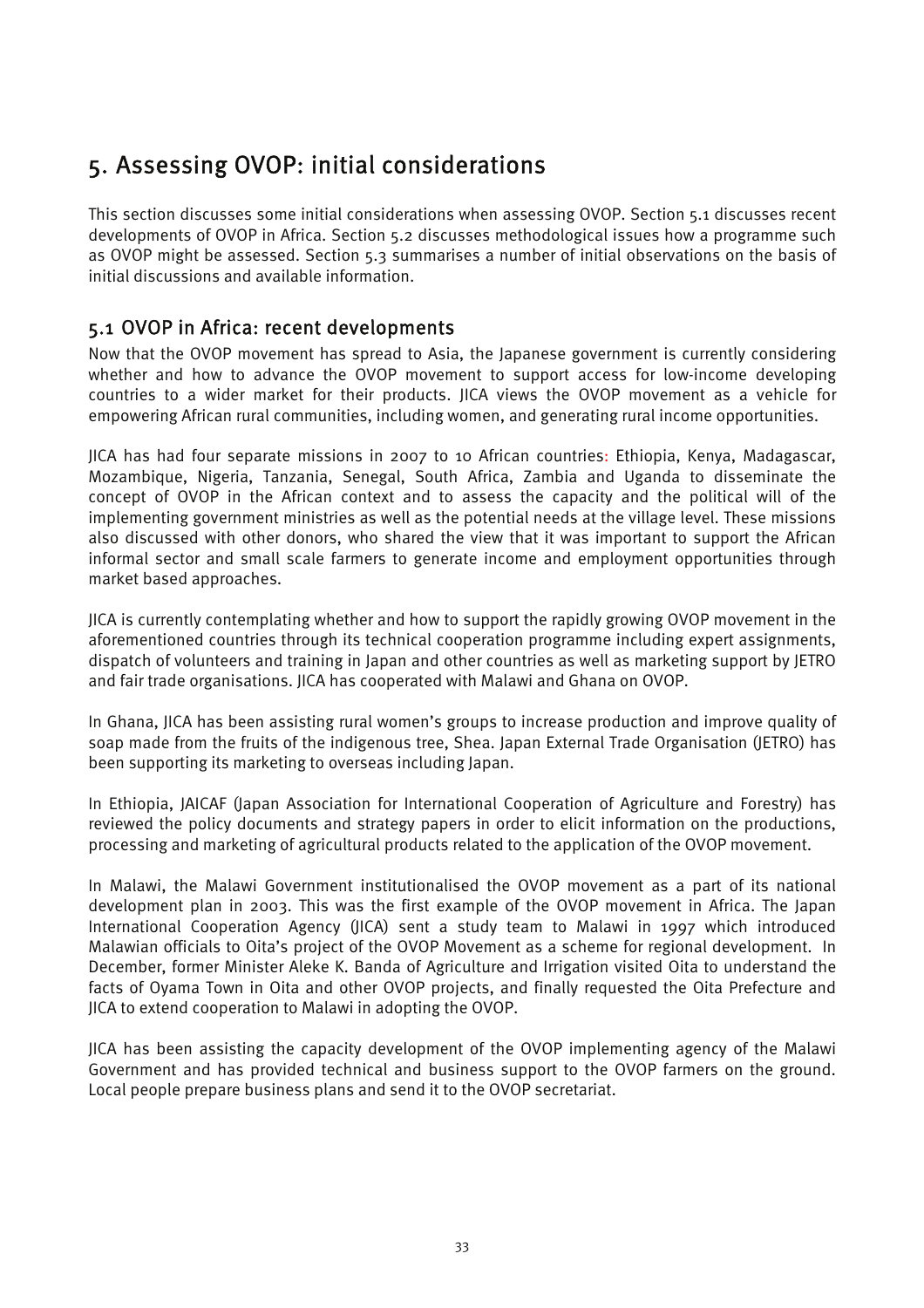# 5. Assessing OVOP: initial considerations

This section discusses some initial considerations when assessing OVOP. Section 5.1 discusses recent developments of OVOP in Africa. Section 5.2 discusses methodological issues how a programme such as OVOP might be assessed. Section 5.3 summarises a number of initial observations on the basis of initial discussions and available information.

## 5.1 OVOP in Africa: recent developments

Now that the OVOP movement has spread to Asia, the Japanese government is currently considering whether and how to advance the OVOP movement to support access for low-income developing countries to a wider market for their products. JICA views the OVOP movement as a vehicle for empowering African rural communities, including women, and generating rural income opportunities.

JICA has had four separate missions in 2007 to 10 African countries: Ethiopia, Kenya, Madagascar, Mozambique, Nigeria, Tanzania, Senegal, South Africa, Zambia and Uganda to disseminate the concept of OVOP in the African context and to assess the capacity and the political will of the implementing government ministries as well as the potential needs at the village level. These missions also discussed with other donors, who shared the view that it was important to support the African informal sector and small scale farmers to generate income and employment opportunities through market based approaches.

JICA is currently contemplating whether and how to support the rapidly growing OVOP movement in the aforementioned countries through its technical cooperation programme including expert assignments, dispatch of volunteers and training in Japan and other countries as well as marketing support by JETRO and fair trade organisations. JICA has cooperated with Malawi and Ghana on OVOP.

In Ghana, JICA has been assisting rural women's groups to increase production and improve quality of soap made from the fruits of the indigenous tree, Shea. Japan External Trade Organisation (JETRO) has been supporting its marketing to overseas including Japan.

In Ethiopia, JAICAF (Japan Association for International Cooperation of Agriculture and Forestry) has reviewed the policy documents and strategy papers in order to elicit information on the productions, processing and marketing of agricultural products related to the application of the OVOP movement.

In Malawi, the Malawi Government institutionalised the OVOP movement as a part of its national development plan in 2003. This was the first example of the OVOP movement in Africa. The Japan International Cooperation Agency (JICA) sent a study team to Malawi in 1997 which introduced Malawian officials to Oita's project of the OVOP Movement as a scheme for regional development. In December, former Minister Aleke K. Banda of Agriculture and Irrigation visited Oita to understand the facts of Oyama Town in Oita and other OVOP projects, and finally requested the Oita Prefecture and JICA to extend cooperation to Malawi in adopting the OVOP.

JICA has been assisting the capacity development of the OVOP implementing agency of the Malawi Government and has provided technical and business support to the OVOP farmers on the ground. Local people prepare business plans and send it to the OVOP secretariat.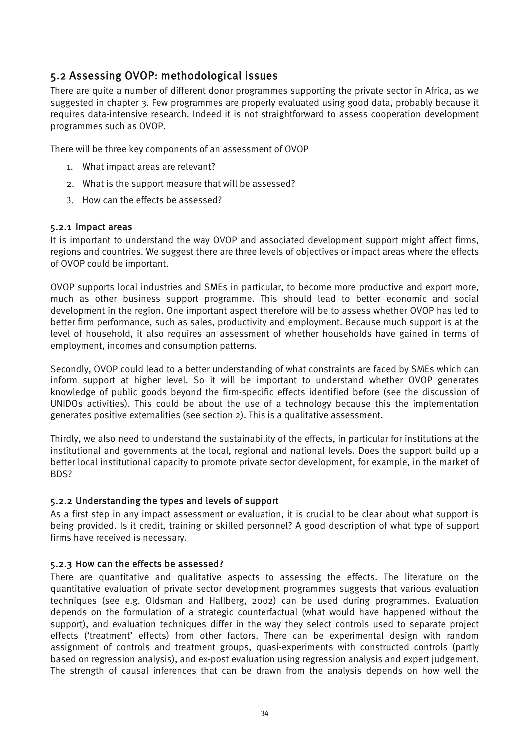## 5.2 Assessing OVOP: methodological issues

There are quite a number of different donor programmes supporting the private sector in Africa, as we suggested in chapter 3. Few programmes are properly evaluated using good data, probably because it requires data-intensive research. Indeed it is not straightforward to assess cooperation development programmes such as OVOP.

There will be three key components of an assessment of OVOP

1. What impact areas are relevant?
2. What is the support measure that will be assessed?
3. How can the effects be assessed?

### 5.2.1 Impact areas

It is important to understand the way OVOP and associated development support might affect firms, regions and countries. We suggest there are three levels of objectives or impact areas where the effects of OVOP could be important.

OVOP supports local industries and SMEs in particular, to become more productive and export more, much as other business support programme. This should lead to better economic and social development in the region. One important aspect therefore will be to assess whether OVOP has led to better firm performance, such as sales, productivity and employment. Because much support is at the level of household, it also requires an assessment of whether households have gained in terms of employment, incomes and consumption patterns.

Secondly, OVOP could lead to a better understanding of what constraints are faced by SMEs which can inform support at higher level. So it will be important to understand whether OVOP generates knowledge of public goods beyond the firm-specific effects identified before (see the discussion of UNIDOs activities). This could be about the use of a technology because this the implementation generates positive externalities (see section 2). This is a qualitative assessment.

Thirdly, we also need to understand the sustainability of the effects, in particular for institutions at the institutional and governments at the local, regional and national levels. Does the support build up a better local institutional capacity to promote private sector development, for example, in the market of BDS?

### 5.2.2 Understanding the types and levels of support

As a first step in any impact assessment or evaluation, it is crucial to be clear about what support is being provided. Is it credit, training or skilled personnel? A good description of what type of support firms have received is necessary.

### 5.2.3 How can the effects be assessed?

There are quantitative and qualitative aspects to assessing the effects. The literature on the quantitative evaluation of private sector development programmes suggests that various evaluation techniques (see e.g. Oldsman and Hallberg, 2002) can be used during programmes. Evaluation depends on the formulation of a strategic counterfactual (what would have happened without the support), and evaluation techniques differ in the way they select controls used to separate project effects ('treatment' effects) from other factors. There can be experimental design with random assignment of controls and treatment groups, quasi-experiments with constructed controls (partly based on regression analysis), and ex-post evaluation using regression analysis and expert judgement. The strength of causal inferences that can be drawn from the analysis depends on how well the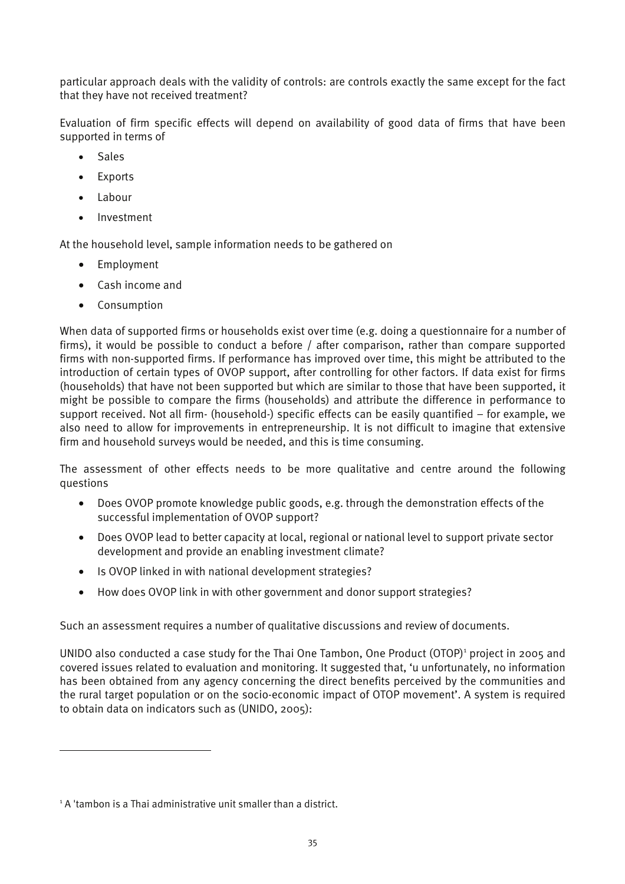particular approach deals with the validity of controls: are controls exactly the same except for the fact that they have not received treatment?

Evaluation of firm specific effects will depend on availability of good data of firms that have been supported in terms of

- Sales
- Exports
- Labour
- Investment

At the household level, sample information needs to be gathered on

- Employment
- Cash income and
- Consumption

When data of supported firms or households exist over time (e.g. doing a questionnaire for a number of firms), it would be possible to conduct a before / after comparison, rather than compare supported firms with non-supported firms. If performance has improved over time, this might be attributed to the introduction of certain types of OVOP support, after controlling for other factors. If data exist for firms (households) that have not been supported but which are similar to those that have been supported, it might be possible to compare the firms (households) and attribute the difference in performance to support received. Not all firm- (household-) specific effects can be easily quantified – for example, we also need to allow for improvements in entrepreneurship. It is not difficult to imagine that extensive firm and household surveys would be needed, and this is time consuming.

The assessment of other effects needs to be more qualitative and centre around the following questions

- Does OVOP promote knowledge public goods, e.g. through the demonstration effects of the successful implementation of OVOP support?
- Does OVOP lead to better capacity at local, regional or national level to support private sector development and provide an enabling investment climate?
- Is OVOP linked in with national development strategies?
- How does OVOP link in with other government and donor support strategies?

Such an assessment requires a number of qualitative discussions and review of documents.

UNIDO also conducted a case study for the Thai One Tambon, One Product (OTOP)[1] project in 2005 and covered issues related to evaluation and monitoring. It suggested that, 'u unfortunately, no information has been obtained from any agency concerning the direct benefits perceived by the communities and the rural target population or on the socio-economic impact of OTOP movement'. A system is required to obtain data on indicators such as (UNIDO, 2005):

---

[1] A 'tambon is a Thai administrative unit smaller than a district.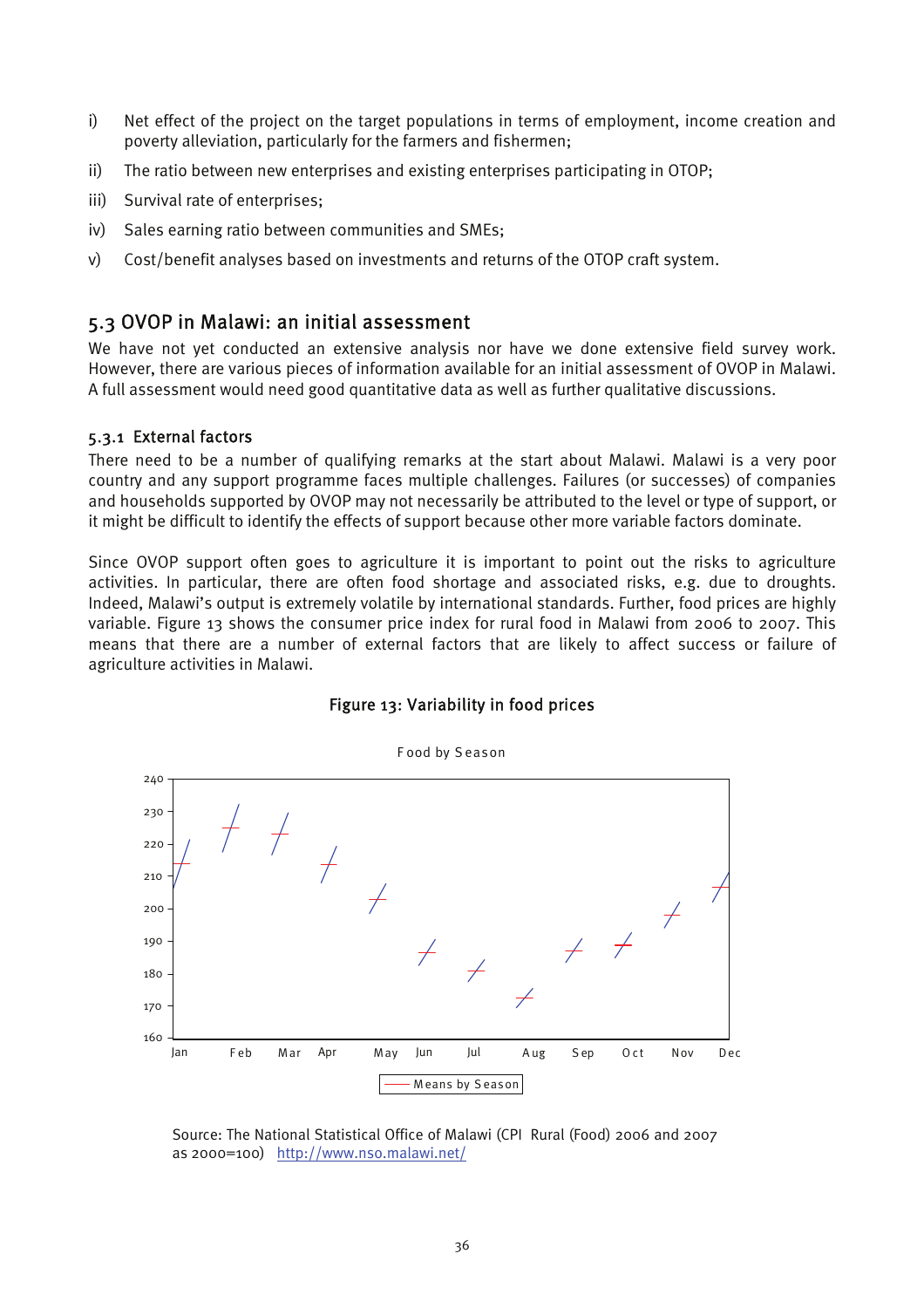i) Net effect of the project on the target populations in terms of employment, income creation and poverty alleviation, particularly for the farmers and fishermen;

ii) The ratio between new enterprises and existing enterprises participating in OTOP;

iii) Survival rate of enterprises;

iv) Sales earning ratio between communities and SMEs;

v) Cost/benefit analyses based on investments and returns of the OTOP craft system.

## 5.3 OVOP in Malawi: an initial assessment

We have not yet conducted an extensive analysis nor have we done extensive field survey work. However, there are various pieces of information available for an initial assessment of OVOP in Malawi. A full assessment would need good quantitative data as well as further qualitative discussions.

### 5.3.1 External factors

There need to be a number of qualifying remarks at the start about Malawi. Malawi is a very poor country and any support programme faces multiple challenges. Failures (or successes) of companies and households supported by OVOP may not necessarily be attributed to the level or type of support, or it might be difficult to identify the effects of support because other more variable factors dominate.

Since OVOP support often goes to agriculture it is important to point out the risks to agriculture activities. In particular, there are often food shortage and associated risks, e.g. due to droughts. Indeed, Malawi's output is extremely volatile by international standards. Further, food prices are highly variable. Figure 13 shows the consumer price index for rural food in Malawi from 2006 to 2007. This means that there are a number of external factors that are likely to affect success or failure of agriculture activities in Malawi.

**Figure 13: Variability in food prices**

Food by Season

240, 230, 220, 210, 200, 190, 180, 170, 160

Jan Feb Mar Apr May Jun Jul Aug Sep Oct Nov Dec

Means by Season

Source: The National Statistical Office of Malawi (CPI Rural (Food) 2006 and 2007 as 2000=100) http://www.nso.malawi.net/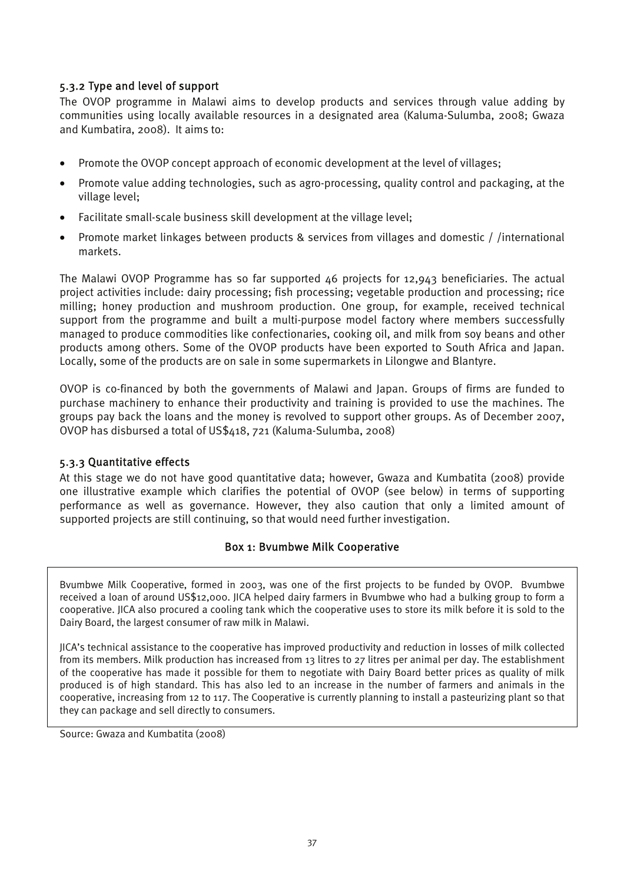### 5.3.2 Type and level of support

The OVOP programme in Malawi aims to develop products and services through value adding by communities using locally available resources in a designated area (Kaluma-Sulumba, 2008; Gwaza and Kumbatira, 2008). It aims to:

- Promote the OVOP concept approach of economic development at the level of villages;
- Promote value adding technologies, such as agro-processing, quality control and packaging, at the village level;
- Facilitate small-scale business skill development at the village level;
- Promote market linkages between products & services from villages and domestic / /international markets.

The Malawi OVOP Programme has so far supported 46 projects for 12,943 beneficiaries. The actual project activities include: dairy processing; fish processing; vegetable production and processing; rice milling; honey production and mushroom production. One group, for example, received technical support from the programme and built a multi-purpose model factory where members successfully managed to produce commodities like confectionaries, cooking oil, and milk from soy beans and other products among others. Some of the OVOP products have been exported to South Africa and Japan. Locally, some of the products are on sale in some supermarkets in Lilongwe and Blantyre.

OVOP is co-financed by both the governments of Malawi and Japan. Groups of firms are funded to purchase machinery to enhance their productivity and training is provided to use the machines. The groups pay back the loans and the money is revolved to support other groups. As of December 2007, OVOP has disbursed a total of US$418, 721 (Kaluma-Sulumba, 2008)

### 5.3.3 Quantitative effects

At this stage we do not have good quantitative data; however, Gwaza and Kumbatita (2008) provide one illustrative example which clarifies the potential of OVOP (see below) in terms of supporting performance as well as governance. However, they also caution that only a limited amount of supported projects are still continuing, so that would need further investigation.

**Box 1: Bvumbwe Milk Cooperative**

Bvumbwe Milk Cooperative, formed in 2003, was one of the first projects to be funded by OVOP. Bvumbwe received a loan of around US$12,000. JICA helped dairy farmers in Bvumbwe who had a bulking group to form a cooperative. JICA also procured a cooling tank which the cooperative uses to store its milk before it is sold to the Dairy Board, the largest consumer of raw milk in Malawi.

JICA's technical assistance to the cooperative has improved productivity and reduction in losses of milk collected from its members. Milk production has increased from 13 litres to 27 litres per animal per day. The establishment of the cooperative has made it possible for them to negotiate with Dairy Board better prices as quality of milk produced is of high standard. This has also led to an increase in the number of farmers and animals in the cooperative, increasing from 12 to 117. The Cooperative is currently planning to install a pasteurizing plant so that they can package and sell directly to consumers.

Source: Gwaza and Kumbatita (2008)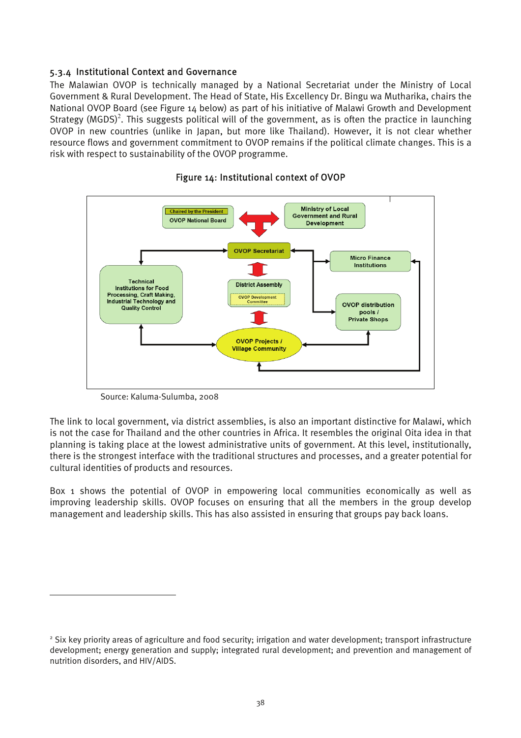### 5.3.4 Institutional Context and Governance

The Malawian OVOP is technically managed by a National Secretariat under the Ministry of Local Government & Rural Development. The Head of State, His Excellency Dr. Bingu wa Mutharika, chairs the National OVOP Board (see Figure 14 below) as part of his initiative of Malawi Growth and Development Strategy (MGDS)[2]. This suggests political will of the government, as is often the practice in launching OVOP in new countries (unlike in Japan, but more like Thailand). However, it is not clear whether resource flows and government commitment to OVOP remains if the political climate changes. This is a risk with respect to sustainability of the OVOP programme.

**Figure 14: Institutional context of OVOP**

Chaired by the President
OVOP National Board

Ministry of Local Government and Rural Development

OVOP Secretariat

Micro Finance Institutions

Technical Institutions for Food Processing, Craft Making, Industrial Technology and Quality Control

District Assembly
OVOP Development Committee

OVOP distribution pools / Private Shops

OVOP Projects / Village Community

Source: Kaluma-Sulumba, 2008

The link to local government, via district assemblies, is also an important distinctive for Malawi, which is not the case for Thailand and the other countries in Africa. It resembles the original Oita idea in that planning is taking place at the lowest administrative units of government. At this level, institutionally, there is the strongest interface with the traditional structures and processes, and a greater potential for cultural identities of products and resources.

Box 1 shows the potential of OVOP in empowering local communities economically as well as improving leadership skills. OVOP focuses on ensuring that all the members in the group develop management and leadership skills. This has also assisted in ensuring that groups pay back loans.

---

[2] Six key priority areas of agriculture and food security; irrigation and water development; transport infrastructure development; energy generation and supply; integrated rural development; and prevention and management of nutrition disorders, and HIV/AIDS.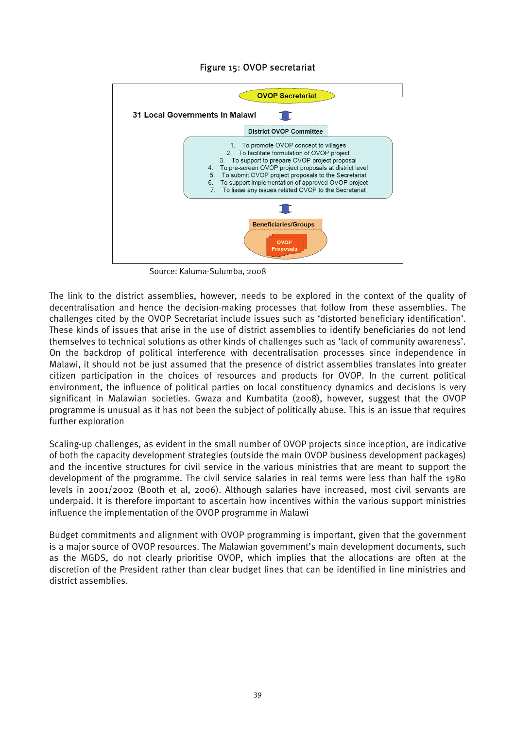Figure 15: OVOP secretariat

OVOP Secretariat

31 Local Governments in Malawi

District OVOP Committee

1. To promote OVOP concept to villages
2. To facilitate formulation of OVOP project
3. To support to prepare OVOP project proposal
4. To pre-screen OVOP project proposals at district level
5. To submit OVOP project proposals to the Secretariat
6. To support implementation of approved OVOP project
7. To liaise any issues related OVOP to the Secretariat

Beneficiaries/Groups

OVOP Proposals

Source: Kaluma-Sulumba, 2008

The link to the district assemblies, however, needs to be explored in the context of the quality of decentralisation and hence the decision-making processes that follow from these assemblies. The challenges cited by the OVOP Secretariat include issues such as 'distorted beneficiary identification'. These kinds of issues that arise in the use of district assemblies to identify beneficiaries do not lend themselves to technical solutions as other kinds of challenges such as 'lack of community awareness'. On the backdrop of political interference with decentralisation processes since independence in Malawi, it should not be just assumed that the presence of district assemblies translates into greater citizen participation in the choices of resources and products for OVOP. In the current political environment, the influence of political parties on local constituency dynamics and decisions is very significant in Malawian societies. Gwaza and Kumbatita (2008), however, suggest that the OVOP programme is unusual as it has not been the subject of politically abuse. This is an issue that requires further exploration

Scaling-up challenges, as evident in the small number of OVOP projects since inception, are indicative of both the capacity development strategies (outside the main OVOP business development packages) and the incentive structures for civil service in the various ministries that are meant to support the development of the programme. The civil service salaries in real terms were less than half the 1980 levels in 2001/2002 (Booth et al, 2006). Although salaries have increased, most civil servants are underpaid. It is therefore important to ascertain how incentives within the various support ministries influence the implementation of the OVOP programme in Malawi

Budget commitments and alignment with OVOP programming is important, given that the government is a major source of OVOP resources. The Malawian government's main development documents, such as the MGDS, do not clearly prioritise OVOP, which implies that the allocations are often at the discretion of the President rather than clear budget lines that can be identified in line ministries and district assemblies.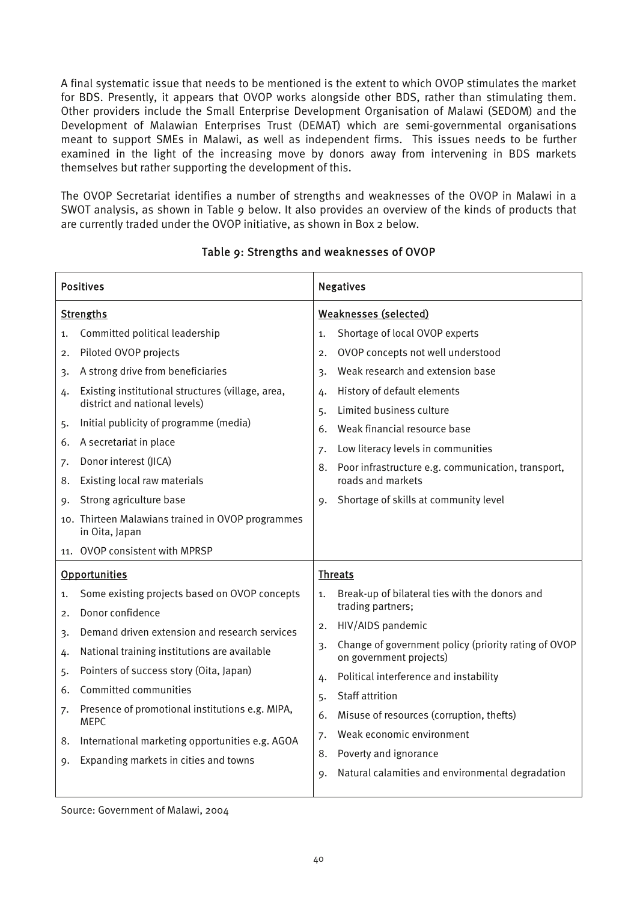A final systematic issue that needs to be mentioned is the extent to which OVOP stimulates the market for BDS. Presently, it appears that OVOP works alongside other BDS, rather than stimulating them. Other providers include the Small Enterprise Development Organisation of Malawi (SEDOM) and the Development of Malawian Enterprises Trust (DEMAT) which are semi-governmental organisations meant to support SMEs in Malawi, as well as independent firms. This issues needs to be further examined in the light of the increasing move by donors away from intervening in BDS markets themselves but rather supporting the development of this.

The OVOP Secretariat identifies a number of strengths and weaknesses of the OVOP in Malawi in a SWOT analysis, as shown in Table 9 below. It also provides an overview of the kinds of products that are currently traded under the OVOP initiative, as shown in Box 2 below.

### Table 9: Strengths and weaknesses of OVOP

| Positives | Negatives |
|---|---|
| **Strengths** | **Weaknesses (selected)** |
| 1. Committed political leadership | 1. Shortage of local OVOP experts |
| 2. Piloted OVOP projects | 2. OVOP concepts not well understood |
| 3. A strong drive from beneficiaries | 3. Weak research and extension base |
| 4. Existing institutional structures (village, area, district and national levels) | 4. History of default elements |
| 5. Initial publicity of programme (media) | 5. Limited business culture |
| 6. A secretariat in place | 6. Weak financial resource base |
| 7. Donor interest (JICA) | 7. Low literacy levels in communities |
| 8. Existing local raw materials | 8. Poor infrastructure e.g. communication, transport, roads and markets |
| 9. Strong agriculture base | 9. Shortage of skills at community level |
| 10. Thirteen Malawians trained in OVOP programmes in Oita, Japan | |
| 11. OVOP consistent with MPRSP | |
| **Opportunities** | **Threats** |
| 1. Some existing projects based on OVOP concepts | 1. Break-up of bilateral ties with the donors and trading partners; |
| 2. Donor confidence | 2. HIV/AIDS pandemic |
| 3. Demand driven extension and research services | 3. Change of government policy (priority rating of OVOP on government projects) |
| 4. National training institutions are available | 4. Political interference and instability |
| 5. Pointers of success story (Oita, Japan) | 5. Staff attrition |
| 6. Committed communities | 6. Misuse of resources (corruption, thefts) |
| 7. Presence of promotional institutions e.g. MIPA, MEPC | 7. Weak economic environment |
| 8. International marketing opportunities e.g. AGOA | 8. Poverty and ignorance |
| 9. Expanding markets in cities and towns | 9. Natural calamities and environmental degradation |

Source: Government of Malawi, 2004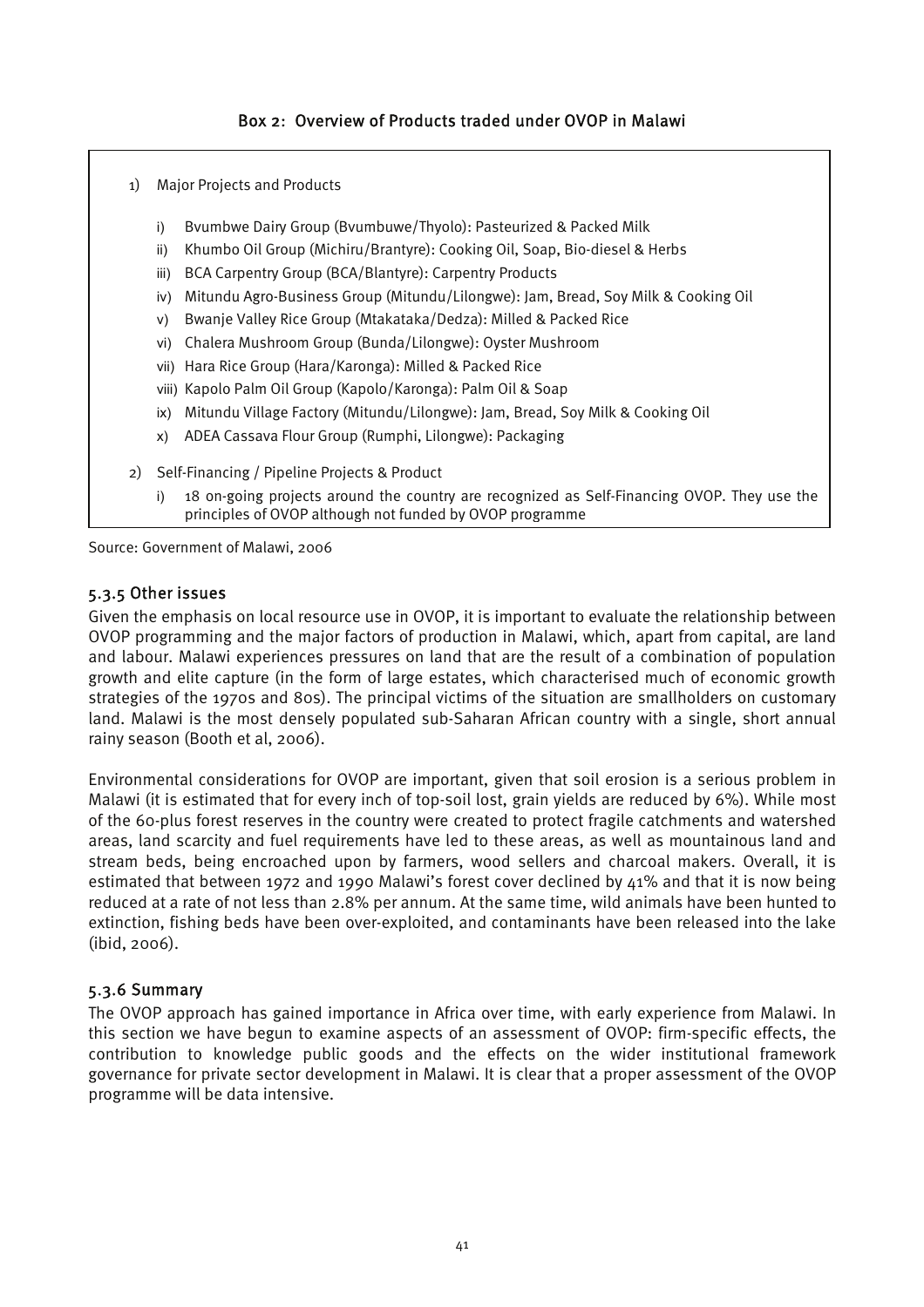### Box 2: Overview of Products traded under OVOP in Malawi

1) Major Projects and Products

   i) Bvumbwe Dairy Group (Bvumbuwe/Thyolo): Pasteurized & Packed Milk
   ii) Khumbo Oil Group (Michiru/Brantyre): Cooking Oil, Soap, Bio-diesel & Herbs
   iii) BCA Carpentry Group (BCA/Blantyre): Carpentry Products
   iv) Mitundu Agro-Business Group (Mitundu/Lilongwe): Jam, Bread, Soy Milk & Cooking Oil
   v) Bwanje Valley Rice Group (Mtakataka/Dedza): Milled & Packed Rice
   vi) Chalera Mushroom Group (Bunda/Lilongwe): Oyster Mushroom
   vii) Hara Rice Group (Hara/Karonga): Milled & Packed Rice
   viii) Kapolo Palm Oil Group (Kapolo/Karonga): Palm Oil & Soap
   ix) Mitundu Village Factory (Mitundu/Lilongwe): Jam, Bread, Soy Milk & Cooking Oil
   x) ADEA Cassava Flour Group (Rumphi, Lilongwe): Packaging

2) Self-Financing / Pipeline Projects & Product

   i) 18 on-going projects around the country are recognized as Self-Financing OVOP. They use the principles of OVOP although not funded by OVOP programme

Source: Government of Malawi, 2006

### 5.3.5 Other issues

Given the emphasis on local resource use in OVOP, it is important to evaluate the relationship between OVOP programming and the major factors of production in Malawi, which, apart from capital, are land and labour. Malawi experiences pressures on land that are the result of a combination of population growth and elite capture (in the form of large estates, which characterised much of economic growth strategies of the 1970s and 80s). The principal victims of the situation are smallholders on customary land. Malawi is the most densely populated sub-Saharan African country with a single, short annual rainy season (Booth et al, 2006).

Environmental considerations for OVOP are important, given that soil erosion is a serious problem in Malawi (it is estimated that for every inch of top-soil lost, grain yields are reduced by 6%). While most of the 60-plus forest reserves in the country were created to protect fragile catchments and watershed areas, land scarcity and fuel requirements have led to these areas, as well as mountainous land and stream beds, being encroached upon by farmers, wood sellers and charcoal makers. Overall, it is estimated that between 1972 and 1990 Malawi's forest cover declined by 41% and that it is now being reduced at a rate of not less than 2.8% per annum. At the same time, wild animals have been hunted to extinction, fishing beds have been over-exploited, and contaminants have been released into the lake (ibid, 2006).

### 5.3.6 Summary

The OVOP approach has gained importance in Africa over time, with early experience from Malawi. In this section we have begun to examine aspects of an assessment of OVOP: firm-specific effects, the contribution to knowledge public goods and the effects on the wider institutional framework governance for private sector development in Malawi. It is clear that a proper assessment of the OVOP programme will be data intensive.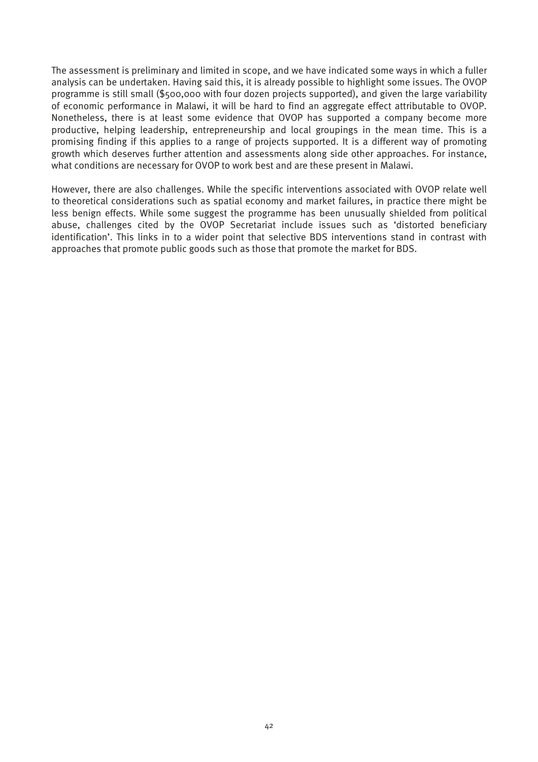The assessment is preliminary and limited in scope, and we have indicated some ways in which a fuller analysis can be undertaken. Having said this, it is already possible to highlight some issues. The OVOP programme is still small ($500,000 with four dozen projects supported), and given the large variability of economic performance in Malawi, it will be hard to find an aggregate effect attributable to OVOP. Nonetheless, there is at least some evidence that OVOP has supported a company become more productive, helping leadership, entrepreneurship and local groupings in the mean time. This is a promising finding if this applies to a range of projects supported. It is a different way of promoting growth which deserves further attention and assessments along side other approaches. For instance, what conditions are necessary for OVOP to work best and are these present in Malawi.

However, there are also challenges. While the specific interventions associated with OVOP relate well to theoretical considerations such as spatial economy and market failures, in practice there might be less benign effects. While some suggest the programme has been unusually shielded from political abuse, challenges cited by the OVOP Secretariat include issues such as 'distorted beneficiary identification'. This links in to a wider point that selective BDS interventions stand in contrast with approaches that promote public goods such as those that promote the market for BDS.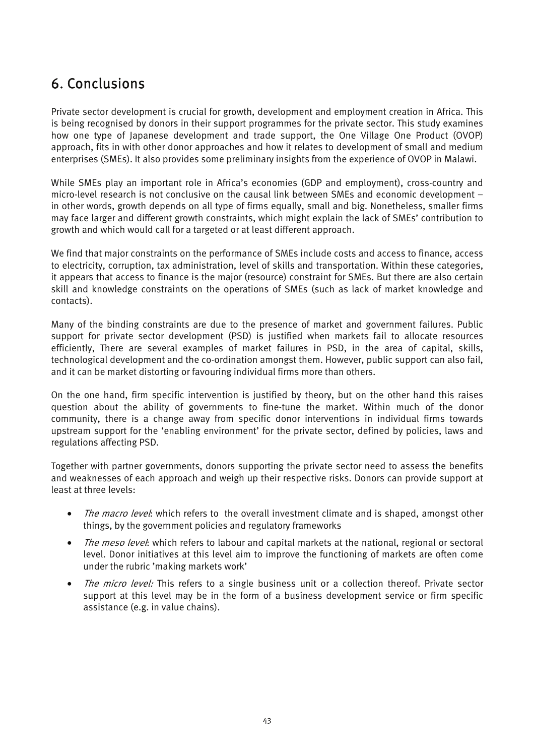## 6. Conclusions

Private sector development is crucial for growth, development and employment creation in Africa. This is being recognised by donors in their support programmes for the private sector. This study examines how one type of Japanese development and trade support, the One Village One Product (OVOP) approach, fits in with other donor approaches and how it relates to development of small and medium enterprises (SMEs). It also provides some preliminary insights from the experience of OVOP in Malawi.

While SMEs play an important role in Africa's economies (GDP and employment), cross-country and micro-level research is not conclusive on the causal link between SMEs and economic development – in other words, growth depends on all type of firms equally, small and big. Nonetheless, smaller firms may face larger and different growth constraints, which might explain the lack of SMEs' contribution to growth and which would call for a targeted or at least different approach.

We find that major constraints on the performance of SMEs include costs and access to finance, access to electricity, corruption, tax administration, level of skills and transportation. Within these categories, it appears that access to finance is the major (resource) constraint for SMEs. But there are also certain skill and knowledge constraints on the operations of SMEs (such as lack of market knowledge and contacts).

Many of the binding constraints are due to the presence of market and government failures. Public support for private sector development (PSD) is justified when markets fail to allocate resources efficiently, There are several examples of market failures in PSD, in the area of capital, skills, technological development and the co-ordination amongst them. However, public support can also fail, and it can be market distorting or favouring individual firms more than others.

On the one hand, firm specific intervention is justified by theory, but on the other hand this raises question about the ability of governments to fine-tune the market. Within much of the donor community, there is a change away from specific donor interventions in individual firms towards upstream support for the 'enabling environment' for the private sector, defined by policies, laws and regulations affecting PSD.

Together with partner governments, donors supporting the private sector need to assess the benefits and weaknesses of each approach and weigh up their respective risks. Donors can provide support at least at three levels:

- *The macro level*: which refers to the overall investment climate and is shaped, amongst other things, by the government policies and regulatory frameworks
- *The meso level*: which refers to labour and capital markets at the national, regional or sectoral level. Donor initiatives at this level aim to improve the functioning of markets are often come under the rubric 'making markets work'
- *The micro level:* This refers to a single business unit or a collection thereof. Private sector support at this level may be in the form of a business development service or firm specific assistance (e.g. in value chains).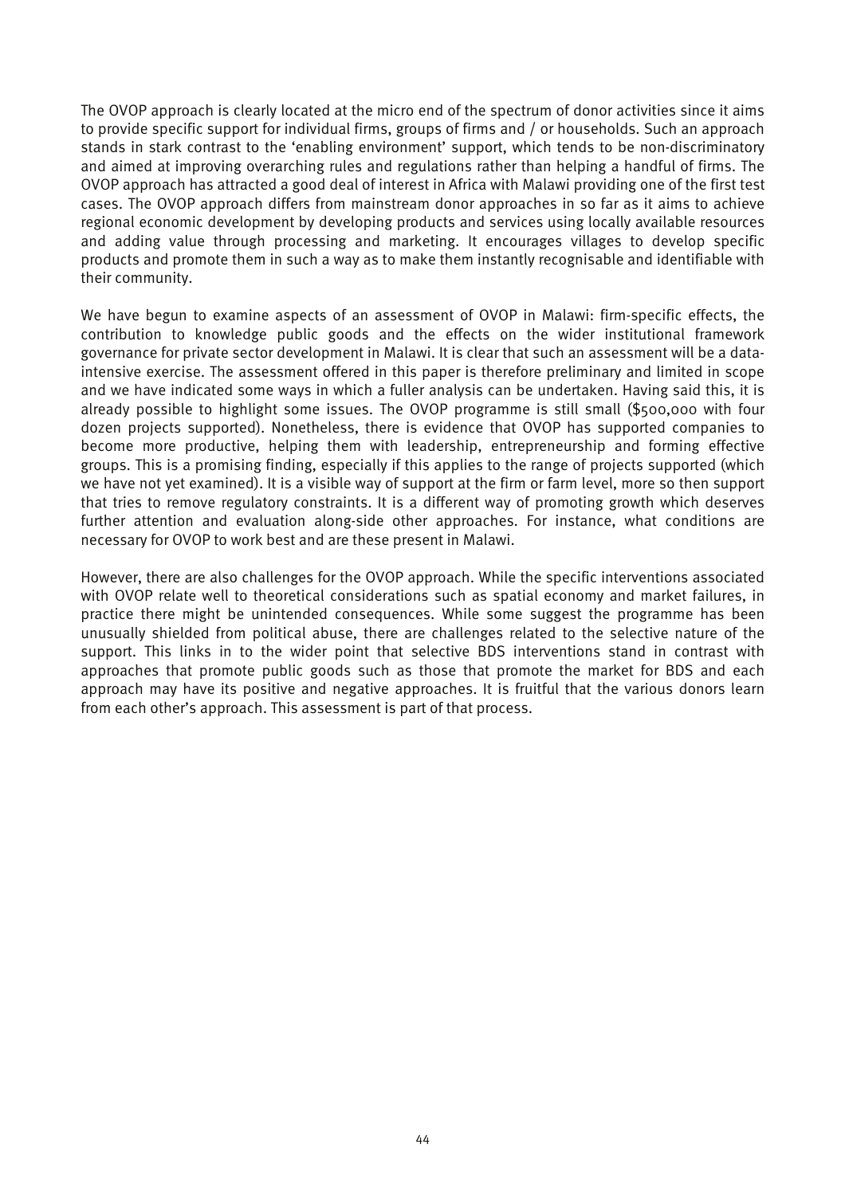The OVOP approach is clearly located at the micro end of the spectrum of donor activities since it aims to provide specific support for individual firms, groups of firms and / or households. Such an approach stands in stark contrast to the 'enabling environment' support, which tends to be non-discriminatory and aimed at improving overarching rules and regulations rather than helping a handful of firms. The OVOP approach has attracted a good deal of interest in Africa with Malawi providing one of the first test cases. The OVOP approach differs from mainstream donor approaches in so far as it aims to achieve regional economic development by developing products and services using locally available resources and adding value through processing and marketing. It encourages villages to develop specific products and promote them in such a way as to make them instantly recognisable and identifiable with their community.

We have begun to examine aspects of an assessment of OVOP in Malawi: firm-specific effects, the contribution to knowledge public goods and the effects on the wider institutional framework governance for private sector development in Malawi. It is clear that such an assessment will be a data-intensive exercise. The assessment offered in this paper is therefore preliminary and limited in scope and we have indicated some ways in which a fuller analysis can be undertaken. Having said this, it is already possible to highlight some issues. The OVOP programme is still small ($500,000 with four dozen projects supported). Nonetheless, there is evidence that OVOP has supported companies to become more productive, helping them with leadership, entrepreneurship and forming effective groups. This is a promising finding, especially if this applies to the range of projects supported (which we have not yet examined). It is a visible way of support at the firm or farm level, more so then support that tries to remove regulatory constraints. It is a different way of promoting growth which deserves further attention and evaluation along-side other approaches. For instance, what conditions are necessary for OVOP to work best and are these present in Malawi.

However, there are also challenges for the OVOP approach. While the specific interventions associated with OVOP relate well to theoretical considerations such as spatial economy and market failures, in practice there might be unintended consequences. While some suggest the programme has been unusually shielded from political abuse, there are challenges related to the selective nature of the support. This links in to the wider point that selective BDS interventions stand in contrast with approaches that promote public goods such as those that promote the market for BDS and each approach may have its positive and negative approaches. It is fruitful that the various donors learn from each other's approach. This assessment is part of that process.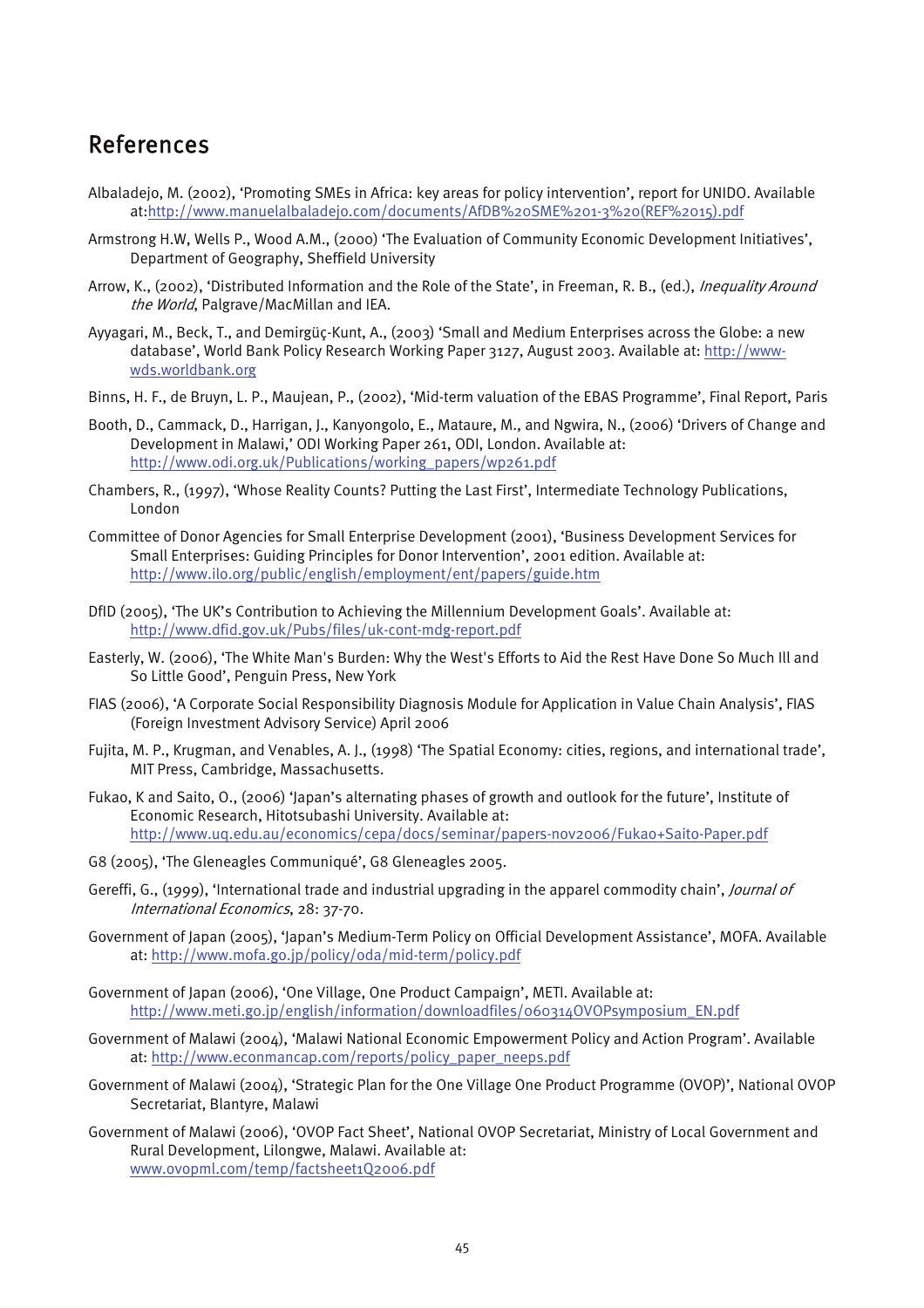## References

Albaladejo, M. (2002), 'Promoting SMEs in Africa: key areas for policy intervention', report for UNIDO. Available at:http://www.manuelalbaladejo.com/documents/AfDB%20SME%201-3%20(REF%2015).pdf

Armstrong H.W, Wells P., Wood A.M., (2000) 'The Evaluation of Community Economic Development Initiatives', Department of Geography, Sheffield University

Arrow, K., (2002), 'Distributed Information and the Role of the State', in Freeman, R. B., (ed.), *Inequality Around the World*, Palgrave/MacMillan and IEA.

Ayyagari, M., Beck, T., and Demirgüç-Kunt, A., (2003) 'Small and Medium Enterprises across the Globe: a new database', World Bank Policy Research Working Paper 3127, August 2003. Available at: http://www-wds.worldbank.org

Binns, H. F., de Bruyn, L. P., Maujean, P., (2002), 'Mid-term valuation of the EBAS Programme', Final Report, Paris

Booth, D., Cammack, D., Harrigan, J., Kanyongolo, E., Mataure, M., and Ngwira, N., (2006) 'Drivers of Change and Development in Malawi,' ODI Working Paper 261, ODI, London. Available at: http://www.odi.org.uk/Publications/working_papers/wp261.pdf

Chambers, R., (1997), 'Whose Reality Counts? Putting the Last First', Intermediate Technology Publications, London

Committee of Donor Agencies for Small Enterprise Development (2001), 'Business Development Services for Small Enterprises: Guiding Principles for Donor Intervention', 2001 edition. Available at: http://www.ilo.org/public/english/employment/ent/papers/guide.htm

DfID (2005), 'The UK's Contribution to Achieving the Millennium Development Goals'. Available at: http://www.dfid.gov.uk/Pubs/files/uk-cont-mdg-report.pdf

Easterly, W. (2006), 'The White Man's Burden: Why the West's Efforts to Aid the Rest Have Done So Much Ill and So Little Good', Penguin Press, New York

FIAS (2006), 'A Corporate Social Responsibility Diagnosis Module for Application in Value Chain Analysis', FIAS (Foreign Investment Advisory Service) April 2006

Fujita, M. P., Krugman, and Venables, A. J., (1998) 'The Spatial Economy: cities, regions, and international trade', MIT Press, Cambridge, Massachusetts.

Fukao, K and Saito, O., (2006) 'Japan's alternating phases of growth and outlook for the future', Institute of Economic Research, Hitotsubashi University. Available at: http://www.uq.edu.au/economics/cepa/docs/seminar/papers-nov2006/Fukao+Saito-Paper.pdf

G8 (2005), 'The Gleneagles Communiqué', G8 Gleneagles 2005.

Gereffi, G., (1999), 'International trade and industrial upgrading in the apparel commodity chain', *Journal of International Economics*, 28: 37-70.

Government of Japan (2005), 'Japan's Medium-Term Policy on Official Development Assistance', MOFA. Available at: http://www.mofa.go.jp/policy/oda/mid-term/policy.pdf

Government of Japan (2006), 'One Village, One Product Campaign', METI. Available at: http://www.meti.go.jp/english/information/downloadfiles/060314OVOPsymposium_EN.pdf

Government of Malawi (2004), 'Malawi National Economic Empowerment Policy and Action Program'. Available at: http://www.econmancap.com/reports/policy_paper_neeps.pdf

Government of Malawi (2004), 'Strategic Plan for the One Village One Product Programme (OVOP)', National OVOP Secretariat, Blantyre, Malawi

Government of Malawi (2006), 'OVOP Fact Sheet', National OVOP Secretariat, Ministry of Local Government and Rural Development, Lilongwe, Malawi. Available at: www.ovopml.com/temp/factsheet1Q2006.pdf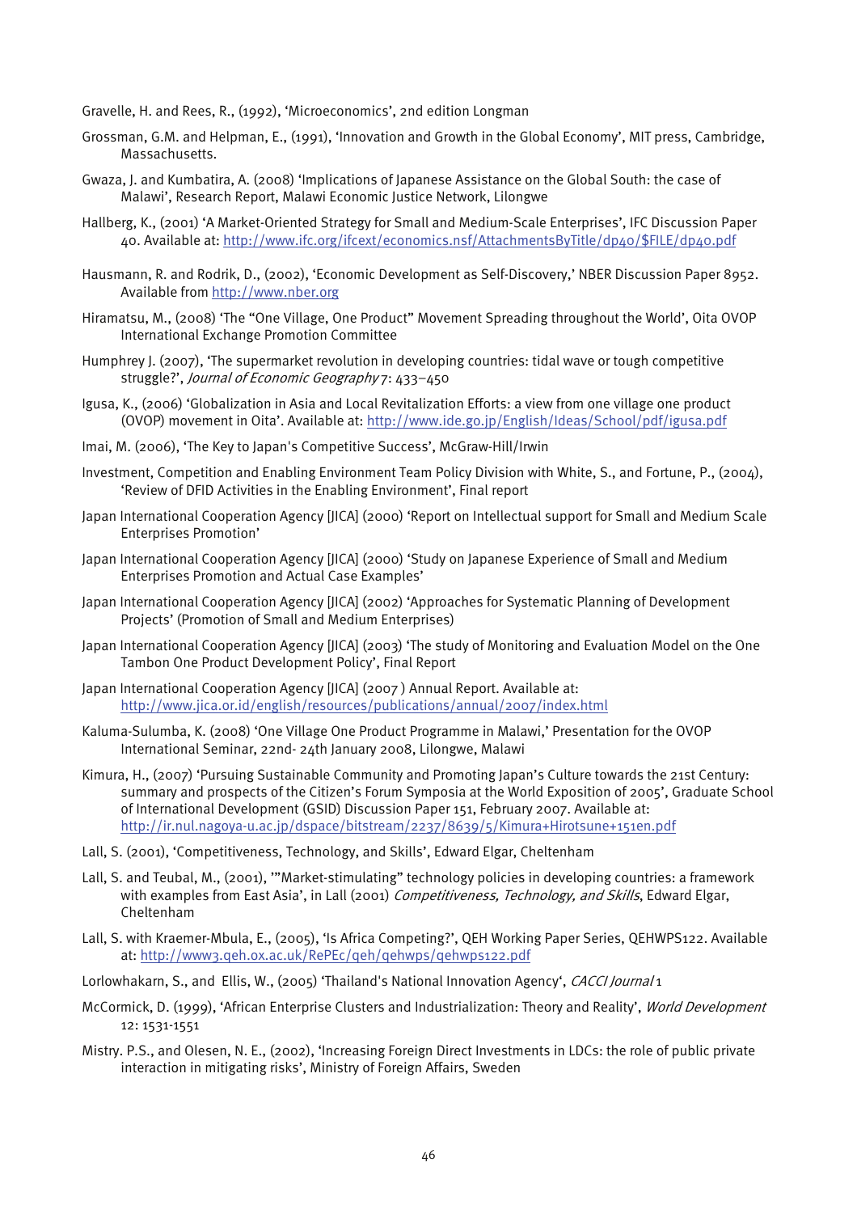Gravelle, H. and Rees, R., (1992), 'Microeconomics', 2nd edition Longman

Grossman, G.M. and Helpman, E., (1991), 'Innovation and Growth in the Global Economy', MIT press, Cambridge, Massachusetts.

Gwaza, J. and Kumbatira, A. (2008) 'Implications of Japanese Assistance on the Global South: the case of Malawi', Research Report, Malawi Economic Justice Network, Lilongwe

Hallberg, K., (2001) 'A Market-Oriented Strategy for Small and Medium-Scale Enterprises', IFC Discussion Paper 40. Available at: http://www.ifc.org/ifcext/economics.nsf/AttachmentsByTitle/dp40/$FILE/dp40.pdf

Hausmann, R. and Rodrik, D., (2002), 'Economic Development as Self-Discovery,' NBER Discussion Paper 8952. Available from http://www.nber.org

Hiramatsu, M., (2008) 'The "One Village, One Product" Movement Spreading throughout the World', Oita OVOP International Exchange Promotion Committee

Humphrey J. (2007), 'The supermarket revolution in developing countries: tidal wave or tough competitive struggle?', *Journal of Economic Geography* 7: 433–450

Igusa, K., (2006) 'Globalization in Asia and Local Revitalization Efforts: a view from one village one product (OVOP) movement in Oita'. Available at: http://www.ide.go.jp/English/Ideas/School/pdf/igusa.pdf

Imai, M. (2006), 'The Key to Japan's Competitive Success', McGraw-Hill/Irwin

Investment, Competition and Enabling Environment Team Policy Division with White, S., and Fortune, P., (2004), 'Review of DFID Activities in the Enabling Environment', Final report

Japan International Cooperation Agency [JICA] (2000) 'Report on Intellectual support for Small and Medium Scale Enterprises Promotion'

Japan International Cooperation Agency [JICA] (2000) 'Study on Japanese Experience of Small and Medium Enterprises Promotion and Actual Case Examples'

Japan International Cooperation Agency [JICA] (2002) 'Approaches for Systematic Planning of Development Projects' (Promotion of Small and Medium Enterprises)

Japan International Cooperation Agency [JICA] (2003) 'The study of Monitoring and Evaluation Model on the One Tambon One Product Development Policy', Final Report

Japan International Cooperation Agency [JICA] (2007 ) Annual Report. Available at: http://www.jica.or.id/english/resources/publications/annual/2007/index.html

Kaluma-Sulumba, K. (2008) 'One Village One Product Programme in Malawi,' Presentation for the OVOP International Seminar, 22nd- 24th January 2008, Lilongwe, Malawi

Kimura, H., (2007) 'Pursuing Sustainable Community and Promoting Japan's Culture towards the 21st Century: summary and prospects of the Citizen's Forum Symposia at the World Exposition of 2005', Graduate School of International Development (GSID) Discussion Paper 151, February 2007. Available at: http://ir.nul.nagoya-u.ac.jp/dspace/bitstream/2237/8639/5/Kimura+Hirotsune+151en.pdf

Lall, S. (2001), 'Competitiveness, Technology, and Skills', Edward Elgar, Cheltenham

Lall, S. and Teubal, M., (2001), '"Market-stimulating" technology policies in developing countries: a framework with examples from East Asia', in Lall (2001) *Competitiveness, Technology, and Skills*, Edward Elgar, Cheltenham

Lall, S. with Kraemer-Mbula, E., (2005), 'Is Africa Competing?', QEH Working Paper Series, QEHWPS122. Available at: http://www3.qeh.ox.ac.uk/RePEc/qeh/qehwps/qehwps122.pdf

Lorlowhakarn, S., and Ellis, W., (2005) 'Thailand's National Innovation Agency', *CACCI Journal* 1

McCormick, D. (1999), 'African Enterprise Clusters and Industrialization: Theory and Reality', *World Development* 12: 1531-1551

Mistry. P.S., and Olesen, N. E., (2002), 'Increasing Foreign Direct Investments in LDCs: the role of public private interaction in mitigating risks', Ministry of Foreign Affairs, Sweden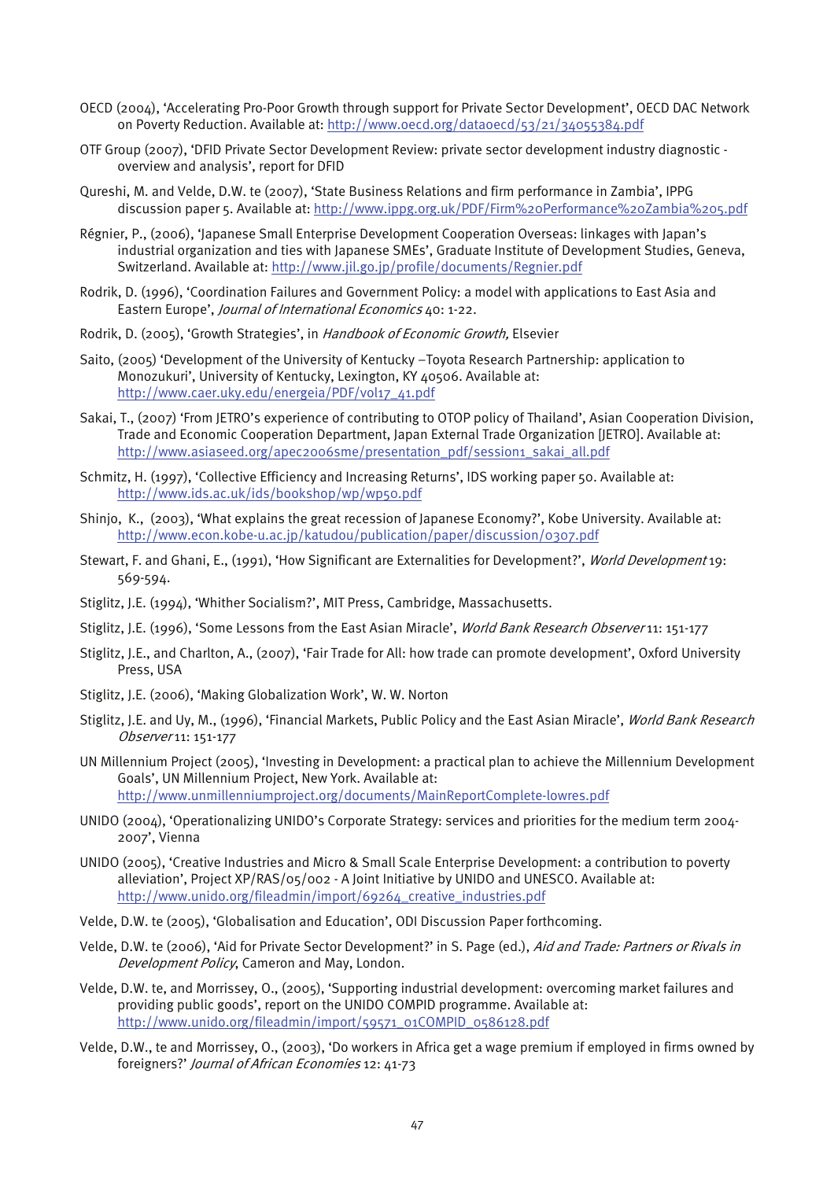OECD (2004), 'Accelerating Pro-Poor Growth through support for Private Sector Development', OECD DAC Network on Poverty Reduction. Available at: http://www.oecd.org/dataoecd/53/21/34055384.pdf

OTF Group (2007), 'DFID Private Sector Development Review: private sector development industry diagnostic - overview and analysis', report for DFID

Qureshi, M. and Velde, D.W. te (2007), 'State Business Relations and firm performance in Zambia', IPPG discussion paper 5. Available at: http://www.ippg.org.uk/PDF/Firm%20Performance%20Zambia%205.pdf

Régnier, P., (2006), 'Japanese Small Enterprise Development Cooperation Overseas: linkages with Japan's industrial organization and ties with Japanese SMEs', Graduate Institute of Development Studies, Geneva, Switzerland. Available at: http://www.jil.go.jp/profile/documents/Regnier.pdf

Rodrik, D. (1996), 'Coordination Failures and Government Policy: a model with applications to East Asia and Eastern Europe', *Journal of International Economics* 40: 1-22.

Rodrik, D. (2005), 'Growth Strategies', in *Handbook of Economic Growth,* Elsevier

Saito, (2005) 'Development of the University of Kentucky –Toyota Research Partnership: application to Monozukuri', University of Kentucky, Lexington, KY 40506. Available at: http://www.caer.uky.edu/energeia/PDF/vol17_41.pdf

Sakai, T., (2007) 'From JETRO's experience of contributing to OTOP policy of Thailand', Asian Cooperation Division, Trade and Economic Cooperation Department, Japan External Trade Organization [JETRO]. Available at: http://www.asiaseed.org/apec2006sme/presentation_pdf/session1_sakai_all.pdf

Schmitz, H. (1997), 'Collective Efficiency and Increasing Returns', IDS working paper 50. Available at: http://www.ids.ac.uk/ids/bookshop/wp/wp50.pdf

Shinjo, K., (2003), 'What explains the great recession of Japanese Economy?', Kobe University. Available at: http://www.econ.kobe-u.ac.jp/katudou/publication/paper/discussion/0307.pdf

Stewart, F. and Ghani, E., (1991), 'How Significant are Externalities for Development?', *World Development* 19: 569-594.

Stiglitz, J.E. (1994), 'Whither Socialism?', MIT Press, Cambridge, Massachusetts.

Stiglitz, J.E. (1996), 'Some Lessons from the East Asian Miracle', *World Bank Research Observer* 11: 151-177

Stiglitz, J.E., and Charlton, A., (2007), 'Fair Trade for All: how trade can promote development', Oxford University Press, USA

Stiglitz, J.E. (2006), 'Making Globalization Work', W. W. Norton

Stiglitz, J.E. and Uy, M., (1996), 'Financial Markets, Public Policy and the East Asian Miracle', *World Bank Research Observer* 11: 151-177

UN Millennium Project (2005), 'Investing in Development: a practical plan to achieve the Millennium Development Goals', UN Millennium Project, New York. Available at: http://www.unmillenniumproject.org/documents/MainReportComplete-lowres.pdf

UNIDO (2004), 'Operationalizing UNIDO's Corporate Strategy: services and priorities for the medium term 2004-2007', Vienna

UNIDO (2005), 'Creative Industries and Micro & Small Scale Enterprise Development: a contribution to poverty alleviation', Project XP/RAS/05/002 - A Joint Initiative by UNIDO and UNESCO. Available at: http://www.unido.org/fileadmin/import/69264_creative_industries.pdf

Velde, D.W. te (2005), 'Globalisation and Education', ODI Discussion Paper forthcoming.

Velde, D.W. te (2006), 'Aid for Private Sector Development?' in S. Page (ed.), *Aid and Trade: Partners or Rivals in Development Policy*, Cameron and May, London.

Velde, D.W. te, and Morrissey, O., (2005), 'Supporting industrial development: overcoming market failures and providing public goods', report on the UNIDO COMPID programme. Available at: http://www.unido.org/fileadmin/import/59571_01COMPID_0586128.pdf

Velde, D.W., te and Morrissey, O., (2003), 'Do workers in Africa get a wage premium if employed in firms owned by foreigners?' *Journal of African Economies* 12: 41-73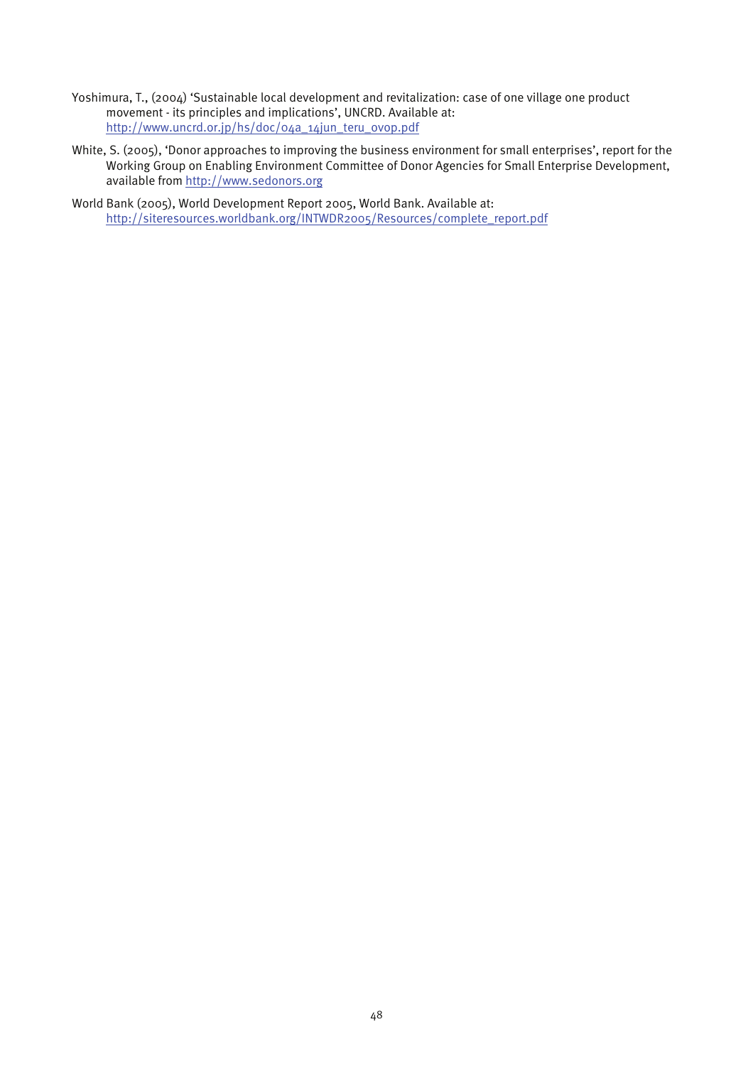Yoshimura, T., (2004) 'Sustainable local development and revitalization: case of one village one product movement - its principles and implications', UNCRD. Available at: http://www.uncrd.or.jp/hs/doc/04a_14jun_teru_ovop.pdf

White, S. (2005), 'Donor approaches to improving the business environment for small enterprises', report for the Working Group on Enabling Environment Committee of Donor Agencies for Small Enterprise Development, available from http://www.sedonors.org

World Bank (2005), World Development Report 2005, World Bank. Available at: http://siteresources.worldbank.org/INTWDR2005/Resources/complete_report.pdf